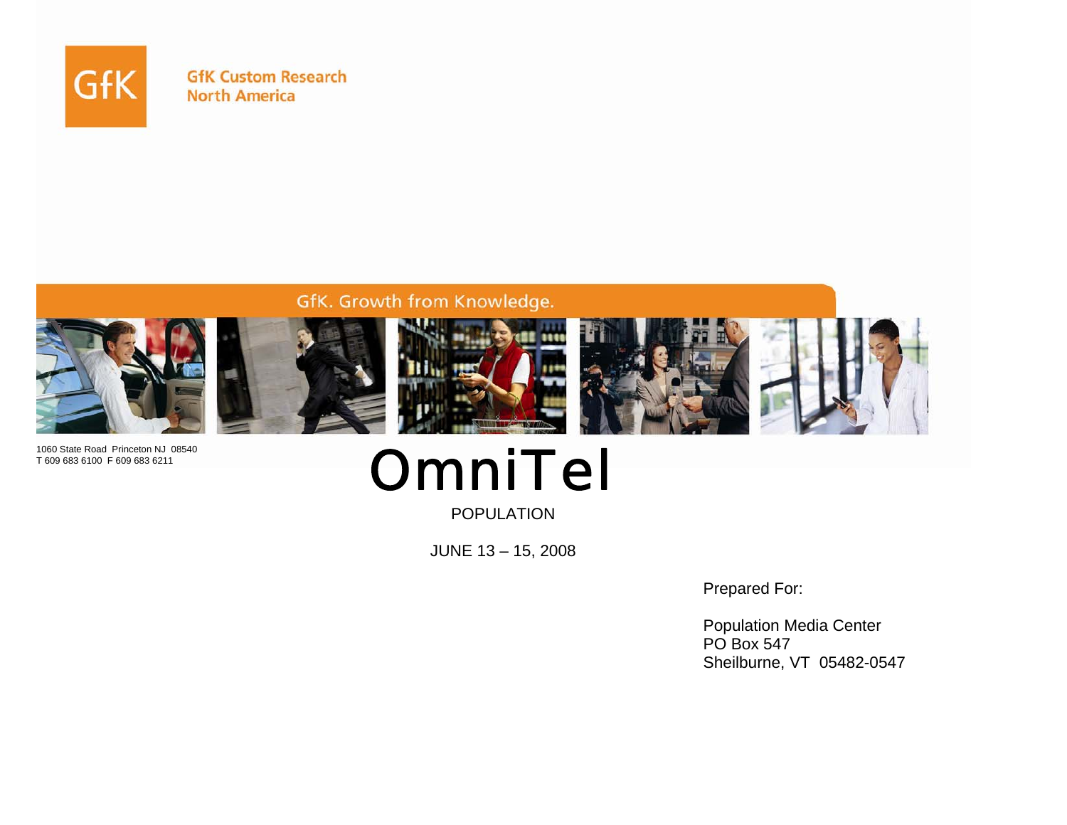GfK

GfK Custom Research
North America

GfK. Growth from Knowledge.

1060 State Road Princeton NJ 08540
T 609 683 6100 F 609 683 6211

# OmniTel

POPULATION

JUNE 13 – 15, 2008

Prepared For:

Population Media Center
PO Box 547
Sheilburne, VT 05482-0547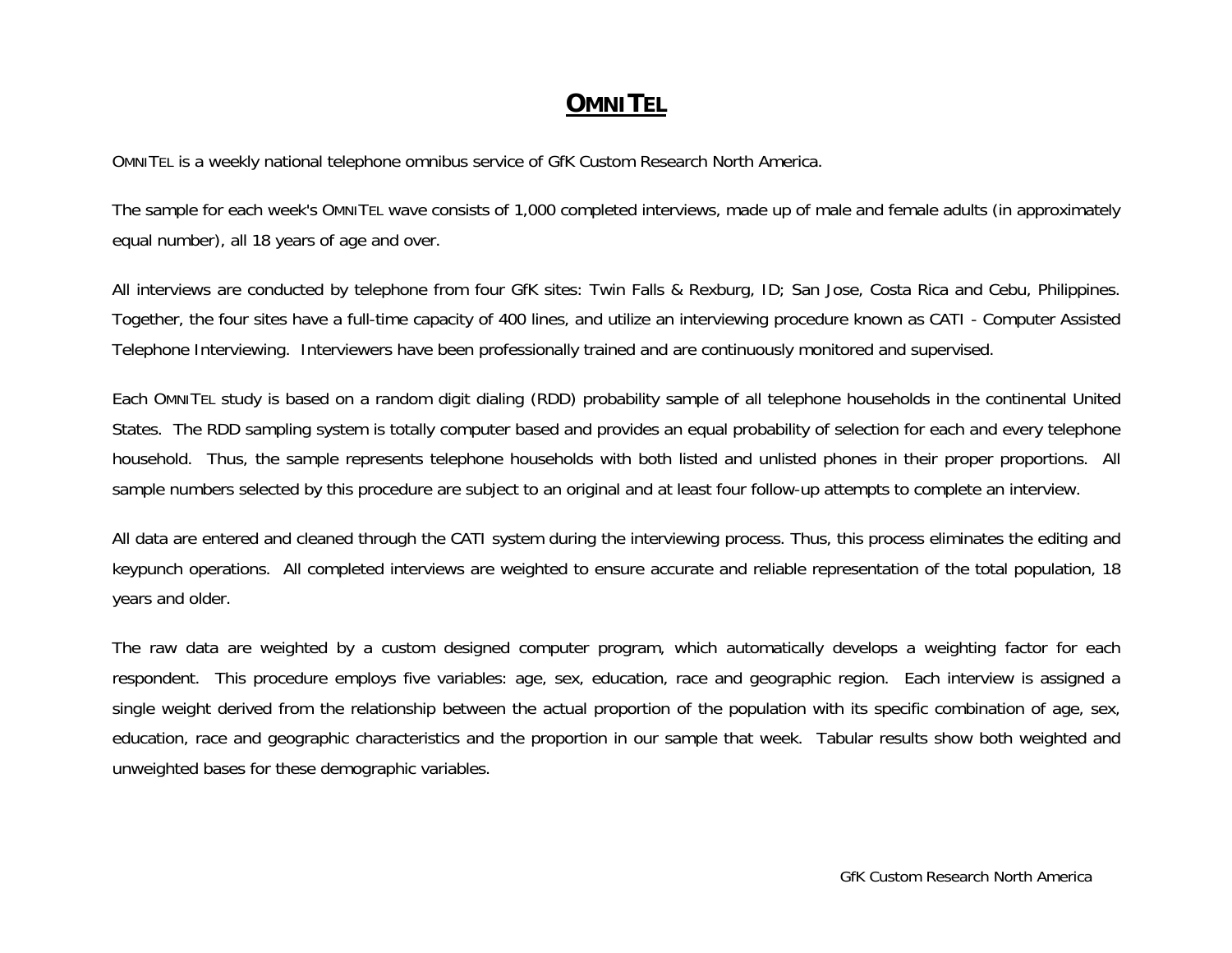# OMNITEL

OMNITEL is a weekly national telephone omnibus service of GfK Custom Research North America.

The sample for each week's OMNITEL wave consists of 1,000 completed interviews, made up of male and female adults (in approximately equal number), all 18 years of age and over.

All interviews are conducted by telephone from four GfK sites: Twin Falls & Rexburg, ID; San Jose, Costa Rica and Cebu, Philippines. Together, the four sites have a full-time capacity of 400 lines, and utilize an interviewing procedure known as CATI - Computer Assisted Telephone Interviewing. Interviewers have been professionally trained and are continuously monitored and supervised.

Each OMNITEL study is based on a random digit dialing (RDD) probability sample of all telephone households in the continental United States. The RDD sampling system is totally computer based and provides an equal probability of selection for each and every telephone household. Thus, the sample represents telephone households with both listed and unlisted phones in their proper proportions. All sample numbers selected by this procedure are subject to an original and at least four follow-up attempts to complete an interview.

All data are entered and cleaned through the CATI system during the interviewing process. Thus, this process eliminates the editing and keypunch operations. All completed interviews are weighted to ensure accurate and reliable representation of the total population, 18 years and older.

The raw data are weighted by a custom designed computer program, which automatically develops a weighting factor for each respondent. This procedure employs five variables: age, sex, education, race and geographic region. Each interview is assigned a single weight derived from the relationship between the actual proportion of the population with its specific combination of age, sex, education, race and geographic characteristics and the proportion in our sample that week. Tabular results show both weighted and unweighted bases for these demographic variables.

GfK Custom Research North America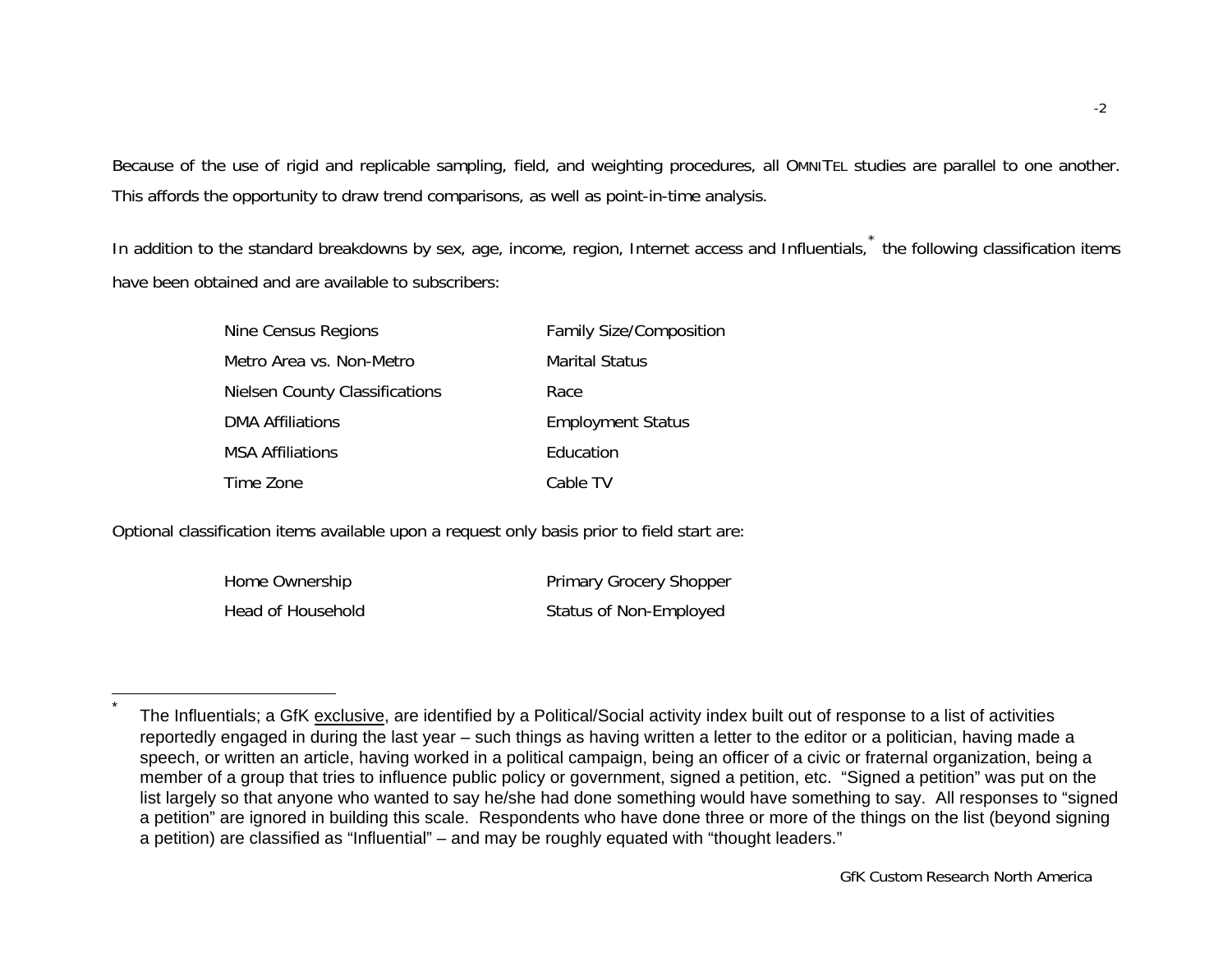Because of the use of rigid and replicable sampling, field, and weighting procedures, all OMNITEL studies are parallel to one another. This affords the opportunity to draw trend comparisons, as well as point-in-time analysis.

In addition to the standard breakdowns by sex, age, income, region, Internet access and Influentials,* the following classification items have been obtained and are available to subscribers:

| | |
|---|---|
| Nine Census Regions | Family Size/Composition |
| Metro Area vs. Non-Metro | Marital Status |
| Nielsen County Classifications | Race |
| DMA Affiliations | Employment Status |
| MSA Affiliations | Education |
| Time Zone | Cable TV |

Optional classification items available upon a request only basis prior to field start are:

| | |
|---|---|
| Home Ownership | Primary Grocery Shopper |
| Head of Household | Status of Non-Employed |

---

\* The Influentials; a GfK exclusive, are identified by a Political/Social activity index built out of response to a list of activities reportedly engaged in during the last year – such things as having written a letter to the editor or a politician, having made a speech, or written an article, having worked in a political campaign, being an officer of a civic or fraternal organization, being a member of a group that tries to influence public policy or government, signed a petition, etc. "Signed a petition" was put on the list largely so that anyone who wanted to say he/she had done something would have something to say. All responses to "signed a petition" are ignored in building this scale. Respondents who have done three or more of the things on the list (beyond signing a petition) are classified as "Influential" – and may be roughly equated with "thought leaders."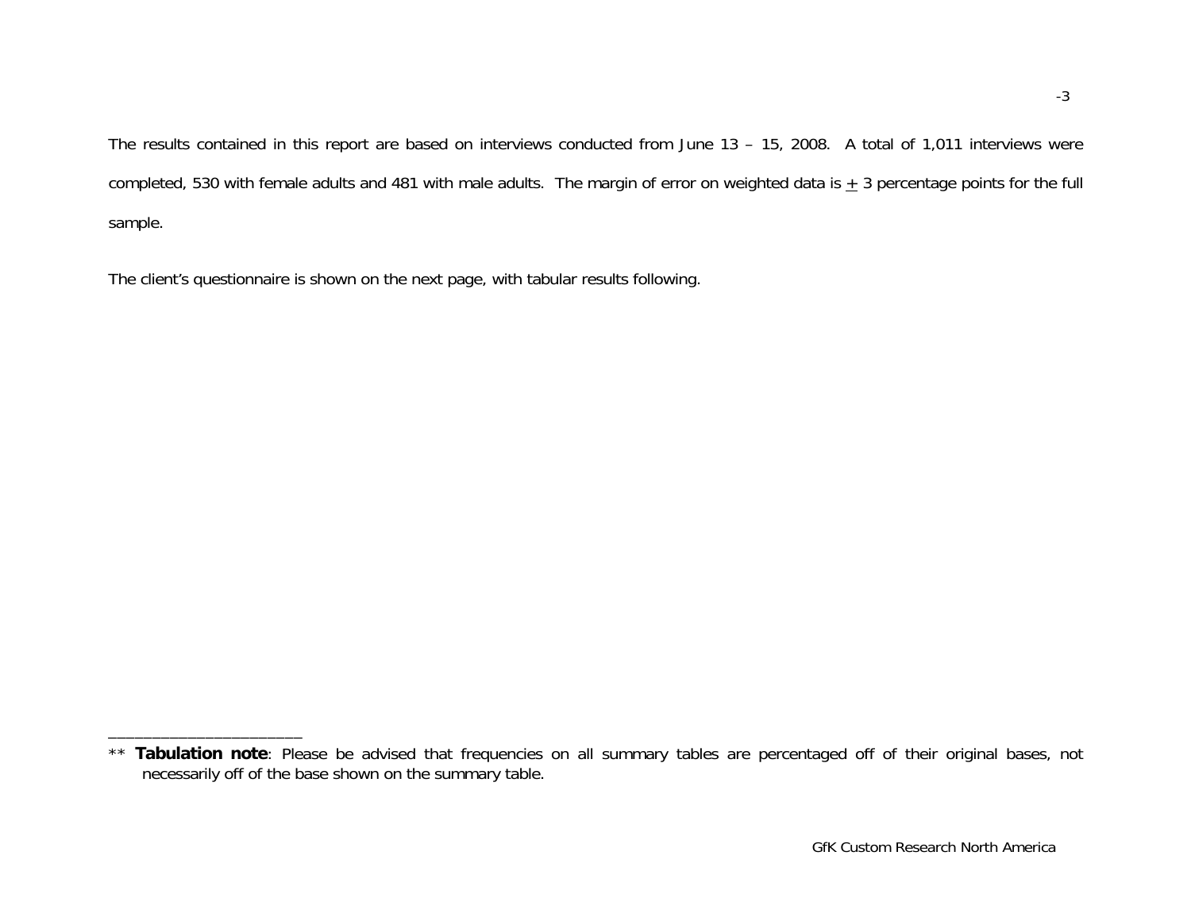The results contained in this report are based on interviews conducted from June 13 – 15, 2008. A total of 1,011 interviews were completed, 530 with female adults and 481 with male adults. The margin of error on weighted data is ± 3 percentage points for the full sample.

The client's questionnaire is shown on the next page, with tabular results following.

______________________

** **Tabulation note**: Please be advised that frequencies on all summary tables are percentaged off of their original bases, not necessarily off of the base shown on the summary table.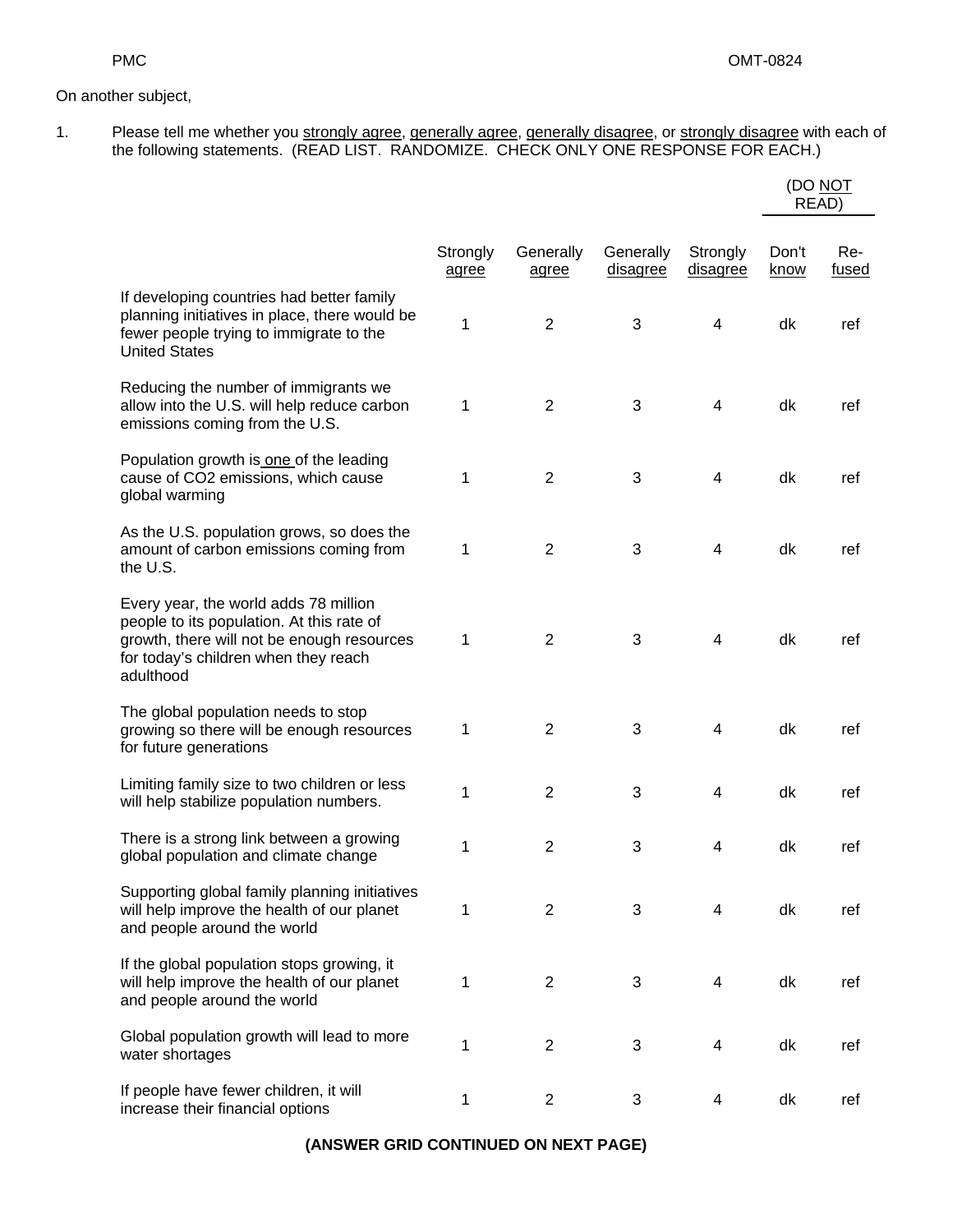On another subject,

1. Please tell me whether you strongly agree, generally agree, generally disagree, or strongly disagree with each of the following statements. (READ LIST. RANDOMIZE. CHECK ONLY ONE RESPONSE FOR EACH.)

| | | | | | (DO NOT READ) | |
|---|---|---|---|---|---|---|
| | Strongly agree | Generally agree | Generally disagree | Strongly disagree | Don't know | Re-fused |
| If developing countries had better family planning initiatives in place, there would be fewer people trying to immigrate to the United States | 1 | 2 | 3 | 4 | dk | ref |
| Reducing the number of immigrants we allow into the U.S. will help reduce carbon emissions coming from the U.S. | 1 | 2 | 3 | 4 | dk | ref |
| Population growth is one of the leading cause of CO2 emissions, which cause global warming | 1 | 2 | 3 | 4 | dk | ref |
| As the U.S. population grows, so does the amount of carbon emissions coming from the U.S. | 1 | 2 | 3 | 4 | dk | ref |
| Every year, the world adds 78 million people to its population. At this rate of growth, there will not be enough resources for today's children when they reach adulthood | 1 | 2 | 3 | 4 | dk | ref |
| The global population needs to stop growing so there will be enough resources for future generations | 1 | 2 | 3 | 4 | dk | ref |
| Limiting family size to two children or less will help stabilize population numbers. | 1 | 2 | 3 | 4 | dk | ref |
| There is a strong link between a growing global population and climate change | 1 | 2 | 3 | 4 | dk | ref |
| Supporting global family planning initiatives will help improve the health of our planet and people around the world | 1 | 2 | 3 | 4 | dk | ref |
| If the global population stops growing, it will help improve the health of our planet and people around the world | 1 | 2 | 3 | 4 | dk | ref |
| Global population growth will lead to more water shortages | 1 | 2 | 3 | 4 | dk | ref |
| If people have fewer children, it will increase their financial options | 1 | 2 | 3 | 4 | dk | ref |

**(ANSWER GRID CONTINUED ON NEXT PAGE)**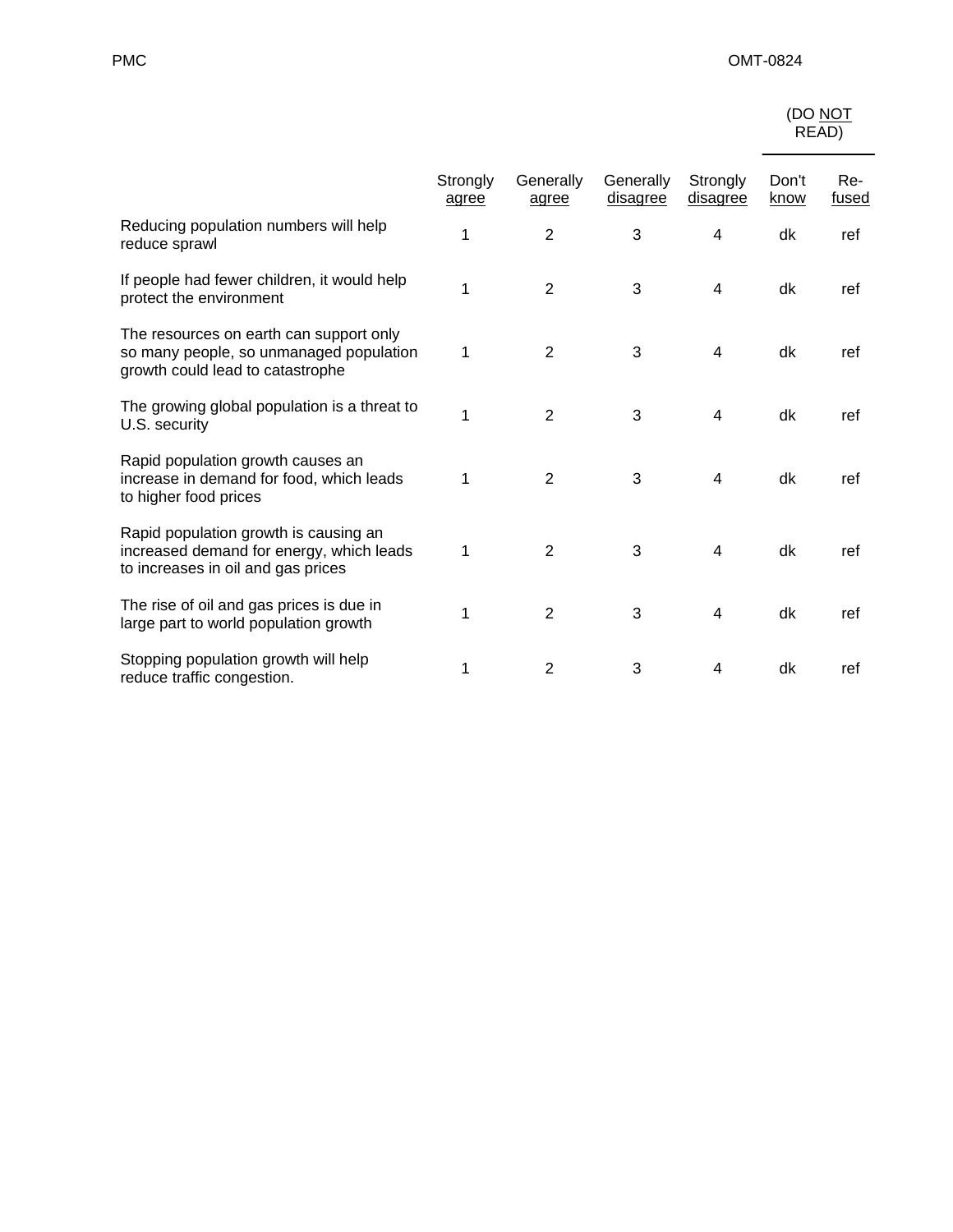| | | | | | (DO NOT READ) | |
|---|---|---|---|---|---|---|
| | Strongly agree | Generally agree | Generally disagree | Strongly disagree | Don't know | Re-fused |
| Reducing population numbers will help reduce sprawl | 1 | 2 | 3 | 4 | dk | ref |
| If people had fewer children, it would help protect the environment | 1 | 2 | 3 | 4 | dk | ref |
| The resources on earth can support only so many people, so unmanaged population growth could lead to catastrophe | 1 | 2 | 3 | 4 | dk | ref |
| The growing global population is a threat to U.S. security | 1 | 2 | 3 | 4 | dk | ref |
| Rapid population growth causes an increase in demand for food, which leads to higher food prices | 1 | 2 | 3 | 4 | dk | ref |
| Rapid population growth is causing an increased demand for energy, which leads to increases in oil and gas prices | 1 | 2 | 3 | 4 | dk | ref |
| The rise of oil and gas prices is due in large part to world population growth | 1 | 2 | 3 | 4 | dk | ref |
| Stopping population growth will help reduce traffic congestion. | 1 | 2 | 3 | 4 | dk | ref |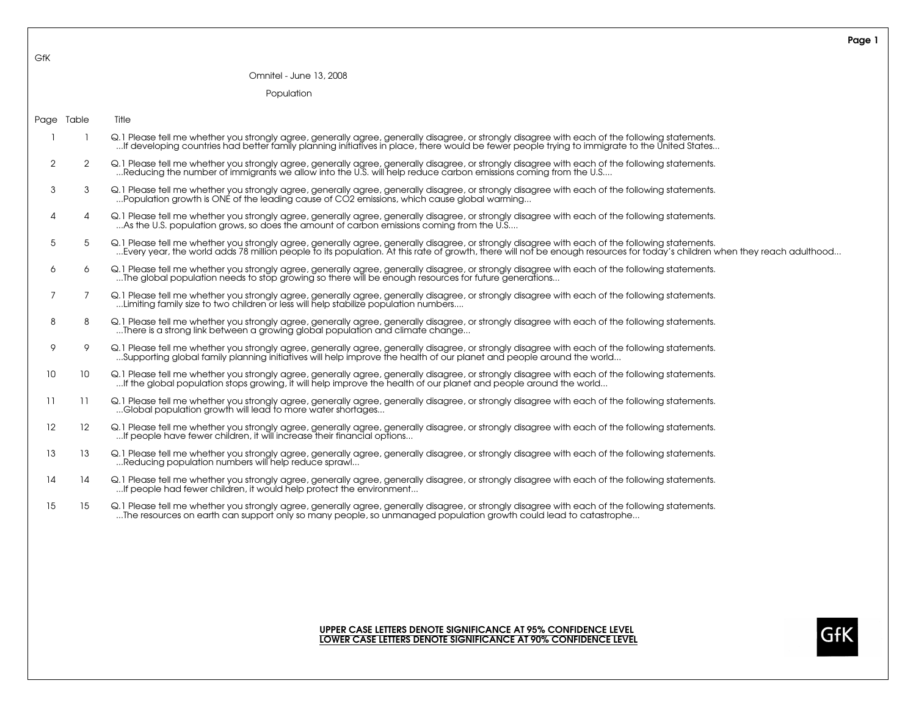GfK

Omnitel - June 13, 2008

Population

| Page | Table | Title |
| --- | --- | --- |
| 1 | 1 | Q.1 Please tell me whether you strongly agree, generally agree, generally disagree, or strongly disagree with each of the following statements. ...If developing countries had better family planning initiatives in place, there would be fewer people trying to immigrate to the United States... |
| 2 | 2 | Q.1 Please tell me whether you strongly agree, generally agree, generally disagree, or strongly disagree with each of the following statements. ...Reducing the number of immigrants we allow into the U.S. will help reduce carbon emissions coming from the U.S.... |
| 3 | 3 | Q.1 Please tell me whether you strongly agree, generally agree, generally disagree, or strongly disagree with each of the following statements. ...Population growth is ONE of the leading cause of $CO_2$ emissions, which cause global warming... |
| 4 | 4 | Q.1 Please tell me whether you strongly agree, generally agree, generally disagree, or strongly disagree with each of the following statements. ...As the U.S. population grows, so does the amount of carbon emissions coming from the U.S.... |
| 5 | 5 | Q.1 Please tell me whether you strongly agree, generally agree, generally disagree, or strongly disagree with each of the following statements. ...Every year, the world adds 78 million people to its population. At this rate of growth, there will not be enough resources for today's children when they reach adulthood... |
| 6 | 6 | Q.1 Please tell me whether you strongly agree, generally agree, generally disagree, or strongly disagree with each of the following statements. ...The global population needs to stop growing so there will be enough resources for future generations... |
| 7 | 7 | Q.1 Please tell me whether you strongly agree, generally agree, generally disagree, or strongly disagree with each of the following statements. ...Limiting family size to two children or less will help stabilize population numbers.... |
| 8 | 8 | Q.1 Please tell me whether you strongly agree, generally agree, generally disagree, or strongly disagree with each of the following statements. ...There is a strong link between a growing global population and climate change... |
| 9 | 9 | Q.1 Please tell me whether you strongly agree, generally agree, generally disagree, or strongly disagree with each of the following statements. ...Supporting global family planning initiatives will help improve the health of our planet and people around the world... |
| 10 | 10 | Q.1 Please tell me whether you strongly agree, generally agree, generally disagree, or strongly disagree with each of the following statements. ...If the global population stops growing, it will help improve the health of our planet and people around the world... |
| 11 | 11 | Q.1 Please tell me whether you strongly agree, generally agree, generally disagree, or strongly disagree with each of the following statements. ...Global population growth will lead to more water shortages... |
| 12 | 12 | Q.1 Please tell me whether you strongly agree, generally agree, generally disagree, or strongly disagree with each of the following statements. ...If people have fewer children, it will increase their financial options... |
| 13 | 13 | Q.1 Please tell me whether you strongly agree, generally agree, generally disagree, or strongly disagree with each of the following statements. ...Reducing population numbers will help reduce sprawl... |
| 14 | 14 | Q.1 Please tell me whether you strongly agree, generally agree, generally disagree, or strongly disagree with each of the following statements. ...If people had fewer children, it would help protect the environment... |
| 15 | 15 | Q.1 Please tell me whether you strongly agree, generally agree, generally disagree, or strongly disagree with each of the following statements. ...The resources on earth can support only so many people, so unmanaged population growth could lead to catastrophe... |

**UPPER CASE LETTERS DENOTE SIGNIFICANCE AT 95% CONFIDENCE LEVEL**
**LOWER CASE LETTERS DENOTE SIGNIFICANCE AT 90% CONFIDENCE LEVEL**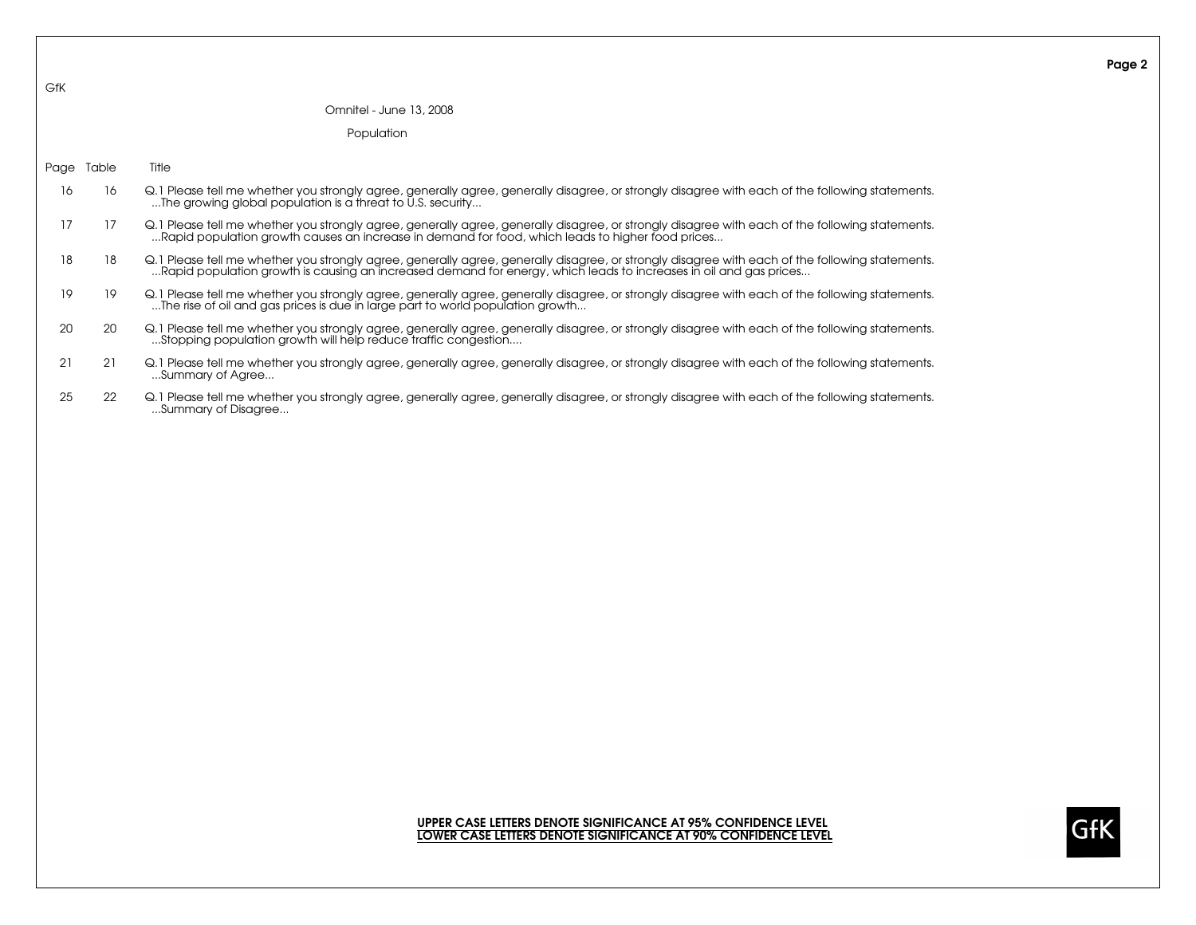GfK

Omnitel - June 13, 2008

Population

| Page | Table | Title |
| --- | --- | --- |
| 16 | 16 | Q.1 Please tell me whether you strongly agree, generally agree, generally disagree, or strongly disagree with each of the following statements. ...The growing global population is a threat to U.S. security... |
| 17 | 17 | Q.1 Please tell me whether you strongly agree, generally agree, generally disagree, or strongly disagree with each of the following statements. ...Rapid population growth causes an increase in demand for food, which leads to higher food prices... |
| 18 | 18 | Q.1 Please tell me whether you strongly agree, generally agree, generally disagree, or strongly disagree with each of the following statements. ...Rapid population growth is causing an increased demand for energy, which leads to increases in oil and gas prices... |
| 19 | 19 | Q.1 Please tell me whether you strongly agree, generally agree, generally disagree, or strongly disagree with each of the following statements. ...The rise of oil and gas prices is due in large part to world population growth... |
| 20 | 20 | Q.1 Please tell me whether you strongly agree, generally agree, generally disagree, or strongly disagree with each of the following statements. ...Stopping population growth will help reduce traffic congestion.... |
| 21 | 21 | Q.1 Please tell me whether you strongly agree, generally agree, generally disagree, or strongly disagree with each of the following statements. ...Summary of Agree... |
| 25 | 22 | Q.1 Please tell me whether you strongly agree, generally agree, generally disagree, or strongly disagree with each of the following statements. ...Summary of Disagree... |

**UPPER CASE LETTERS DENOTE SIGNIFICANCE AT 95% CONFIDENCE LEVEL**
**LOWER CASE LETTERS DENOTE SIGNIFICANCE AT 90% CONFIDENCE LEVEL**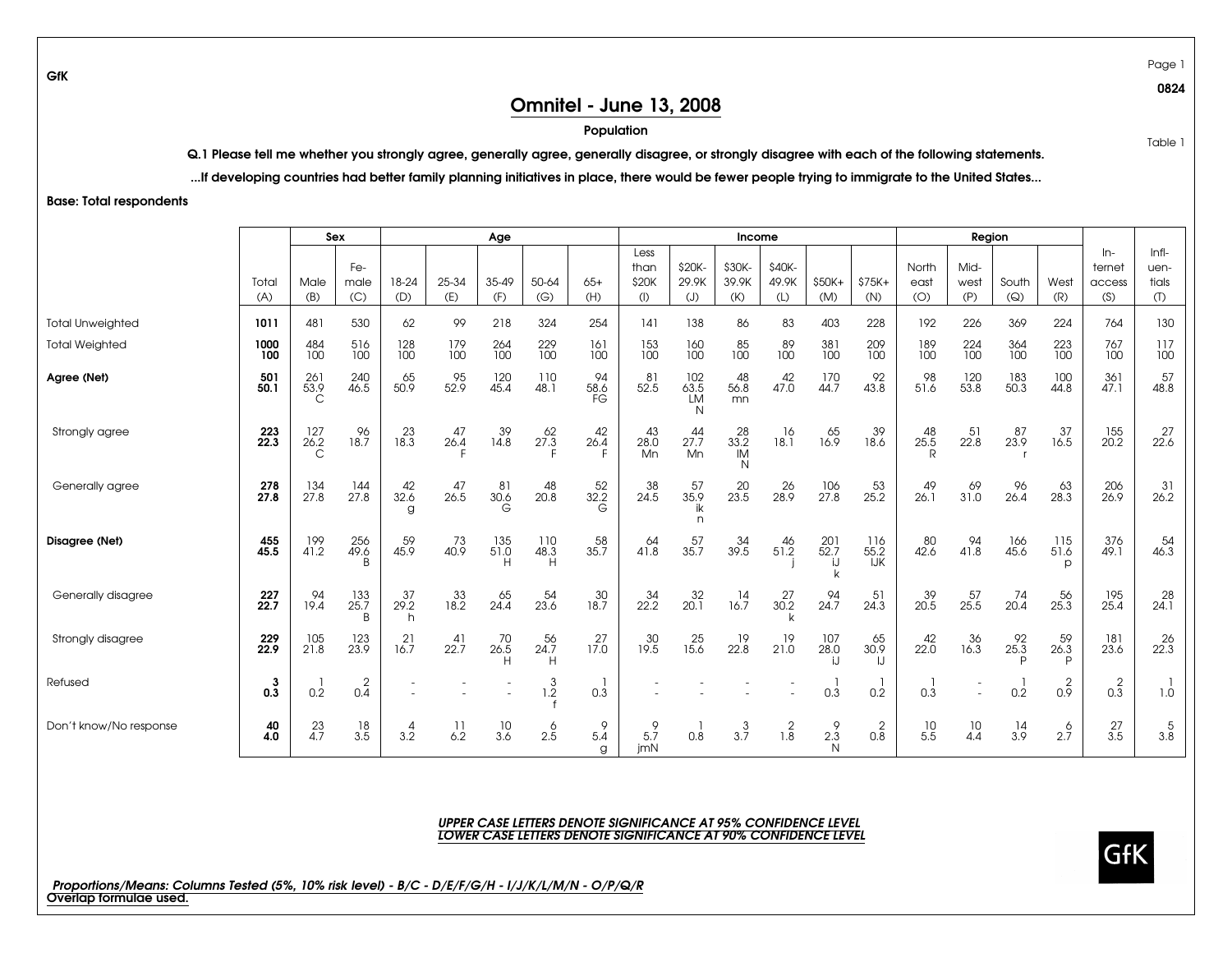GfK

# Omnitel - June 13, 2008

**Population**

**Q.1 Please tell me whether you strongly agree, generally agree, generally disagree, or strongly disagree with each of the following statements.**

**...If developing countries had better family planning initiatives in place, there would be fewer people trying to immigrate to the United States...**

**Base: Total respondents**

| | | Sex | | Age | | | | | Income | | | | | | Region | | | | | |
|---|---|---|---|---|---|---|---|---|---|---|---|---|---|---|---|---|---|---|---|---|
| | Total (A) | Male (B) | Female (C) | 18-24 (D) | 25-34 (E) | 35-49 (F) | 50-64 (G) | 65+ (H) | Less than $20K (I) | $20K-29.9K (J) | $30K-39.9K (K) | $40K-49.9K (L) | $50K+ (M) | $75K+ (N) | North east (O) | Mid-west (P) | South (Q) | West (R) | Internet access (S) | Influentials (T) |
| Total Unweighted | **1011** | 481 | 530 | 62 | 99 | 218 | 324 | 254 | 141 | 138 | 86 | 83 | 403 | 228 | 192 | 226 | 369 | 224 | 764 | 130 |
| Total Weighted | **1000** **100** | 484 100 | 516 100 | 128 100 | 179 100 | 264 100 | 229 100 | 161 100 | 153 100 | 160 100 | 85 100 | 89 100 | 381 100 | 209 100 | 189 100 | 224 100 | 364 100 | 223 100 | 767 100 | 117 100 |
| **Agree (Net)** | **501** **50.1** | 261 53.9 C | 240 46.5 | 65 50.9 | 95 52.9 | 120 45.4 | 110 48.1 | 94 58.6 FG | 81 52.5 | 102 63.5 LM N | 48 56.8 mn | 42 47.0 | 170 44.7 | 92 43.8 | 98 51.6 | 120 53.8 | 183 50.3 | 100 44.8 | 361 47.1 | 57 48.8 |
| Strongly agree | **223** **22.3** | 127 26.2 C | 96 18.7 | 23 18.3 | 47 26.4 F | 39 14.8 | 62 27.3 F | 42 26.4 F | 43 28.0 Mn | 44 27.7 Mn | 28 33.2 IM N | 16 18.1 | 65 16.9 | 39 18.6 | 48 25.5 R | 51 22.8 | 87 23.9 r | 37 16.5 | 155 20.2 | 27 22.6 |
| Generally agree | **278** **27.8** | 134 27.8 | 144 27.8 | 42 32.6 g | 47 26.5 | 81 30.6 G | 48 20.8 | 52 32.2 G | 38 24.5 | 57 35.9 ik n | 20 23.5 | 26 28.9 | 106 27.8 | 53 25.2 | 49 26.1 | 69 31.0 | 96 26.4 | 63 28.3 | 206 26.9 | 31 26.2 |
| **Disagree (Net)** | **455** **45.5** | 199 41.2 | 256 49.6 B | 59 45.9 | 73 40.9 | 135 51.0 H | 110 48.3 H | 58 35.7 | 64 41.8 | 57 35.7 | 34 39.5 | 46 51.2 j | 201 52.7 iJ k | 116 55.2 IJK | 80 42.6 | 94 41.8 | 166 45.6 | 115 51.6 p | 376 49.1 | 54 46.3 |
| Generally disagree | **227** **22.7** | 94 19.4 | 133 25.7 B | 37 29.2 h | 33 18.2 | 65 24.4 | 54 23.6 | 30 18.7 | 34 22.2 | 32 20.1 | 14 16.7 | 27 30.2 k | 94 24.7 | 51 24.3 | 39 20.5 | 57 25.5 | 74 20.4 | 56 25.3 | 195 25.4 | 28 24.1 |
| Strongly disagree | **229** **22.9** | 105 21.8 | 123 23.9 | 21 16.7 | 41 22.7 | 70 26.5 H | 56 24.7 H | 27 17.0 | 30 19.5 | 25 15.6 | 19 22.8 | 19 21.0 | 107 28.0 iJ | 65 30.9 IJ | 42 22.0 | 36 16.3 | 92 25.3 P | 59 26.3 P | 181 23.6 | 26 22.3 |
| Refused | **3** **0.3** | 1 0.2 | 2 0.4 | - - | - - | - - | 3 1.2 f | 1 0.3 | - - | - - | - - | - - | 1 0.3 | 1 0.2 | 1 0.3 | - - | 1 0.2 | 2 0.9 | 2 0.3 | 1 1.0 |
| Don't know/No response | **40** **4.0** | 23 4.7 | 18 3.5 | 4 3.2 | 11 6.2 | 10 3.6 | 6 2.5 | 9 5.4 g | 9 5.7 jmN | 1 0.8 | 3 3.7 | 2 1.8 | 9 2.3 N | 2 0.8 | 10 5.5 | 10 4.4 | 14 3.9 | 6 2.7 | 27 3.5 | 5 3.8 |

*UPPER CASE LETTERS DENOTE SIGNIFICANCE AT 95% CONFIDENCE LEVEL*
*LOWER CASE LETTERS DENOTE SIGNIFICANCE AT 90% CONFIDENCE LEVEL*

*Proportions/Means: Columns Tested (5%, 10% risk level) - B/C - D/E/F/G/H - I/J/K/L/M/N - O/P/Q/R*
Overlap formulae used.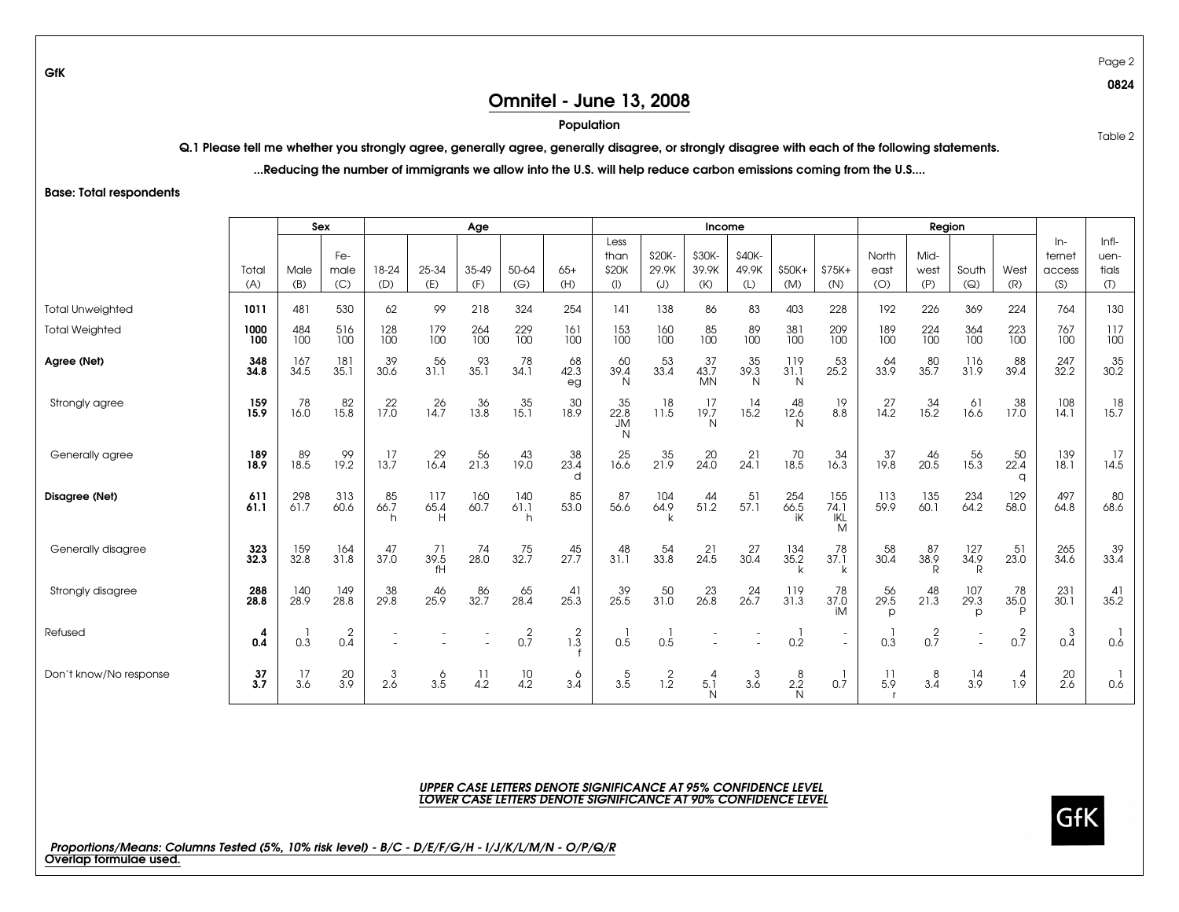GfK

# Omnitel - June 13, 2008

**Population**

**Q.1 Please tell me whether you strongly agree, generally agree, generally disagree, or strongly disagree with each of the following statements.**

**...Reducing the number of immigrants we allow into the U.S. will help reduce carbon emissions coming from the U.S....**

**Base: Total respondents**

| | | Sex | | Age | | | | | Income | | | | | | Region | | | | | |
|---|---|---|---|---|---|---|---|---|---|---|---|---|---|---|---|---|---|---|---|---|
| | Total (A) | Male (B) | Female (C) | 18-24 (D) | 25-34 (E) | 35-49 (F) | 50-64 (G) | 65+ (H) | Less than $20K (I) | $20K-29.9K (J) | $30K-39.9K (K) | $40K-49.9K (L) | $50K+ (M) | $75K+ (N) | North east (O) | Mid-west (P) | South (Q) | West (R) | Internet access (S) | Influentials (T) |
| Total Unweighted | **1011** | 481 | 530 | 62 | 99 | 218 | 324 | 254 | 141 | 138 | 86 | 83 | 403 | 228 | 192 | 226 | 369 | 224 | 764 | 130 |
| Total Weighted | **1000** **100** | 484 100 | 516 100 | 128 100 | 179 100 | 264 100 | 229 100 | 161 100 | 153 100 | 160 100 | 85 100 | 89 100 | 381 100 | 209 100 | 189 100 | 224 100 | 364 100 | 223 100 | 767 100 | 117 100 |
| **Agree (Net)** | **348** **34.8** | 167 34.5 | 181 35.1 | 39 30.6 | 56 31.1 | 93 35.1 | 78 34.1 | 68 42.3 eg | 60 39.4 N | 53 33.4 | 37 43.7 MN | 35 39.3 N | 119 31.1 N | 53 25.2 | 64 33.9 | 80 35.7 | 116 31.9 | 88 39.4 | 247 32.2 | 35 30.2 |
| Strongly agree | **159** **15.9** | 78 16.0 | 82 15.8 | 22 17.0 | 26 14.7 | 36 13.8 | 35 15.1 | 30 18.9 | 35 22.8 JM N | 18 11.5 | 17 19.7 N | 14 15.2 | 48 12.6 N | 19 8.8 | 27 14.2 | 34 15.2 | 61 16.6 | 38 17.0 | 108 14.1 | 18 15.7 |
| Generally agree | **189** **18.9** | 89 18.5 | 99 19.2 | 17 13.7 | 29 16.4 | 56 21.3 | 43 19.0 | 38 23.4 d | 25 16.6 | 35 21.9 | 20 24.0 | 21 24.1 | 70 18.5 | 34 16.3 | 37 19.8 | 46 20.5 | 56 15.3 | 50 22.4 q | 139 18.1 | 17 14.5 |
| **Disagree (Net)** | **611** **61.1** | 298 61.7 | 313 60.6 | 85 66.7 h | 117 65.4 H | 160 60.7 | 140 61.1 h | 85 53.0 | 87 56.6 | 104 64.9 k | 44 51.2 | 51 57.1 | 254 66.5 iK | 155 74.1 IKL M | 113 59.9 | 135 60.1 | 234 64.2 | 129 58.0 | 497 64.8 | 80 68.6 |
| Generally disagree | **323** **32.3** | 159 32.8 | 164 31.8 | 47 37.0 | 71 39.5 fH | 74 28.0 | 75 32.7 | 45 27.7 | 48 31.1 | 54 33.8 | 21 24.5 | 27 30.4 | 134 35.2 k | 78 37.1 k | 58 30.4 | 87 38.9 R | 127 34.9 R | 51 23.0 | 265 34.6 | 39 33.4 |
| Strongly disagree | **288** **28.8** | 140 28.9 | 149 28.8 | 38 29.8 | 46 25.9 | 86 32.7 | 65 28.4 | 41 25.3 | 39 25.5 | 50 31.0 | 23 26.8 | 24 26.7 | 119 31.3 | 78 37.0 iM | 56 29.5 p | 48 21.3 | 107 29.3 p | 78 35.0 P | 231 30.1 | 41 35.2 |
| Refused | **4** **0.4** | 1 0.3 | 2 0.4 | - - | - - | - - | 2 0.7 | 2 1.3 f | 1 0.5 | 1 0.5 | - - | - - | 1 0.2 | - - | 1 0.3 | 2 0.7 | - - | 2 0.7 | 3 0.4 | 1 0.6 |
| Don't know/No response | **37** **3.7** | 17 3.6 | 20 3.9 | 3 2.6 | 6 3.5 | 11 4.2 | 10 4.2 | 6 3.4 | 5 3.5 | 2 1.2 | 4 5.1 N | 3 3.6 | 8 2.2 N | 1 0.7 | 11 5.9 r | 8 3.4 | 14 3.9 | 4 1.9 | 20 2.6 | 1 0.6 |

*UPPER CASE LETTERS DENOTE SIGNIFICANCE AT 95% CONFIDENCE LEVEL*
*LOWER CASE LETTERS DENOTE SIGNIFICANCE AT 90% CONFIDENCE LEVEL*

*Proportions/Means: Columns Tested (5%, 10% risk level) - B/C - D/E/F/G/H - I/J/K/L/M/N - O/P/Q/R*
Overlap formulae used.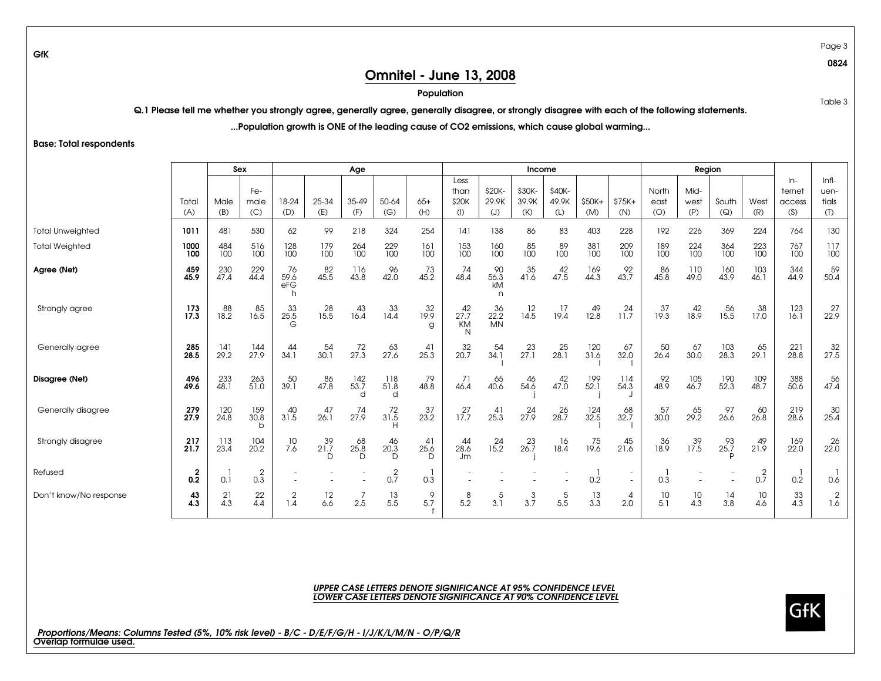GfK

# Omnitel - June 13, 2008

**Population**

**Q.1 Please tell me whether you strongly agree, generally agree, generally disagree, or strongly disagree with each of the following statements.**

**...Population growth is ONE of the leading cause of CO2 emissions, which cause global warming...**

**Base: Total respondents**

| | | Sex | | Age | | | | | Income | | | | | | Region | | | | | |
|---|---|---|---|---|---|---|---|---|---|---|---|---|---|---|---|---|---|---|---|---|
| | Total (A) | Male (B) | Female (C) | 18-24 (D) | 25-34 (E) | 35-49 (F) | 50-64 (G) | 65+ (H) | Less than $20K (I) | $20K-29.9K (J) | $30K-39.9K (K) | $40K-49.9K (L) | $50K+ (M) | $75K+ (N) | North east (O) | Mid-west (P) | South (Q) | West (R) | Internet access (S) | Influentials (T) |
| Total Unweighted | **1011** | 481 | 530 | 62 | 99 | 218 | 324 | 254 | 141 | 138 | 86 | 83 | 403 | 228 | 192 | 226 | 369 | 224 | 764 | 130 |
| Total Weighted | **1000** **100** | 484 100 | 516 100 | 128 100 | 179 100 | 264 100 | 229 100 | 161 100 | 153 100 | 160 100 | 85 100 | 89 100 | 381 100 | 209 100 | 189 100 | 224 100 | 364 100 | 223 100 | 767 100 | 117 100 |
| **Agree (Net)** | **459** **45.9** | 230 47.4 | 229 44.4 | 76 59.6 eFG h | 82 45.5 | 116 43.8 | 96 42.0 | 73 45.2 | 74 48.4 | 90 56.3 kM n | 35 41.6 | 42 47.5 | 169 44.3 | 92 43.7 | 86 45.8 | 110 49.0 | 160 43.9 | 103 46.1 | 344 44.9 | 59 50.4 |
| Strongly agree | **173** **17.3** | 88 18.2 | 85 16.5 | 33 25.5 G | 28 15.5 | 43 16.4 | 33 14.4 | 32 19.9 g | 42 27.7 KM N | 36 22.2 MN | 12 14.5 | 17 19.4 | 49 12.8 | 24 11.7 | 37 19.3 | 42 18.9 | 56 15.5 | 38 17.0 | 123 16.1 | 27 22.9 |
| Generally agree | **285** **28.5** | 141 29.2 | 144 27.9 | 44 34.1 | 54 30.1 | 72 27.3 | 63 27.6 | 41 25.3 | 32 20.7 | 54 34.1 I | 23 27.1 | 25 28.1 | 120 31.6 I | 67 32.0 I | 50 26.4 | 67 30.0 | 103 28.3 | 65 29.1 | 221 28.8 | 32 27.5 |
| **Disagree (Net)** | **496** **49.6** | 233 48.1 | 263 51.0 | 50 39.1 | 86 47.8 | 142 53.7 d | 118 51.8 d | 79 48.8 | 71 46.4 | 65 40.6 | 46 54.6 j | 42 47.0 | 199 52.1 j | 114 54.3 J | 92 48.9 | 105 46.7 | 190 52.3 | 109 48.7 | 388 50.6 | 56 47.4 |
| Generally disagree | **279** **27.9** | 120 24.8 | 159 30.8 b | 40 31.5 | 47 26.1 | 74 27.9 | 72 31.5 H | 37 23.2 | 27 17.7 | 41 25.3 | 24 27.9 | 26 28.7 | 124 32.5 I | 68 32.7 I | 57 30.0 | 65 29.2 | 97 26.6 | 60 26.8 | 219 28.6 | 30 25.4 |
| Strongly disagree | **217** **21.7** | 113 23.4 | 104 20.2 | 10 7.6 | 39 21.7 D | 68 25.8 D | 46 20.3 D | 41 25.6 D | 44 28.6 Jm | 24 15.2 | 23 26.7 j | 16 18.4 | 75 19.6 | 45 21.6 | 36 18.9 | 39 17.5 | 93 25.7 P | 49 21.9 | 169 22.0 | 26 22.0 |
| Refused | **2** **0.2** | 1 0.1 | 2 0.3 | - - | - - | - - | 2 0.7 | 1 0.3 | - - | - - | - - | - - | 1 0.2 | - - | 1 0.3 | - - | - - | 2 0.7 | 1 0.2 | 1 0.6 |
| Don't know/No response | **43** **4.3** | 21 4.3 | 22 4.4 | 2 1.4 | 12 6.6 | 7 2.5 | 13 5.5 | 9 5.7 f | 8 5.2 | 5 3.1 | 3 3.7 | 5 5.5 | 13 3.3 | 4 2.0 | 10 5.1 | 10 4.3 | 14 3.8 | 10 4.6 | 33 4.3 | 2 1.6 |

*UPPER CASE LETTERS DENOTE SIGNIFICANCE AT 95% CONFIDENCE LEVEL*
*LOWER CASE LETTERS DENOTE SIGNIFICANCE AT 90% CONFIDENCE LEVEL*

*Proportions/Means: Columns Tested (5%, 10% risk level) - B/C - D/E/F/G/H - I/J/K/L/M/N - O/P/Q/R*
Overlap formulae used.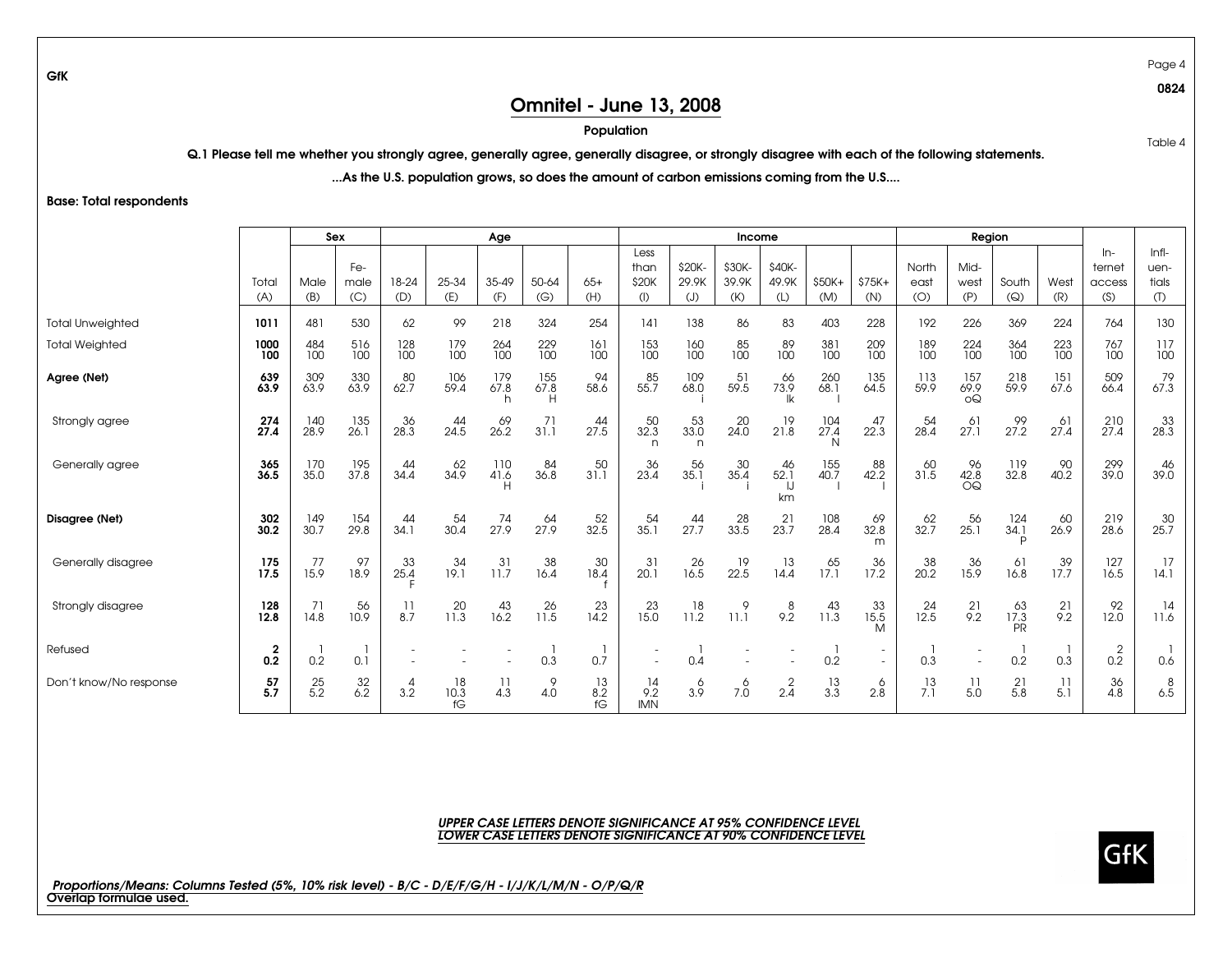# Omnitel - June 13, 2008

**Population**

Table 4

**Q.1 Please tell me whether you strongly agree, generally agree, generally disagree, or strongly disagree with each of the following statements.**

**...As the U.S. population grows, so does the amount of carbon emissions coming from the U.S....**

**Base: Total respondents**

| | | Sex | | Age | | | | | Income | | | | | | Region | | | | | |
|---|---|---|---|---|---|---|---|---|---|---|---|---|---|---|---|---|---|---|---|---|
| | Total (A) | Male (B) | Female (C) | 18-24 (D) | 25-34 (E) | 35-49 (F) | 50-64 (G) | 65+ (H) | Less than $20K (I) | $20K-29.9K (J) | $30K-39.9K (K) | $40K-49.9K (L) | $50K+ (M) | $75K+ (N) | North east (O) | Mid-west (P) | South (Q) | West (R) | Internet access (S) | Influentials (T) |
| Total Unweighted | **1011** | 481 | 530 | 62 | 99 | 218 | 324 | 254 | 141 | 138 | 86 | 83 | 403 | 228 | 192 | 226 | 369 | 224 | 764 | 130 |
| Total Weighted | **1000** **100** | 484 100 | 516 100 | 128 100 | 179 100 | 264 100 | 229 100 | 161 100 | 153 100 | 160 100 | 85 100 | 89 100 | 381 100 | 209 100 | 189 100 | 224 100 | 364 100 | 223 100 | 767 100 | 117 100 |
| **Agree (Net)** | **639** **63.9** | 309 63.9 | 330 63.9 | 80 62.7 | 106 59.4 | 179 67.8 h | 155 67.8 H | 94 58.6 | 85 55.7 | 109 68.0 i | 51 59.5 | 66 73.9 Ik | 260 68.1 I | 135 64.5 | 113 59.9 | 157 69.9 oQ | 218 59.9 | 151 67.6 | 509 66.4 | 79 67.3 |
| Strongly agree | **274** **27.4** | 140 28.9 | 135 26.1 | 36 28.3 | 44 24.5 | 69 26.2 | 71 31.1 | 44 27.5 | 50 32.3 n | 53 33.0 n | 20 24.0 | 19 21.8 | 104 27.4 N | 47 22.3 | 54 28.4 | 61 27.1 | 99 27.2 | 61 27.4 | 210 27.4 | 33 28.3 |
| Generally agree | **365** **36.5** | 170 35.0 | 195 37.8 | 44 34.4 | 62 34.9 | 110 41.6 H | 84 36.8 | 50 31.1 | 36 23.4 | 56 35.1 i | 30 35.4 i | 46 52.1 IJ km | 155 40.7 I | 88 42.2 I | 60 31.5 | 96 42.8 OQ | 119 32.8 | 90 40.2 | 299 39.0 | 46 39.0 |
| **Disagree (Net)** | **302** **30.2** | 149 30.7 | 154 29.8 | 44 34.1 | 54 30.4 | 74 27.9 | 64 27.9 | 52 32.5 | 54 35.1 | 44 27.7 | 28 33.5 | 21 23.7 | 108 28.4 | 69 32.8 m | 62 32.7 | 56 25.1 | 124 34.1 P | 60 26.9 | 219 28.6 | 30 25.7 |
| Generally disagree | **175** **17.5** | 77 15.9 | 97 18.9 | 33 25.4 F | 34 19.1 | 31 11.7 | 38 16.4 | 30 18.4 f | 31 20.1 | 26 16.5 | 19 22.5 | 13 14.4 | 65 17.1 | 36 17.2 | 38 20.2 | 36 15.9 | 61 16.8 | 39 17.7 | 127 16.5 | 17 14.1 |
| Strongly disagree | **128** **12.8** | 71 14.8 | 56 10.9 | 11 8.7 | 20 11.3 | 43 16.2 | 26 11.5 | 23 14.2 | 23 15.0 | 18 11.2 | 9 11.1 | 8 9.2 | 43 11.3 | 33 15.5 M | 24 12.5 | 21 9.2 | 63 17.3 PR | 21 9.2 | 92 12.0 | 14 11.6 |
| Refused | **2** **0.2** | 1 0.2 | 1 0.1 | - - | - - | - - | 1 0.3 | 1 0.7 | - - | 1 0.4 | - - | - - | 1 0.2 | - - | 1 0.3 | - - | 1 0.2 | 1 0.3 | 2 0.2 | 1 0.6 |
| Don't know/No response | **57** **5.7** | 25 5.2 | 32 6.2 | 4 3.2 | 18 10.3 fG | 11 4.3 | 9 4.0 | 13 8.2 fG | 14 9.2 IMN | 6 3.9 | 6 7.0 | 2 2.4 | 13 3.3 | 6 2.8 | 13 7.1 | 11 5.0 | 21 5.8 | 11 5.1 | 36 4.8 | 8 6.5 |

*UPPER CASE LETTERS DENOTE SIGNIFICANCE AT 95% CONFIDENCE LEVEL*
*LOWER CASE LETTERS DENOTE SIGNIFICANCE AT 90% CONFIDENCE LEVEL*

*Proportions/Means: Columns Tested (5%, 10% risk level) - B/C - D/E/F/G/H - I/J/K/L/M/N - O/P/Q/R*
**Overlap formulae used.**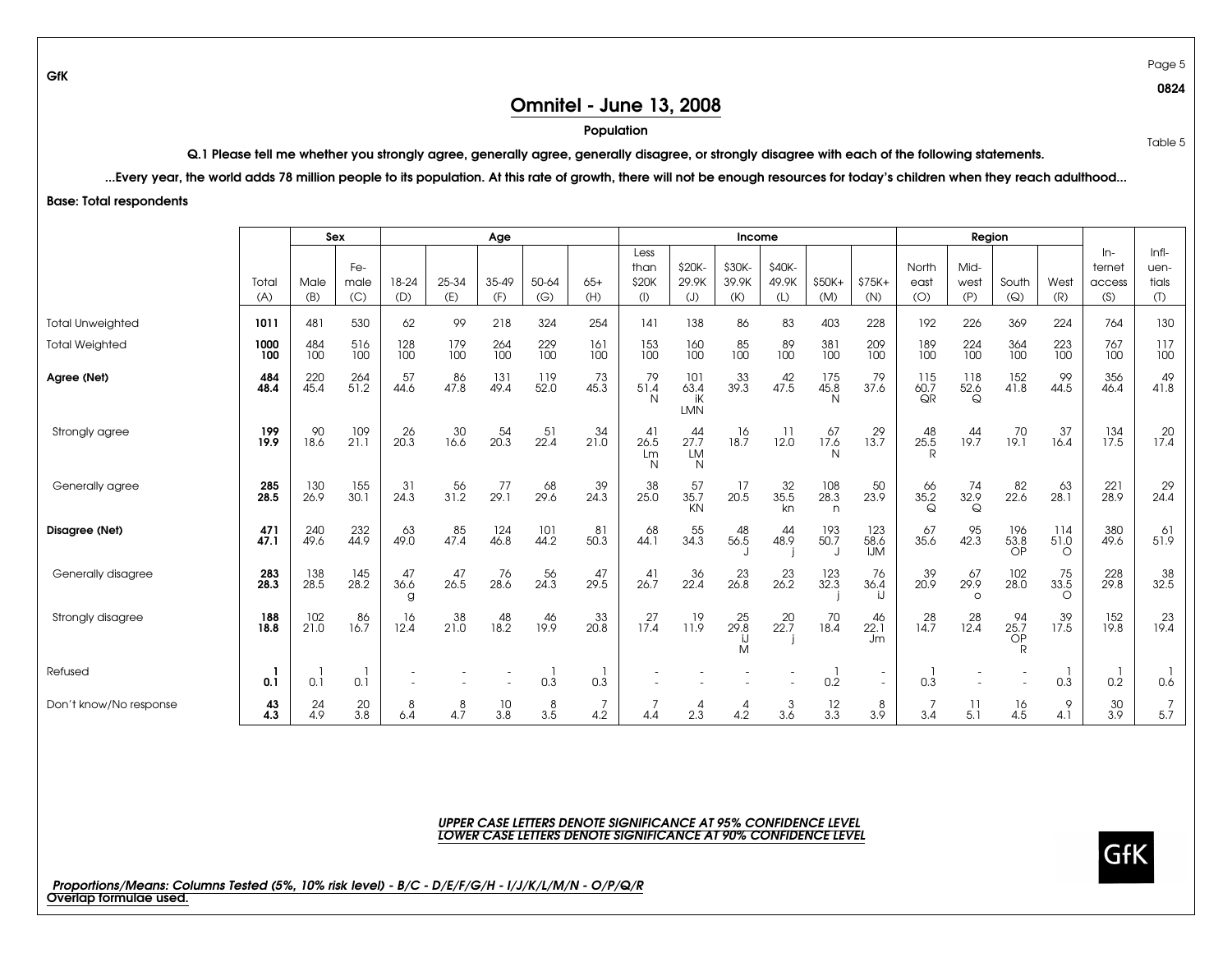# Omnitel - June 13, 2008

**Population**

**Q.1 Please tell me whether you strongly agree, generally agree, generally disagree, or strongly disagree with each of the following statements.**

**...Every year, the world adds 78 million people to its population. At this rate of growth, there will not be enough resources for today's children when they reach adulthood...**

**Base: Total respondents**

| | | Sex | | Age | | | | | Income | | | | | | Region | | | | | |
|---|---|---|---|---|---|---|---|---|---|---|---|---|---|---|---|---|---|---|---|---|
| | Total (A) | Male (B) | Fe-male (C) | 18-24 (D) | 25-34 (E) | 35-49 (F) | 50-64 (G) | 65+ (H) | Less than $20K (I) | $20K-29.9K (J) | $30K-39.9K (K) | $40K-49.9K (L) | $50K+ (M) | $75K+ (N) | North east (O) | Mid-west (P) | South (Q) | West (R) | In-ternet access (S) | Infl-uen-tials (T) |
| Total Unweighted | **1011** | 481 | 530 | 62 | 99 | 218 | 324 | 254 | 141 | 138 | 86 | 83 | 403 | 228 | 192 | 226 | 369 | 224 | 764 | 130 |
| Total Weighted | **1000** **100** | 484 100 | 516 100 | 128 100 | 179 100 | 264 100 | 229 100 | 161 100 | 153 100 | 160 100 | 85 100 | 89 100 | 381 100 | 209 100 | 189 100 | 224 100 | 364 100 | 223 100 | 767 100 | 117 100 |
| **Agree (Net)** | **484** **48.4** | 220 45.4 | 264 51.2 | 57 44.6 | 86 47.8 | 131 49.4 | 119 52.0 | 73 45.3 | 79 51.4 N | 101 63.4 iK LMN | 33 39.3 | 42 47.5 | 175 45.8 N | 79 37.6 | 115 60.7 QR | 118 52.6 Q | 152 41.8 | 99 44.5 | 356 46.4 | 49 41.8 |
| Strongly agree | **199** **19.9** | 90 18.6 | 109 21.1 | 26 20.3 | 30 16.6 | 54 20.3 | 51 22.4 | 34 21.0 | 41 26.5 Lm N | 44 27.7 LM N | 16 18.7 | 11 12.0 | 67 17.6 N | 29 13.7 | 48 25.5 R | 44 19.7 | 70 19.1 | 37 16.4 | 134 17.5 | 20 17.4 |
| Generally agree | **285** **28.5** | 130 26.9 | 155 30.1 | 31 24.3 | 56 31.2 | 77 29.1 | 68 29.6 | 39 24.3 | 38 25.0 | 57 35.7 KN | 17 20.5 | 32 35.5 kn | 108 28.3 n | 50 23.9 | 66 35.2 Q | 74 32.9 Q | 82 22.6 | 63 28.1 | 221 28.9 | 29 24.4 |
| **Disagree (Net)** | **471** **47.1** | 240 49.6 | 232 44.9 | 63 49.0 | 85 47.4 | 124 46.8 | 101 44.2 | 81 50.3 | 68 44.1 | 55 34.3 | 48 56.5 J | 44 48.9 j | 193 50.7 J | 123 58.6 IJM | 67 35.6 | 95 42.3 | 196 53.8 OP | 114 51.0 O | 380 49.6 | 61 51.9 |
| Generally disagree | **283** **28.3** | 138 28.5 | 145 28.2 | 47 36.6 g | 47 26.5 | 76 28.6 | 56 24.3 | 47 29.5 | 41 26.7 | 36 22.4 | 23 26.8 | 23 26.2 | 123 32.3 j | 76 36.4 iJ | 39 20.9 | 67 29.9 o | 102 28.0 | 75 33.5 O | 228 29.8 | 38 32.5 |
| Strongly disagree | **188** **18.8** | 102 21.0 | 86 16.7 | 16 12.4 | 38 21.0 | 48 18.2 | 46 19.9 | 33 20.8 | 27 17.4 | 19 11.9 | 25 29.8 iJ M | 20 22.7 j | 70 18.4 | 46 22.1 Jm | 28 14.7 | 28 12.4 | 94 25.7 OP R | 39 17.5 | 152 19.8 | 23 19.4 |
| Refused | **1** **0.1** | 1 0.1 | 1 0.1 | - - | - - | - - | 1 0.3 | 1 0.3 | - - | - - | - - | - - | 1 0.2 | - - | 1 0.3 | - - | - - | 1 0.3 | 1 0.2 | 1 0.6 |
| Don't know/No response | **43** **4.3** | 24 4.9 | 20 3.8 | 8 6.4 | 8 4.7 | 10 3.8 | 8 3.5 | 7 4.2 | 7 4.4 | 4 2.3 | 4 4.2 | 3 3.6 | 12 3.3 | 8 3.9 | 7 3.4 | 11 5.1 | 16 4.5 | 9 4.1 | 30 3.9 | 7 5.7 |

*UPPER CASE LETTERS DENOTE SIGNIFICANCE AT 95% CONFIDENCE LEVEL*
*LOWER CASE LETTERS DENOTE SIGNIFICANCE AT 90% CONFIDENCE LEVEL*

*Proportions/Means: Columns Tested (5%, 10% risk level) - B/C - D/E/F/G/H - I/J/K/L/M/N - O/P/Q/R*
Overlap formulae used.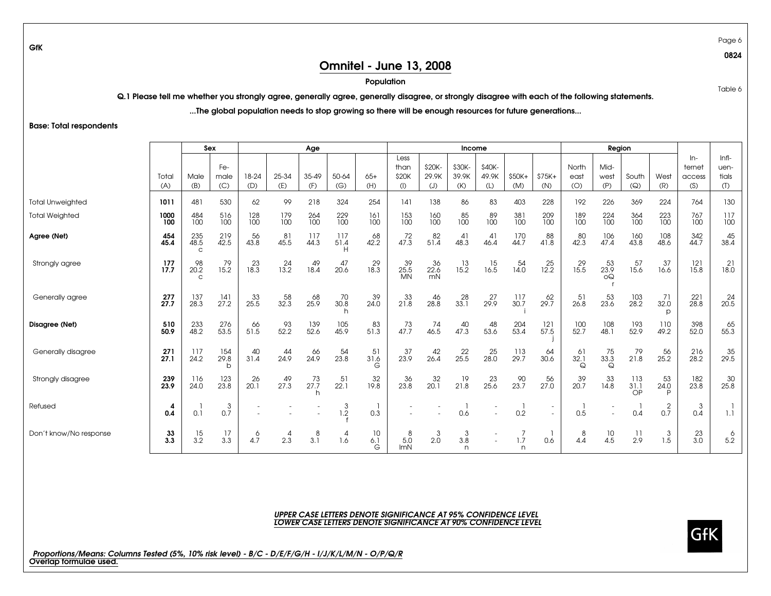GfK

0824

# Omnitel - June 13, 2008

**Population**

Table 6

**Q.1 Please tell me whether you strongly agree, generally agree, generally disagree, or strongly disagree with each of the following statements.**

**...The global population needs to stop growing so there will be enough resources for future generations...**

**Base: Total respondents**

| | | Sex | | Age | | | | | Income | | | | | | Region | | | | | |
|---|---|---|---|---|---|---|---|---|---|---|---|---|---|---|---|---|---|---|---|---|
| | Total (A) | Male (B) | Female (C) | 18-24 (D) | 25-34 (E) | 35-49 (F) | 50-64 (G) | 65+ (H) | Less than $20K (I) | $20K-29.9K (J) | $30K-39.9K (K) | $40K-49.9K (L) | $50K+ (M) | $75K+ (N) | North east (O) | Mid-west (P) | South (Q) | West (R) | Internet access (S) | Influentials (T) |
| Total Unweighted | **1011** | 481 | 530 | 62 | 99 | 218 | 324 | 254 | 141 | 138 | 86 | 83 | 403 | 228 | 192 | 226 | 369 | 224 | 764 | 130 |
| Total Weighted | **1000** **100** | 484 100 | 516 100 | 128 100 | 179 100 | 264 100 | 229 100 | 161 100 | 153 100 | 160 100 | 85 100 | 89 100 | 381 100 | 209 100 | 189 100 | 224 100 | 364 100 | 223 100 | 767 100 | 117 100 |
| **Agree (Net)** | **454** **45.4** | 235 48.5 c | 219 42.5 | 56 43.8 | 81 45.5 | 117 44.3 | 117 51.4 H | 68 42.2 | 72 47.3 | 82 51.4 | 41 48.3 | 41 46.4 | 170 44.7 | 88 41.8 | 80 42.3 | 106 47.4 | 160 43.8 | 108 48.6 | 342 44.7 | 45 38.4 |
| Strongly agree | **177** **17.7** | 98 20.2 c | 79 15.2 | 23 18.3 | 24 13.2 | 49 18.4 | 47 20.6 | 29 18.3 | 39 25.5 MN | 36 22.6 mN | 13 15.2 | 15 16.5 | 54 14.0 | 25 12.2 | 29 15.5 | 53 23.9 oQ r | 57 15.6 | 37 16.6 | 121 15.8 | 21 18.0 |
| Generally agree | **277** **27.7** | 137 28.3 | 141 27.2 | 33 25.5 | 58 32.3 | 68 25.9 | 70 30.8 h | 39 24.0 | 33 21.8 | 46 28.8 | 28 33.1 | 27 29.9 | 117 30.7 i | 62 29.7 | 51 26.8 | 53 23.6 | 103 28.2 | 71 32.0 p | 221 28.8 | 24 20.5 |
| **Disagree (Net)** | **510** **50.9** | 233 48.2 | 276 53.5 | 66 51.5 | 93 52.2 | 139 52.6 | 105 45.9 | 83 51.3 | 73 47.7 | 74 46.5 | 40 47.3 | 48 53.6 | 204 53.4 | 121 57.5 j | 100 52.7 | 108 48.1 | 193 52.9 | 110 49.2 | 398 52.0 | 65 55.3 |
| Generally disagree | **271** **27.1** | 117 24.2 | 154 29.8 b | 40 31.4 | 44 24.9 | 66 24.9 | 54 23.8 | 51 31.6 G | 37 23.9 | 42 26.4 | 22 25.5 | 25 28.0 | 113 29.7 | 64 30.6 | 61 32.1 Q | 75 33.3 Q | 79 21.8 | 56 25.2 | 216 28.2 | 35 29.5 |
| Strongly disagree | **239** **23.9** | 116 24.0 | 123 23.8 | 26 20.1 | 49 27.3 | 73 27.7 h | 51 22.1 | 32 19.8 | 36 23.8 | 32 20.1 | 19 21.8 | 23 25.6 | 90 23.7 | 56 27.0 | 39 20.7 | 33 14.8 | 113 31.1 OP | 53 24.0 P | 182 23.8 | 30 25.8 |
| Refused | **4** **0.4** | 1 0.1 | 3 0.7 | - - | - - | - - | 3 1.2 f | 1 0.3 | - - | - - | 1 0.6 | - - | 1 0.2 | - - | 1 0.5 | - - | 1 0.4 | 2 0.7 | 3 0.4 | 1 1.1 |
| Don't know/No response | **33** **3.3** | 15 3.2 | 17 3.3 | 6 4.7 | 4 2.3 | 8 3.1 | 4 1.6 | 10 6.1 G | 8 5.0 lmN | 3 2.0 | 3 3.8 n | - - | 7 1.7 n | 1 0.6 | 8 4.4 | 10 4.5 | 11 2.9 | 3 1.5 | 23 3.0 | 6 5.2 |

*UPPER CASE LETTERS DENOTE SIGNIFICANCE AT 95% CONFIDENCE LEVEL*
*LOWER CASE LETTERS DENOTE SIGNIFICANCE AT 90% CONFIDENCE LEVEL*

*Proportions/Means: Columns Tested (5%, 10% risk level) - B/C - D/E/F/G/H - I/J/K/L/M/N - O/P/Q/R*
Overlap formulae used.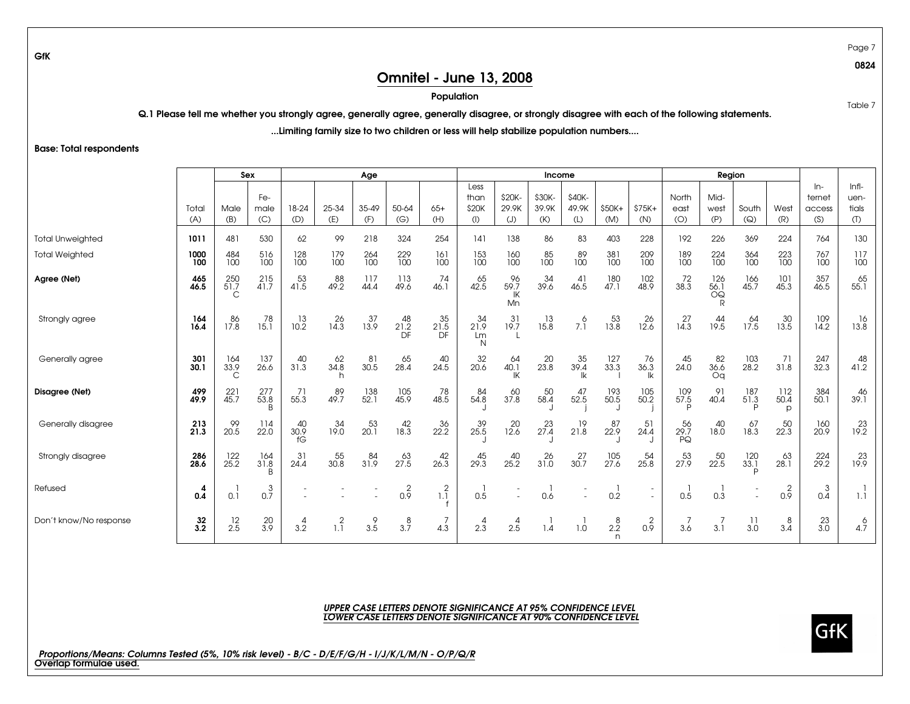GfK

0824

# Omnitel - June 13, 2008

**Population**

Table 7

**Q.1 Please tell me whether you strongly agree, generally agree, generally disagree, or strongly disagree with each of the following statements.**

**...Limiting family size to two children or less will help stabilize population numbers....**

**Base: Total respondents**

| | | Sex | | Age | | | | | Income | | | | | | Region | | | | | |
|---|---|---|---|---|---|---|---|---|---|---|---|---|---|---|---|---|---|---|---|---|
| | Total (A) | Male (B) | Female (C) | 18-24 (D) | 25-34 (E) | 35-49 (F) | 50-64 (G) | 65+ (H) | Less than $20K (I) | $20K-29.9K (J) | $30K-39.9K (K) | $40K-49.9K (L) | $50K+ (M) | $75K+ (N) | North east (O) | Mid-west (P) | South (Q) | West (R) | Internet access (S) | Influentials (T) |
| Total Unweighted | **1011** | 481 | 530 | 62 | 99 | 218 | 324 | 254 | 141 | 138 | 86 | 83 | 403 | 228 | 192 | 226 | 369 | 224 | 764 | 130 |
| Total Weighted | **1000** **100** | 484 100 | 516 100 | 128 100 | 179 100 | 264 100 | 229 100 | 161 100 | 153 100 | 160 100 | 85 100 | 89 100 | 381 100 | 209 100 | 189 100 | 224 100 | 364 100 | 223 100 | 767 100 | 117 100 |
| **Agree (Net)** | **465** **46.5** | 250 51.7 C | 215 41.7 | 53 41.5 | 88 49.2 | 117 44.4 | 113 49.6 | 74 46.1 | 65 42.5 | 96 59.7 IK Mn | 34 39.6 | 41 46.5 | 180 47.1 | 102 48.9 | 72 38.3 | 126 56.1 OQ R | 166 45.7 | 101 45.3 | 357 46.5 | 65 55.1 |
| Strongly agree | **164** **16.4** | 86 17.8 | 78 15.1 | 13 10.2 | 26 14.3 | 37 13.9 | 48 21.2 DF | 35 21.5 DF | 34 21.9 Lm N | 31 19.7 L | 13 15.8 | 6 7.1 | 53 13.8 | 26 12.6 | 27 14.3 | 44 19.5 | 64 17.5 | 30 13.5 | 109 14.2 | 16 13.8 |
| Generally agree | **301** **30.1** | 164 33.9 C | 137 26.6 | 40 31.3 | 62 34.8 h | 81 30.5 | 65 28.4 | 40 24.5 | 32 20.6 | 64 40.1 IK | 20 23.8 | 35 39.4 Ik | 127 33.3 I | 76 36.3 Ik | 45 24.0 | 82 36.6 Oq | 103 28.2 | 71 31.8 | 247 32.3 | 48 41.2 |
| **Disagree (Net)** | **499** **49.9** | 221 45.7 | 277 53.8 B | 71 55.3 | 89 49.7 | 138 52.1 | 105 45.9 | 78 48.5 | 84 54.8 J | 60 37.8 | 50 58.4 J | 47 52.5 j | 193 50.5 J | 105 50.2 j | 109 57.5 P | 91 40.4 | 187 51.3 P | 112 50.4 p | 384 50.1 | 46 39.1 |
| Generally disagree | **213** **21.3** | 99 20.5 | 114 22.0 | 40 30.9 fG | 34 19.0 | 53 20.1 | 42 18.3 | 36 22.2 | 39 25.5 J | 20 12.6 | 23 27.4 J | 19 21.8 | 87 22.9 J | 51 24.4 J | 56 29.7 PQ | 40 18.0 | 67 18.3 | 50 22.3 | 160 20.9 | 23 19.2 |
| Strongly disagree | **286** **28.6** | 122 25.2 | 164 31.8 B | 31 24.4 | 55 30.8 | 84 31.9 | 63 27.5 | 42 26.3 | 45 29.3 | 40 25.2 | 26 31.0 | 27 30.7 | 105 27.6 | 54 25.8 | 53 27.9 | 50 22.5 | 120 33.1 P | 63 28.1 | 224 29.2 | 23 19.9 |
| Refused | **4** **0.4** | 1 0.1 | 3 0.7 | - - | - - | - - | 2 0.9 | 2 1.1 f | 1 0.5 | - - | 1 0.6 | - - | 1 0.2 | - - | 1 0.5 | 1 0.3 | - - | 2 0.9 | 3 0.4 | 1 1.1 |
| Don't know/No response | **32** **3.2** | 12 2.5 | 20 3.9 | 4 3.2 | 2 1.1 | 9 3.5 | 8 3.7 | 7 4.3 | 4 2.3 | 4 2.5 | 1 1.4 | 1 1.0 | 8 2.2 n | 2 0.9 | 7 3.6 | 7 3.1 | 11 3.0 | 8 3.4 | 23 3.0 | 6 4.7 |

*UPPER CASE LETTERS DENOTE SIGNIFICANCE AT 95% CONFIDENCE LEVEL*
*LOWER CASE LETTERS DENOTE SIGNIFICANCE AT 90% CONFIDENCE LEVEL*

*Proportions/Means: Columns Tested (5%, 10% risk level) - B/C - D/E/F/G/H - I/J/K/L/M/N - O/P/Q/R*
Overlap formulae used.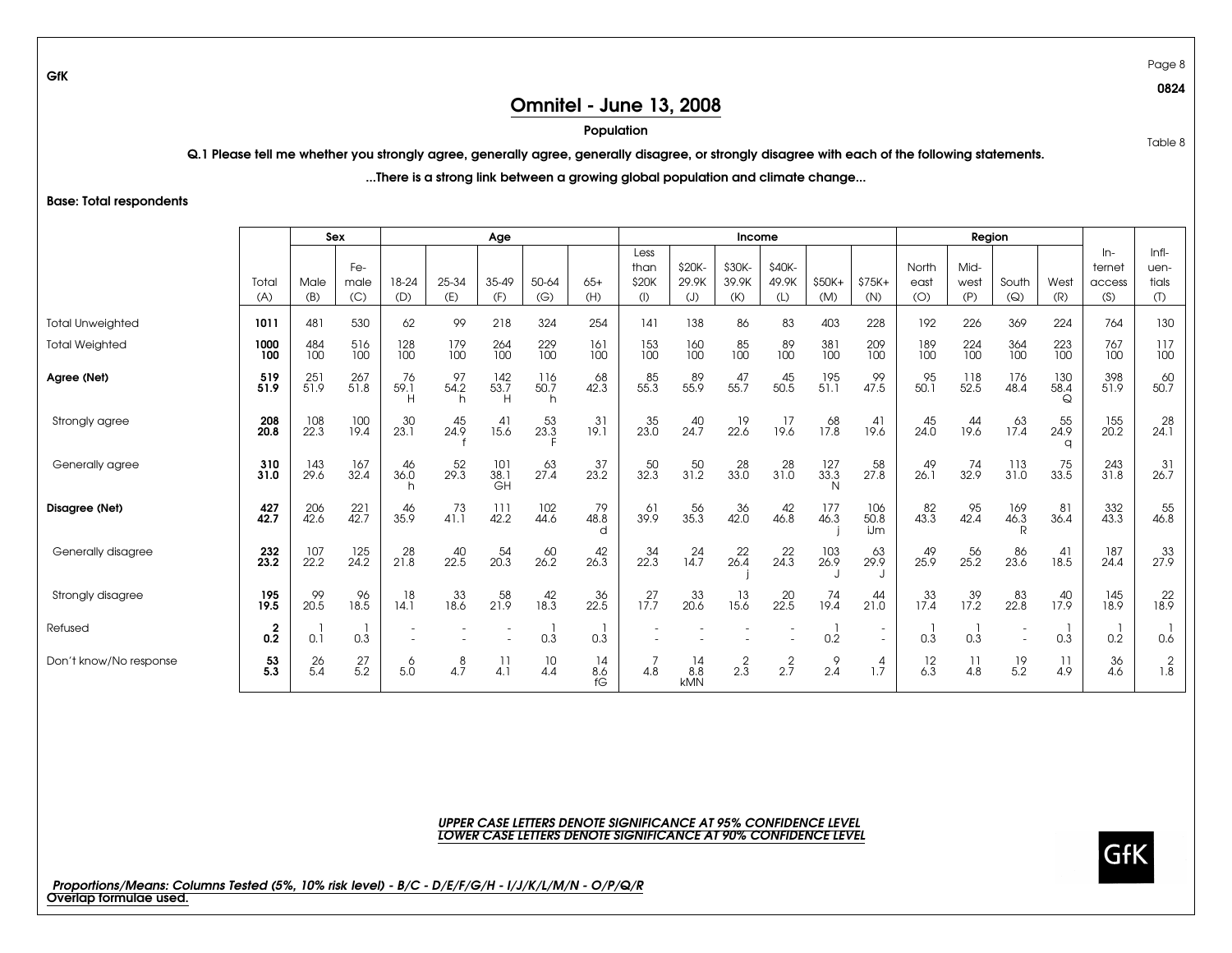GfK

# Omnitel - June 13, 2008

### Population

Table 8

**Q.1 Please tell me whether you strongly agree, generally agree, generally disagree, or strongly disagree with each of the following statements.**

**...There is a strong link between a growing global population and climate change...**

**Base: Total respondents**

| | | Sex | | Age | | | | | Income | | | | | | Region | | | | | |
|---|---|---|---|---|---|---|---|---|---|---|---|---|---|---|---|---|---|---|---|---|
| | Total (A) | Male (B) | Female (C) | 18-24 (D) | 25-34 (E) | 35-49 (F) | 50-64 (G) | 65+ (H) | Less than $20K (I) | $20K-29.9K (J) | $30K-39.9K (K) | $40K-49.9K (L) | $50K+ (M) | $75K+ (N) | North east (O) | Mid-west (P) | South (Q) | West (R) | Internet access (S) | Influentials (T) |
| Total Unweighted | **1011** | 481 | 530 | 62 | 99 | 218 | 324 | 254 | 141 | 138 | 86 | 83 | 403 | 228 | 192 | 226 | 369 | 224 | 764 | 130 |
| Total Weighted | **1000** **100** | 484 100 | 516 100 | 128 100 | 179 100 | 264 100 | 229 100 | 161 100 | 153 100 | 160 100 | 85 100 | 89 100 | 381 100 | 209 100 | 189 100 | 224 100 | 364 100 | 223 100 | 767 100 | 117 100 |
| **Agree (Net)** | **519** **51.9** | 251 51.9 | 267 51.8 | 76 59.1 H | 97 54.2 h | 142 53.7 H | 116 50.7 h | 68 42.3 | 85 55.3 | 89 55.9 | 47 55.7 | 45 50.5 | 195 51.1 | 99 47.5 | 95 50.1 | 118 52.5 | 176 48.4 | 130 58.4 Q | 398 51.9 | 60 50.7 |
| Strongly agree | **208** **20.8** | 108 22.3 | 100 19.4 | 30 23.1 | 45 24.9 f | 41 15.6 | 53 23.3 F | 31 19.1 | 35 23.0 | 40 24.7 | 19 22.6 | 17 19.6 | 68 17.8 | 41 19.6 | 45 24.0 | 44 19.6 | 63 17.4 | 55 24.9 q | 155 20.2 | 28 24.1 |
| Generally agree | **310** **31.0** | 143 29.6 | 167 32.4 | 46 36.0 h | 52 29.3 | 101 38.1 GH | 63 27.4 | 37 23.2 | 50 32.3 | 50 31.2 | 28 33.0 | 28 31.0 | 127 33.3 N | 58 27.8 | 49 26.1 | 74 32.9 | 113 31.0 | 75 33.5 | 243 31.8 | 31 26.7 |
| **Disagree (Net)** | **427** **42.7** | 206 42.6 | 221 42.7 | 46 35.9 | 73 41.1 | 111 42.2 | 102 44.6 | 79 48.8 d | 61 39.9 | 56 35.3 | 36 42.0 | 42 46.8 | 177 46.3 j | 106 50.8 iJm | 82 43.3 | 95 42.4 | 169 46.3 R | 81 36.4 | 332 43.3 | 55 46.8 |
| Generally disagree | **232** **23.2** | 107 22.2 | 125 24.2 | 28 21.8 | 40 22.5 | 54 20.3 | 60 26.2 | 42 26.3 | 34 22.3 | 24 14.7 | 22 26.4 j | 22 24.3 | 103 26.9 J | 63 29.9 J | 49 25.9 | 56 25.2 | 86 23.6 | 41 18.5 | 187 24.4 | 33 27.9 |
| Strongly disagree | **195** **19.5** | 99 20.5 | 96 18.5 | 18 14.1 | 33 18.6 | 58 21.9 | 42 18.3 | 36 22.5 | 27 17.7 | 33 20.6 | 13 15.6 | 20 22.5 | 74 19.4 | 44 21.0 | 33 17.4 | 39 17.2 | 83 22.8 | 40 17.9 | 145 18.9 | 22 18.9 |
| Refused | **2** **0.2** | 1 0.1 | 1 0.3 | - - | - - | - - | 1 0.3 | 1 0.3 | - - | - - | - - | - - | 1 0.2 | - - | 1 0.3 | 1 0.3 | - - | 1 0.3 | 1 0.2 | 1 0.6 |
| Don't know/No response | **53** **5.3** | 26 5.4 | 27 5.2 | 6 5.0 | 8 4.7 | 11 4.1 | 10 4.4 | 14 8.6 fG | 7 4.8 | 14 8.8 kMN | 2 2.3 | 2 2.7 | 9 2.4 | 4 1.7 | 12 6.3 | 11 4.8 | 19 5.2 | 11 4.9 | 36 4.6 | 2 1.8 |

*UPPER CASE LETTERS DENOTE SIGNIFICANCE AT 95% CONFIDENCE LEVEL*
*LOWER CASE LETTERS DENOTE SIGNIFICANCE AT 90% CONFIDENCE LEVEL*

*Proportions/Means: Columns Tested (5%, 10% risk level) - B/C - D/E/F/G/H - I/J/K/L/M/N - O/P/Q/R*
Overlap formulae used.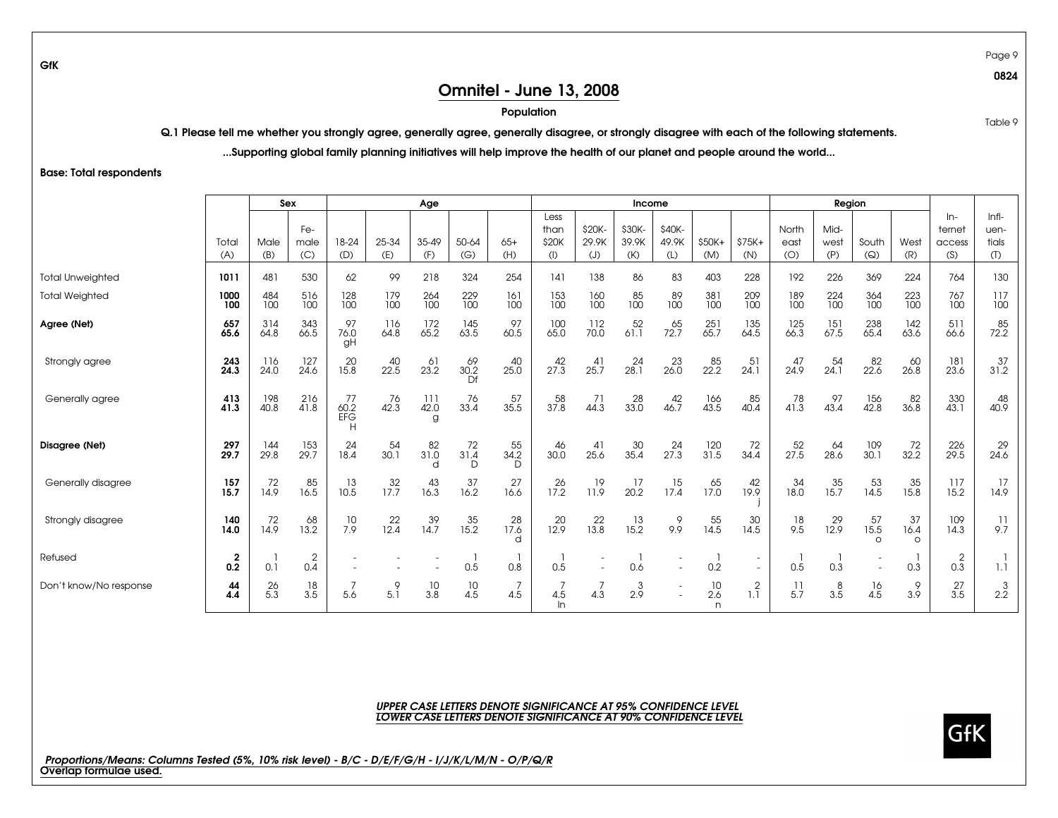# Omnitel - June 13, 2008

**Population**

**Q.1 Please tell me whether you strongly agree, generally agree, generally disagree, or strongly disagree with each of the following statements.**

**...Supporting global family planning initiatives will help improve the health of our planet and people around the world...**

**Base: Total respondents**

| | | Sex | | Age | | | | | Income | | | | | | Region | | | | | |
|---|---|---|---|---|---|---|---|---|---|---|---|---|---|---|---|---|---|---|---|---|
| | Total (A) | Male (B) | Female (C) | 18-24 (D) | 25-34 (E) | 35-49 (F) | 50-64 (G) | 65+ (H) | Less than $20K (I) | $20K-29.9K (J) | $30K-39.9K (K) | $40K-49.9K (L) | $50K+ (M) | $75K+ (N) | North east (O) | Mid-west (P) | South (Q) | West (R) | Internet access (S) | Influentials (T) |
| Total Unweighted | **1011** | 481 | 530 | 62 | 99 | 218 | 324 | 254 | 141 | 138 | 86 | 83 | 403 | 228 | 192 | 226 | 369 | 224 | 764 | 130 |
| Total Weighted | **1000** **100** | 484 100 | 516 100 | 128 100 | 179 100 | 264 100 | 229 100 | 161 100 | 153 100 | 160 100 | 85 100 | 89 100 | 381 100 | 209 100 | 189 100 | 224 100 | 364 100 | 223 100 | 767 100 | 117 100 |
| **Agree (Net)** | **657** **65.6** | 314 64.8 | 343 66.5 | 97 76.0 gH | 116 64.8 | 172 65.2 | 145 63.5 | 97 60.5 | 100 65.0 | 112 70.0 | 52 61.1 | 65 72.7 | 251 65.7 | 135 64.5 | 125 66.3 | 151 67.5 | 238 65.4 | 142 63.6 | 511 66.6 | 85 72.2 |
| Strongly agree | **243** **24.3** | 116 24.0 | 127 24.6 | 20 15.8 | 40 22.5 | 61 23.2 | 69 30.2 Df | 40 25.0 | 42 27.3 | 41 25.7 | 24 28.1 | 23 26.0 | 85 22.2 | 51 24.1 | 47 24.9 | 54 24.1 | 82 22.6 | 60 26.8 | 181 23.6 | 37 31.2 |
| Generally agree | **413** **41.3** | 198 40.8 | 216 41.8 | 77 60.2 EFG H | 76 42.3 | 111 42.0 g | 76 33.4 | 57 35.5 | 58 37.8 | 71 44.3 | 28 33.0 | 42 46.7 | 166 43.5 | 85 40.4 | 78 41.3 | 97 43.4 | 156 42.8 | 82 36.8 | 330 43.1 | 48 40.9 |
| **Disagree (Net)** | **297** **29.7** | 144 29.8 | 153 29.7 | 24 18.4 | 54 30.1 | 82 31.0 d | 72 31.4 D | 55 34.2 D | 46 30.0 | 41 25.6 | 30 35.4 | 24 27.3 | 120 31.5 | 72 34.4 | 52 27.5 | 64 28.6 | 109 30.1 | 72 32.2 | 226 29.5 | 29 24.6 |
| Generally disagree | **157** **15.7** | 72 14.9 | 85 16.5 | 13 10.5 | 32 17.7 | 43 16.3 | 37 16.2 | 27 16.6 | 26 17.2 | 19 11.9 | 17 20.2 | 15 17.4 | 65 17.0 | 42 19.9 j | 34 18.0 | 35 15.7 | 53 14.5 | 35 15.8 | 117 15.2 | 17 14.9 |
| Strongly disagree | **140** **14.0** | 72 14.9 | 68 13.2 | 10 7.9 | 22 12.4 | 39 14.7 | 35 15.2 | 28 17.6 d | 20 12.9 | 22 13.8 | 13 15.2 | 9 9.9 | 55 14.5 | 30 14.5 | 18 9.5 | 29 12.9 | 57 15.5 o | 37 16.4 o | 109 14.3 | 11 9.7 |
| Refused | **2** **0.2** | 1 0.1 | 2 0.4 | - - | - - | - - | 1 0.5 | 1 0.8 | 1 0.5 | - - | 1 0.6 | - - | 1 0.2 | - - | 1 0.5 | 1 0.3 | - - | 1 0.3 | 2 0.3 | 1 1.1 |
| Don't know/No response | **44** **4.4** | 26 5.3 | 18 3.5 | 7 5.6 | 9 5.1 | 10 3.8 | 10 4.5 | 7 4.5 | 7 4.5 In | 7 4.3 | 3 2.9 | - - | 10 2.6 n | 2 1.1 | 11 5.7 | 8 3.5 | 16 4.5 | 9 3.9 | 27 3.5 | 3 2.2 |

*UPPER CASE LETTERS DENOTE SIGNIFICANCE AT 95% CONFIDENCE LEVEL*
*LOWER CASE LETTERS DENOTE SIGNIFICANCE AT 90% CONFIDENCE LEVEL*

*Proportions/Means: Columns Tested (5%, 10% risk level) - B/C - D/E/F/G/H - I/J/K/L/M/N - O/P/Q/R*
Overlap formulae used.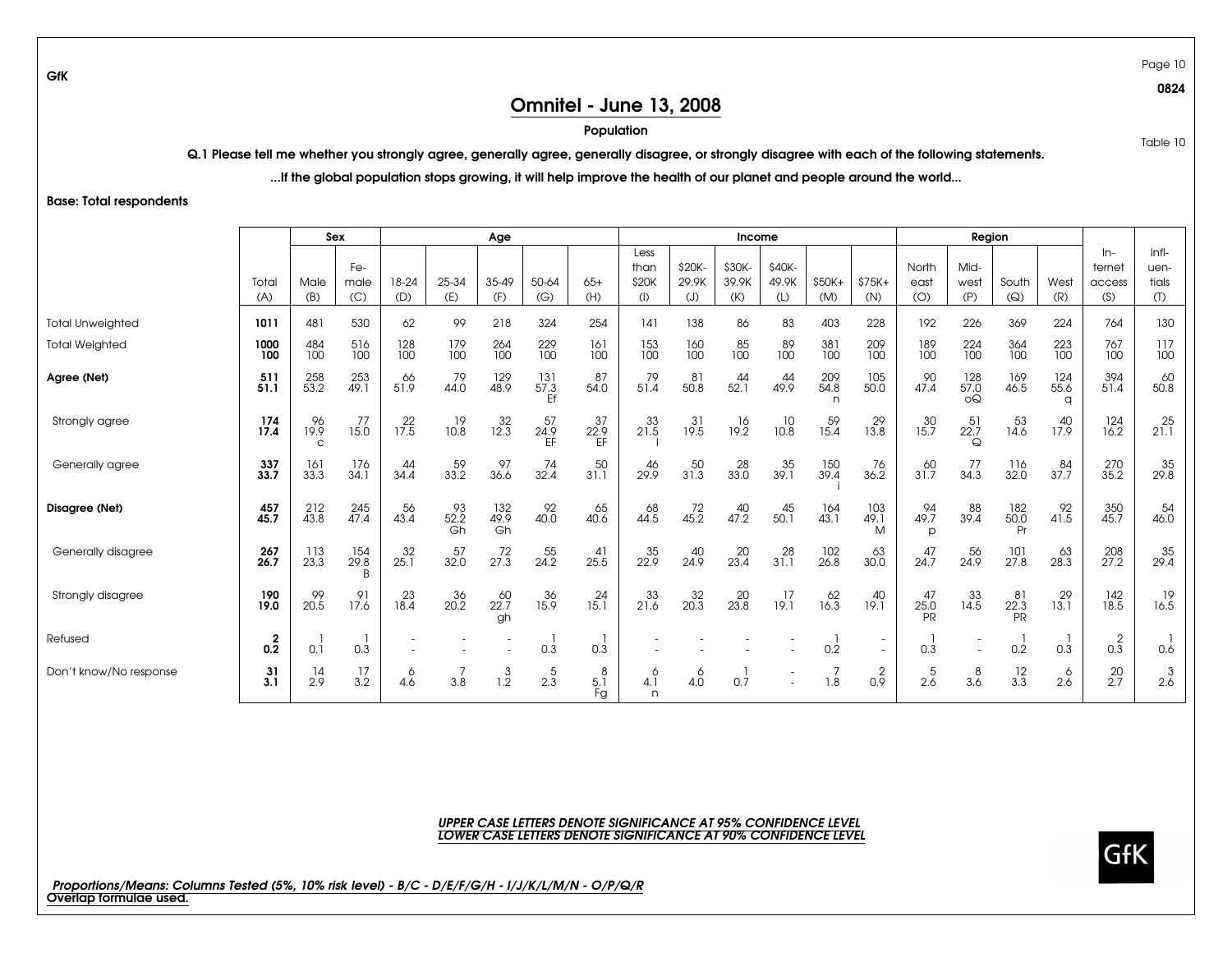GfK

0824

# Omnitel - June 13, 2008

**Population**

Table 10

**Q.1 Please tell me whether you strongly agree, generally agree, generally disagree, or strongly disagree with each of the following statements.**

**...If the global population stops growing, it will help improve the health of our planet and people around the world...**

**Base: Total respondents**

| | | Sex | | Age | | | | | Income | | | | | | Region | | | | | |
|---|---|---|---|---|---|---|---|---|---|---|---|---|---|---|---|---|---|---|---|---|
| | Total (A) | Male (B) | Female (C) | 18-24 (D) | 25-34 (E) | 35-49 (F) | 50-64 (G) | 65+ (H) | Less than $20K (I) | $20K-29.9K (J) | $30K-39.9K (K) | $40K-49.9K (L) | $50K+ (M) | $75K+ (N) | North east (O) | Mid-west (P) | South (Q) | West (R) | Internet access (S) | Influentials (T) |
| Total Unweighted | **1011** | 481 | 530 | 62 | 99 | 218 | 324 | 254 | 141 | 138 | 86 | 83 | 403 | 228 | 192 | 226 | 369 | 224 | 764 | 130 |
| Total Weighted | **1000** **100** | 484 100 | 516 100 | 128 100 | 179 100 | 264 100 | 229 100 | 161 100 | 153 100 | 160 100 | 85 100 | 89 100 | 381 100 | 209 100 | 189 100 | 224 100 | 364 100 | 223 100 | 767 100 | 117 100 |
| **Agree (Net)** | **511** **51.1** | 258 53.2 | 253 49.1 | 66 51.9 | 79 44.0 | 129 48.9 | 131 57.3 Ef | 87 54.0 | 79 51.4 | 81 50.8 | 44 52.1 | 44 49.9 | 209 54.8 n | 105 50.0 | 90 47.4 | 128 57.0 oQ | 169 46.5 | 124 55.6 q | 394 51.4 | 60 50.8 |
| Strongly agree | **174** **17.4** | 96 19.9 c | 77 15.0 | 22 17.5 | 19 10.8 | 32 12.3 | 57 24.9 EF | 37 22.9 EF | 33 21.5 l | 31 19.5 | 16 19.2 | 10 10.8 | 59 15.4 | 29 13.8 | 30 15.7 | 51 22.7 Q | 53 14.6 | 40 17.9 | 124 16.2 | 25 21.1 |
| Generally agree | **337** **33.7** | 161 33.3 | 176 34.1 | 44 34.4 | 59 33.2 | 97 36.6 | 74 32.4 | 50 31.1 | 46 29.9 | 50 31.3 | 28 33.0 | 35 39.1 | 150 39.4 i | 76 36.2 | 60 31.7 | 77 34.3 | 116 32.0 | 84 37.7 | 270 35.2 | 35 29.8 |
| **Disagree (Net)** | **457** **45.7** | 212 43.8 | 245 47.4 | 56 43.4 | 93 52.2 Gh | 132 49.9 Gh | 92 40.0 | 65 40.6 | 68 44.5 | 72 45.2 | 40 47.2 | 45 50.1 | 164 43.1 | 103 49.1 M | 94 49.7 p | 88 39.4 | 182 50.0 Pr | 92 41.5 | 350 45.7 | 54 46.0 |
| Generally disagree | **267** **26.7** | 113 23.3 | 154 29.8 B | 32 25.1 | 57 32.0 | 72 27.3 | 55 24.2 | 41 25.5 | 35 22.9 | 40 24.9 | 20 23.4 | 28 31.1 | 102 26.8 | 63 30.0 | 47 24.7 | 56 24.9 | 101 27.8 | 63 28.3 | 208 27.2 | 35 29.4 |
| Strongly disagree | **190** **19.0** | 99 20.5 | 91 17.6 | 23 18.4 | 36 20.2 | 60 22.7 gh | 36 15.9 | 24 15.1 | 33 21.6 | 32 20.3 | 20 23.8 | 17 19.1 | 62 16.3 | 40 19.1 | 47 25.0 PR | 33 14.5 | 81 22.3 PR | 29 13.1 | 142 18.5 | 19 16.5 |
| Refused | **2** **0.2** | 1 0.1 | 1 0.3 | - - | - - | - - | 1 0.3 | 1 0.3 | - - | - - | - - | - - | 1 0.2 | - - | 1 0.3 | - - | 1 0.2 | 1 0.3 | 2 0.3 | 1 0.6 |
| Don't know/No response | **31** **3.1** | 14 2.9 | 17 3.2 | 6 4.6 | 7 3.8 | 3 1.2 | 5 2.3 | 8 5.1 Fg | 6 4.1 n | 6 4.0 | 1 0.7 | - - | 7 1.8 | 2 0.9 | 5 2.6 | 8 3.6 | 12 3.3 | 6 2.6 | 20 2.7 | 3 2.6 |

*UPPER CASE LETTERS DENOTE SIGNIFICANCE AT 95% CONFIDENCE LEVEL*
*LOWER CASE LETTERS DENOTE SIGNIFICANCE AT 90% CONFIDENCE LEVEL*

*Proportions/Means: Columns Tested (5%, 10% risk level) - B/C - D/E/F/G/H - I/J/K/L/M/N - O/P/Q/R*
Overlap formulae used.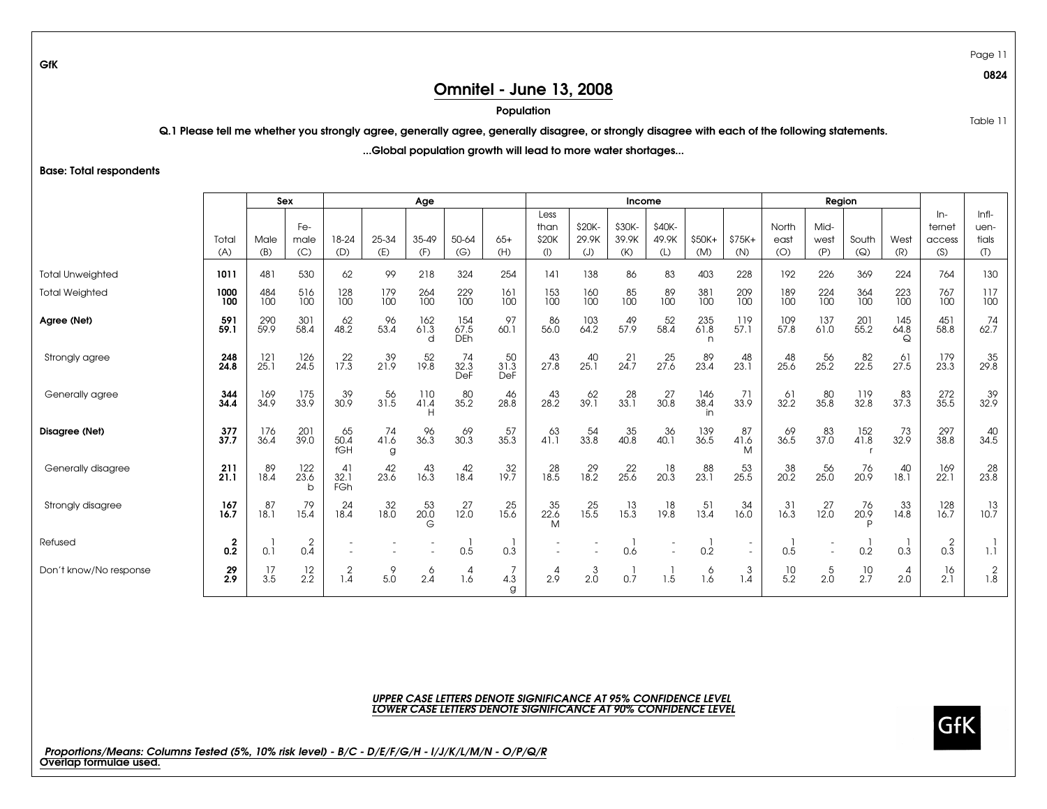# Omnitel - June 13, 2008

**Population**

**Q.1 Please tell me whether you strongly agree, generally agree, generally disagree, or strongly disagree with each of the following statements.**

**...Global population growth will lead to more water shortages...**

**Base: Total respondents**

| | | Sex | | Age | | | | | Income | | | | | | Region | | | | | |
|---|---|---|---|---|---|---|---|---|---|---|---|---|---|---|---|---|---|---|---|---|
| | Total (A) | Male (B) | Female (C) | 18-24 (D) | 25-34 (E) | 35-49 (F) | 50-64 (G) | 65+ (H) | Less than $20K (I) | $20K-29.9K (J) | $30K-39.9K (K) | $40K-49.9K (L) | $50K+ (M) | $75K+ (N) | North east (O) | Mid-west (P) | South (Q) | West (R) | Internet access (S) | Influentials (T) |
| Total Unweighted | **1011** | 481 | 530 | 62 | 99 | 218 | 324 | 254 | 141 | 138 | 86 | 83 | 403 | 228 | 192 | 226 | 369 | 224 | 764 | 130 |
| Total Weighted | **1000** **100** | 484 100 | 516 100 | 128 100 | 179 100 | 264 100 | 229 100 | 161 100 | 153 100 | 160 100 | 85 100 | 89 100 | 381 100 | 209 100 | 189 100 | 224 100 | 364 100 | 223 100 | 767 100 | 117 100 |
| **Agree (Net)** | **591** **59.1** | 290 59.9 | 301 58.4 | 62 48.2 | 96 53.4 | 162 61.3 d | 154 67.5 DEh | 97 60.1 | 86 56.0 | 103 64.2 | 49 57.9 | 52 58.4 | 235 61.8 n | 119 57.1 | 109 57.8 | 137 61.0 | 201 55.2 | 145 64.8 Q | 451 58.8 | 74 62.7 |
| Strongly agree | **248** **24.8** | 121 25.1 | 126 24.5 | 22 17.3 | 39 21.9 | 52 19.8 | 74 32.3 DeF | 50 31.3 DeF | 43 27.8 | 40 25.1 | 21 24.7 | 25 27.6 | 89 23.4 | 48 23.1 | 48 25.6 | 56 25.2 | 82 22.5 | 61 27.5 | 179 23.3 | 35 29.8 |
| Generally agree | **344** **34.4** | 169 34.9 | 175 33.9 | 39 30.9 | 56 31.5 | 110 41.4 H | 80 35.2 | 46 28.8 | 43 28.2 | 62 39.1 | 28 33.1 | 27 30.8 | 146 38.4 in | 71 33.9 | 61 32.2 | 80 35.8 | 119 32.8 | 83 37.3 | 272 35.5 | 39 32.9 |
| **Disagree (Net)** | **377** **37.7** | 176 36.4 | 201 39.0 | 65 50.4 fGH | 74 41.6 g | 96 36.3 | 69 30.3 | 57 35.3 | 63 41.1 | 54 33.8 | 35 40.8 | 36 40.1 | 139 36.5 | 87 41.6 M | 69 36.5 | 83 37.0 | 152 41.8 r | 73 32.9 | 297 38.8 | 40 34.5 |
| Generally disagree | **211** **21.1** | 89 18.4 | 122 23.6 b | 41 32.1 FGh | 42 23.6 | 43 16.3 | 42 18.4 | 32 19.7 | 28 18.5 | 29 18.2 | 22 25.6 | 18 20.3 | 88 23.1 | 53 25.5 | 38 20.2 | 56 25.0 | 76 20.9 | 40 18.1 | 169 22.1 | 28 23.8 |
| Strongly disagree | **167** **16.7** | 87 18.1 | 79 15.4 | 24 18.4 | 32 18.0 | 53 20.0 G | 27 12.0 | 25 15.6 | 35 22.6 M | 25 15.5 | 13 15.3 | 18 19.8 | 51 13.4 | 34 16.0 | 31 16.3 | 27 12.0 | 76 20.9 P | 33 14.8 | 128 16.7 | 13 10.7 |
| Refused | **2** **0.2** | 1 0.1 | 2 0.4 | - - | - - | - - | 1 0.5 | 1 0.3 | - - | - - | 1 0.6 | - - | 1 0.2 | - - | 1 0.5 | - - | 1 0.2 | 1 0.3 | 2 0.3 | 1 1.1 |
| Don't know/No response | **29** **2.9** | 17 3.5 | 12 2.2 | 2 1.4 | 9 5.0 | 6 2.4 | 4 1.6 | 7 4.3 g | 4 2.9 | 3 2.0 | 1 0.7 | 1 1.5 | 6 1.6 | 3 1.4 | 10 5.2 | 5 2.0 | 10 2.7 | 4 2.0 | 16 2.1 | 2 1.8 |

*UPPER CASE LETTERS DENOTE SIGNIFICANCE AT 95% CONFIDENCE LEVEL*
*LOWER CASE LETTERS DENOTE SIGNIFICANCE AT 90% CONFIDENCE LEVEL*

*Proportions/Means: Columns Tested (5%, 10% risk level) - B/C - D/E/F/G/H - I/J/K/L/M/N - O/P/Q/R*
Overlap formulae used.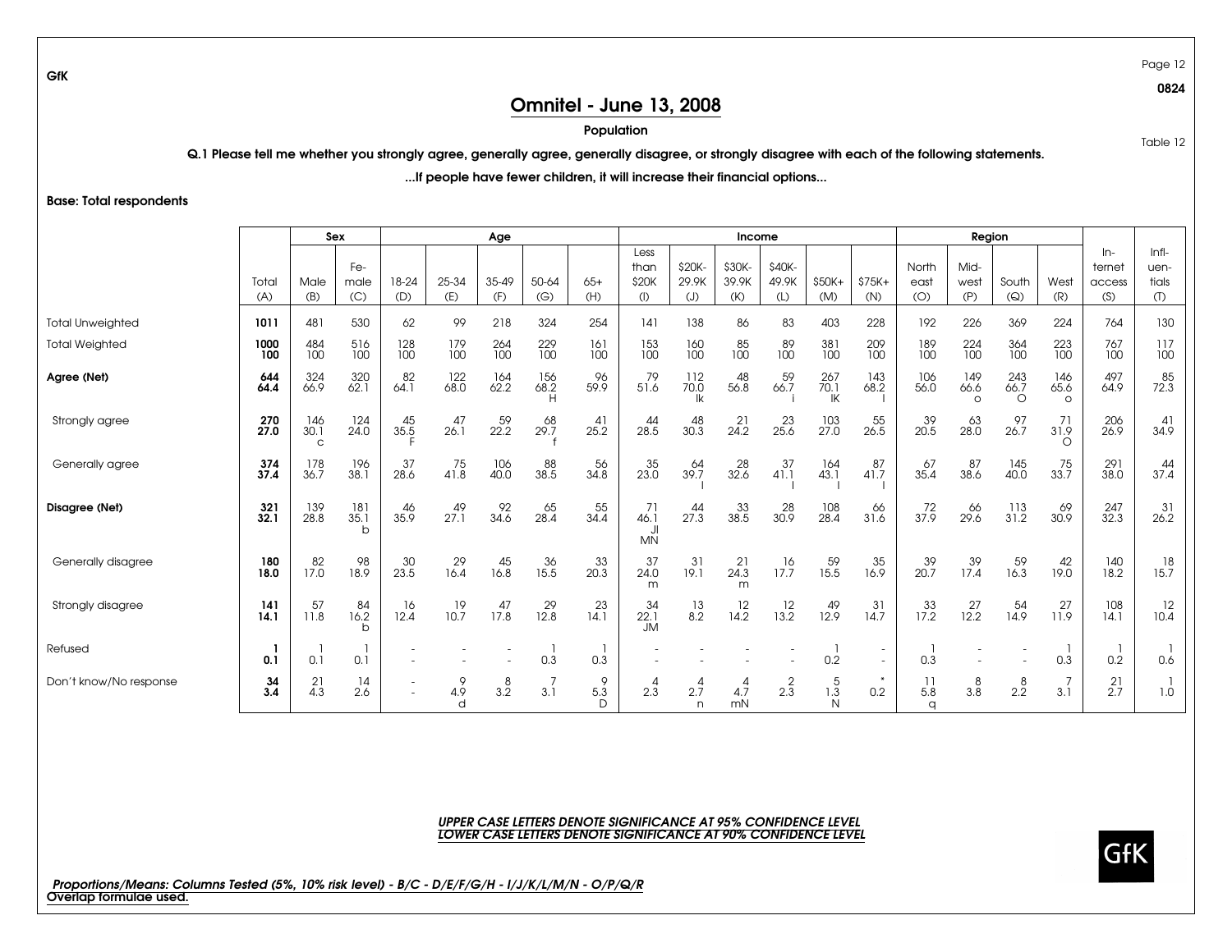GfK

# Omnitel - June 13, 2008

**Population**

Table 12

**Q.1 Please tell me whether you strongly agree, generally agree, generally disagree, or strongly disagree with each of the following statements.**

**...If people have fewer children, it will increase their financial options...**

**Base: Total respondents**

| | | Sex | | Age | | | | | Income | | | | | | Region | | | | | |
|---|---|---|---|---|---|---|---|---|---|---|---|---|---|---|---|---|---|---|---|---|
| | Total (A) | Male (B) | Female (C) | 18-24 (D) | 25-34 (E) | 35-49 (F) | 50-64 (G) | 65+ (H) | Less than $20K (I) | $20K-29.9K (J) | $30K-39.9K (K) | $40K-49.9K (L) | $50K+ (M) | $75K+ (N) | North east (O) | Mid-west (P) | South (Q) | West (R) | In-ternet access (S) | Infl-uen-tials (T) |
| Total Unweighted | **1011** | 481 | 530 | 62 | 99 | 218 | 324 | 254 | 141 | 138 | 86 | 83 | 403 | 228 | 192 | 226 | 369 | 224 | 764 | 130 |
| Total Weighted | **1000** **100** | 484 100 | 516 100 | 128 100 | 179 100 | 264 100 | 229 100 | 161 100 | 153 100 | 160 100 | 85 100 | 89 100 | 381 100 | 209 100 | 189 100 | 224 100 | 364 100 | 223 100 | 767 100 | 117 100 |
| **Agree (Net)** | **644** **64.4** | 324 66.9 | 320 62.1 | 82 64.1 | 122 68.0 | 164 62.2 | 156 68.2 H | 96 59.9 | 79 51.6 | 112 70.0 Ik | 48 56.8 | 59 66.7 i | 267 70.1 IK | 143 68.2 I | 106 56.0 | 149 66.6 o | 243 66.7 O | 146 65.6 o | 497 64.9 | 85 72.3 |
| Strongly agree | **270** **27.0** | 146 30.1 c | 124 24.0 | 45 35.5 F | 47 26.1 | 59 22.2 | 68 29.7 f | 41 25.2 | 44 28.5 | 48 30.3 | 21 24.2 | 23 25.6 | 103 27.0 | 55 26.5 | 39 20.5 | 63 28.0 | 97 26.7 | 71 31.9 O | 206 26.9 | 41 34.9 |
| Generally agree | **374** **37.4** | 178 36.7 | 196 38.1 | 37 28.6 | 75 41.8 | 106 40.0 | 88 38.5 | 56 34.8 | 35 23.0 | 64 39.7 I | 28 32.6 | 37 41.1 I | 164 43.1 I | 87 41.7 I | 67 35.4 | 87 38.6 | 145 40.0 | 75 33.7 | 291 38.0 | 44 37.4 |
| **Disagree (Net)** | **321** **32.1** | 139 28.8 | 181 35.1 b | 46 35.9 | 49 27.1 | 92 34.6 | 65 28.4 | 55 34.4 | 71 46.1 JI MN | 44 27.3 | 33 38.5 | 28 30.9 | 108 28.4 | 66 31.6 | 72 37.9 | 66 29.6 | 113 31.2 | 69 30.9 | 247 32.3 | 31 26.2 |
| Generally disagree | **180** **18.0** | 82 17.0 | 98 18.9 | 30 23.5 | 29 16.4 | 45 16.8 | 36 15.5 | 33 20.3 | 37 24.0 m | 31 19.1 | 21 24.3 m | 16 17.7 | 59 15.5 | 35 16.9 | 39 20.7 | 39 17.4 | 59 16.3 | 42 19.0 | 140 18.2 | 18 15.7 |
| Strongly disagree | **141** **14.1** | 57 11.8 | 84 16.2 b | 16 12.4 | 19 10.7 | 47 17.8 | 29 12.8 | 23 14.1 | 34 22.1 JM | 13 8.2 | 12 14.2 | 12 13.2 | 49 12.9 | 31 14.7 | 33 17.2 | 27 12.2 | 54 14.9 | 27 11.9 | 108 14.1 | 12 10.4 |
| Refused | **1** **0.1** | 1 0.1 | 1 0.1 | - - | - - | - - | 1 0.3 | 1 0.3 | - - | - - | - - | - - | 1 0.2 | - - | 1 0.3 | - - | - - | 1 0.3 | 1 0.2 | 1 0.6 |
| Don't know/No response | **34** **3.4** | 21 4.3 | 14 2.6 | - - | 9 4.9 d | 8 3.2 | 7 3.1 | 9 5.3 D | 4 2.3 | 4 2.7 n | 4 4.7 mN | 2 2.3 | 5 1.3 N | * 0.2 | 11 5.8 q | 8 3.8 | 8 2.2 | 7 3.1 | 21 2.7 | 1 1.0 |

*UPPER CASE LETTERS DENOTE SIGNIFICANCE AT 95% CONFIDENCE LEVEL*
*LOWER CASE LETTERS DENOTE SIGNIFICANCE AT 90% CONFIDENCE LEVEL*

*Proportions/Means: Columns Tested (5%, 10% risk level) - B/C - D/E/F/G/H - I/J/K/L/M/N - O/P/Q/R*
Overlap formulae used.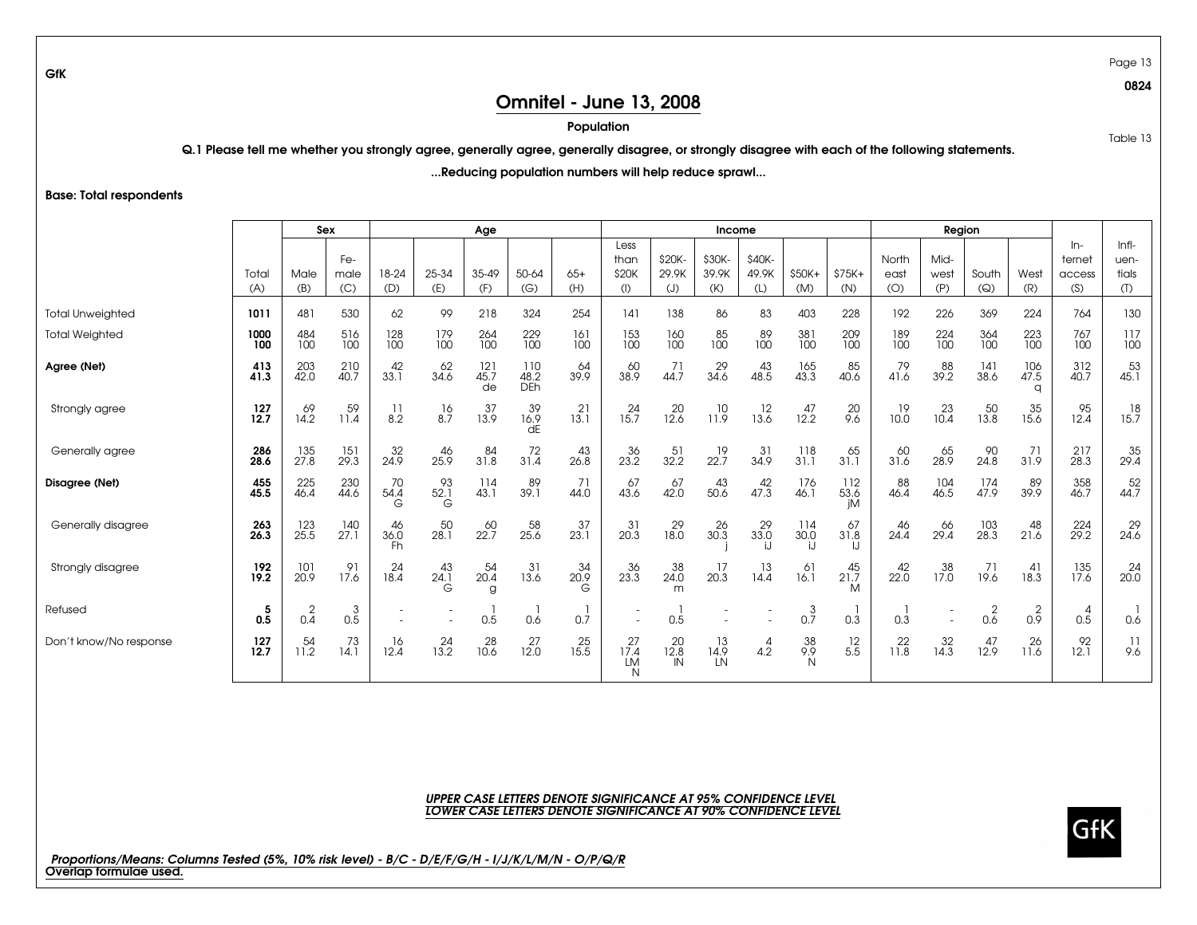GfK

0824

# Omnitel - June 13, 2008

**Population**

Table 13

**Q.1 Please tell me whether you strongly agree, generally agree, generally disagree, or strongly disagree with each of the following statements.**

**...Reducing population numbers will help reduce sprawl...**

**Base: Total respondents**

| | | Sex | | Age | | | | | Income | | | | | | Region | | | | | |
|---|---|---|---|---|---|---|---|---|---|---|---|---|---|---|---|---|---|---|---|---|
| | Total (A) | Male (B) | Fe-male (C) | 18-24 (D) | 25-34 (E) | 35-49 (F) | 50-64 (G) | 65+ (H) | Less than $20K (I) | $20K-29.9K (J) | $30K-39.9K (K) | $40K-49.9K (L) | $50K+ (M) | $75K+ (N) | North east (O) | Mid-west (P) | South (Q) | West (R) | In-ternet access (S) | Infl-uen-tials (T) |
| Total Unweighted | **1011** | 481 | 530 | 62 | 99 | 218 | 324 | 254 | 141 | 138 | 86 | 83 | 403 | 228 | 192 | 226 | 369 | 224 | 764 | 130 |
| Total Weighted | **1000 100** | 484 100 | 516 100 | 128 100 | 179 100 | 264 100 | 229 100 | 161 100 | 153 100 | 160 100 | 85 100 | 89 100 | 381 100 | 209 100 | 189 100 | 224 100 | 364 100 | 223 100 | 767 100 | 117 100 |
| **Agree (Net)** | **413 41.3** | 203 42.0 | 210 40.7 | 42 33.1 | 62 34.6 | 121 45.7 de | 110 48.2 DEh | 64 39.9 | 60 38.9 | 71 44.7 | 29 34.6 | 43 48.5 | 165 43.3 | 85 40.6 | 79 41.6 | 88 39.2 | 141 38.6 | 106 47.5 q | 312 40.7 | 53 45.1 |
| Strongly agree | **127 12.7** | 69 14.2 | 59 11.4 | 11 8.2 | 16 8.7 | 37 13.9 | 39 16.9 dE | 21 13.1 | 24 15.7 | 20 12.6 | 10 11.9 | 12 13.6 | 47 12.2 | 20 9.6 | 19 10.0 | 23 10.4 | 50 13.8 | 35 15.6 | 95 12.4 | 18 15.7 |
| Generally agree | **286 28.6** | 135 27.8 | 151 29.3 | 32 24.9 | 46 25.9 | 84 31.8 | 72 31.4 | 43 26.8 | 36 23.2 | 51 32.2 | 19 22.7 | 31 34.9 | 118 31.1 | 65 31.1 | 60 31.6 | 65 28.9 | 90 24.8 | 71 31.9 | 217 28.3 | 35 29.4 |
| **Disagree (Net)** | **455 45.5** | 225 46.4 | 230 44.6 | 70 54.4 G | 93 52.1 G | 114 43.1 | 89 39.1 | 71 44.0 | 67 43.6 | 67 42.0 | 43 50.6 | 42 47.3 | 176 46.1 | 112 53.6 jM | 88 46.4 | 104 46.5 | 174 47.9 | 89 39.9 | 358 46.7 | 52 44.7 |
| Generally disagree | **263 26.3** | 123 25.5 | 140 27.1 | 46 36.0 Fh | 50 28.1 | 60 22.7 | 58 25.6 | 37 23.1 | 31 20.3 | 29 18.0 | 26 30.3 j | 29 33.0 iJ | 114 30.0 iJ | 67 31.8 IJ | 46 24.4 | 66 29.4 | 103 28.3 | 48 21.6 | 224 29.2 | 29 24.6 |
| Strongly disagree | **192 19.2** | 101 20.9 | 91 17.6 | 24 18.4 | 43 24.1 G | 54 20.4 g | 31 13.6 | 34 20.9 G | 36 23.3 | 38 24.0 m | 17 20.3 | 13 14.4 | 61 16.1 | 45 21.7 M | 42 22.0 | 38 17.0 | 71 19.6 | 41 18.3 | 135 17.6 | 24 20.0 |
| Refused | **5 0.5** | 2 0.4 | 3 0.5 | - - | - - | 1 0.5 | 1 0.6 | 1 0.7 | - - | 1 0.5 | - - | - - | 3 0.7 | 1 0.3 | 1 0.3 | - - | 2 0.6 | 2 0.9 | 4 0.5 | 1 0.6 |
| Don't know/No response | **127 12.7** | 54 11.2 | 73 14.1 | 16 12.4 | 24 13.2 | 28 10.6 | 27 12.0 | 25 15.5 | 27 17.4 LM N | 20 12.8 lN | 13 14.9 LN | 4 4.2 | 38 9.9 N | 12 5.5 | 22 11.8 | 32 14.3 | 47 12.9 | 26 11.6 | 92 12.1 | 11 9.6 |

*UPPER CASE LETTERS DENOTE SIGNIFICANCE AT 95% CONFIDENCE LEVEL*
*LOWER CASE LETTERS DENOTE SIGNIFICANCE AT 90% CONFIDENCE LEVEL*

*Proportions/Means: Columns Tested (5%, 10% risk level) - B/C - D/E/F/G/H - I/J/K/L/M/N - O/P/Q/R*
Overlap formulae used.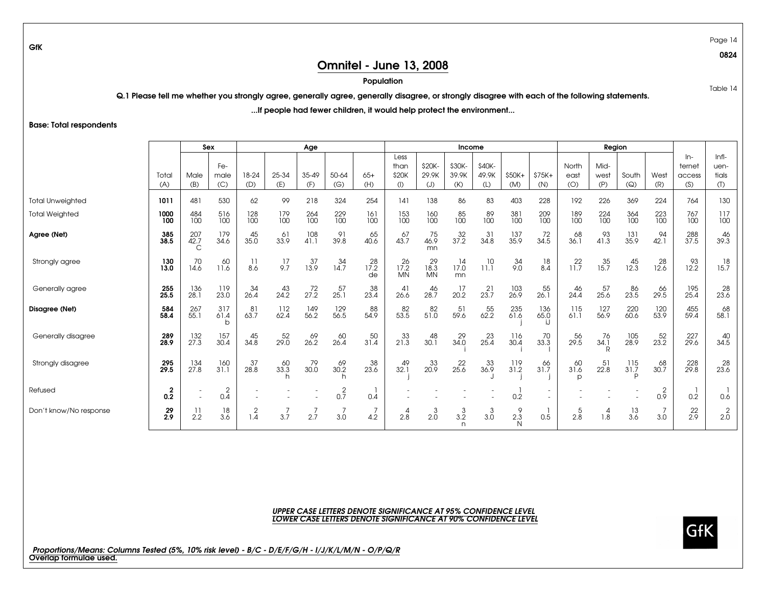GfK

0824

Table 14

# Omnitel - June 13, 2008

**Population**

**Q.1 Please tell me whether you strongly agree, generally agree, generally disagree, or strongly disagree with each of the following statements.**

**...If people had fewer children, it would help protect the environment...**

**Base: Total respondents**

| | | Sex | | Age | | | | | Income | | | | | | Region | | | | | |
|---|---|---|---|---|---|---|---|---|---|---|---|---|---|---|---|---|---|---|---|---|
| | Total (A) | Male (B) | Female (C) | 18-24 (D) | 25-34 (E) | 35-49 (F) | 50-64 (G) | 65+ (H) | Less than $20K (I) | $20K-29.9K (J) | $30K-39.9K (K) | $40K-49.9K (L) | $50K+ (M) | $75K+ (N) | North east (O) | Mid-west (P) | South (Q) | West (R) | Internet access (S) | Influentials (T) |
| Total Unweighted | **1011** | 481 | 530 | 62 | 99 | 218 | 324 | 254 | 141 | 138 | 86 | 83 | 403 | 228 | 192 | 226 | 369 | 224 | 764 | 130 |
| Total Weighted | **1000** **100** | 484 100 | 516 100 | 128 100 | 179 100 | 264 100 | 229 100 | 161 100 | 153 100 | 160 100 | 85 100 | 89 100 | 381 100 | 209 100 | 189 100 | 224 100 | 364 100 | 223 100 | 767 100 | 117 100 |
| **Agree (Net)** | **385** **38.5** | 207 42.7 C | 179 34.6 | 45 35.0 | 61 33.9 | 108 41.1 | 91 39.8 | 65 40.6 | 67 43.7 | 75 46.9 mn | 32 37.2 | 31 34.8 | 137 35.9 | 72 34.5 | 68 36.1 | 93 41.3 | 131 35.9 | 94 42.1 | 288 37.5 | 46 39.3 |
| Strongly agree | **130** **13.0** | 70 14.6 | 60 11.6 | 11 8.6 | 17 9.7 | 37 13.9 | 34 14.7 | 28 17.2 de | 26 17.2 MN | 29 18.3 MN | 14 17.0 mn | 10 11.1 | 34 9.0 | 18 8.4 | 22 11.7 | 35 15.7 | 45 12.3 | 28 12.6 | 93 12.2 | 18 15.7 |
| Generally agree | **255** **25.5** | 136 28.1 | 119 23.0 | 34 26.4 | 43 24.2 | 72 27.2 | 57 25.1 | 38 23.4 | 41 26.6 | 46 28.7 | 17 20.2 | 21 23.7 | 103 26.9 | 55 26.1 | 46 24.4 | 57 25.6 | 86 23.5 | 66 29.5 | 195 25.4 | 28 23.6 |
| **Disagree (Net)** | **584** **58.4** | 267 55.1 | 317 61.4 b | 81 63.7 | 112 62.4 | 149 56.2 | 129 56.5 | 88 54.9 | 82 53.5 | 82 51.0 | 51 59.6 | 55 62.2 | 235 61.6 j | 136 65.0 iJ | 115 61.1 | 127 56.9 | 220 60.6 | 120 53.9 | 455 59.4 | 68 58.1 |
| Generally disagree | **289** **28.9** | 132 27.3 | 157 30.4 | 45 34.8 | 52 29.0 | 69 26.2 | 60 26.4 | 50 31.4 | 33 21.3 | 48 30.1 | 29 34.0 i | 23 25.4 | 116 30.4 i | 70 33.3 I | 56 29.5 | 76 34.1 R | 105 28.9 | 52 23.2 | 227 29.6 | 40 34.5 |
| Strongly disagree | **295** **29.5** | 134 27.8 | 160 31.1 | 37 28.8 | 60 33.3 h | 79 30.0 | 69 30.2 h | 38 23.6 | 49 32.1 j | 33 20.9 | 22 25.6 | 33 36.9 J | 119 31.2 j | 66 31.7 j | 60 31.6 p | 51 22.8 | 115 31.7 P | 68 30.7 | 228 29.8 | 28 23.6 |
| Refused | **2** **0.2** | - - | 2 0.4 | - - | - - | - - | 2 0.7 | 1 0.4 | - - | - - | - - | - - | 1 0.2 | - - | - - | - - | - - | 2 0.9 | 1 0.2 | 1 0.6 |
| Don't know/No response | **29** **2.9** | 11 2.2 | 18 3.6 | 2 1.4 | 7 3.7 | 7 2.7 | 7 3.0 | 7 4.2 | 4 2.8 | 3 2.0 | 3 3.2 n | 3 3.0 | 9 2.3 N | 1 0.5 | 5 2.8 | 4 1.8 | 13 3.6 | 7 3.0 | 22 2.9 | 2 2.0 |

*UPPER CASE LETTERS DENOTE SIGNIFICANCE AT 95% CONFIDENCE LEVEL*
*LOWER CASE LETTERS DENOTE SIGNIFICANCE AT 90% CONFIDENCE LEVEL*

*Proportions/Means: Columns Tested (5%, 10% risk level) - B/C - D/E/F/G/H - I/J/K/L/M/N - O/P/Q/R*
Overlap formulae used.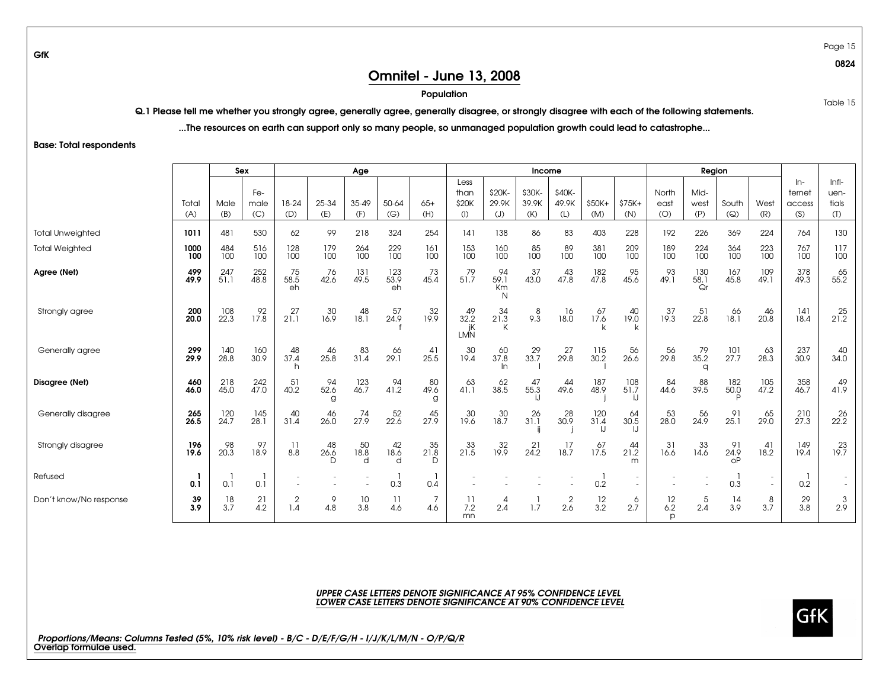GfK

# Omnitel - June 13, 2008

**Population**

Table 15

**Q.1 Please tell me whether you strongly agree, generally agree, generally disagree, or strongly disagree with each of the following statements.**

**...The resources on earth can support only so many people, so unmanaged population growth could lead to catastrophe...**

**Base: Total respondents**

| | | Sex | | Age | | | | | Income | | | | | | Region | | | | | |
|---|---|---|---|---|---|---|---|---|---|---|---|---|---|---|---|---|---|---|---|---|
| | Total (A) | Male (B) | Female (C) | 18-24 (D) | 25-34 (E) | 35-49 (F) | 50-64 (G) | 65+ (H) | Less than $20K (I) | $20K-29.9K (J) | $30K-39.9K (K) | $40K-49.9K (L) | $50K+ (M) | $75K+ (N) | North east (O) | Mid-west (P) | South (Q) | West (R) | Internet access (S) | Influentials (T) |
| Total Unweighted | **1011** | 481 | 530 | 62 | 99 | 218 | 324 | 254 | 141 | 138 | 86 | 83 | 403 | 228 | 192 | 226 | 369 | 224 | 764 | 130 |
| Total Weighted | **1000** **100** | 484 100 | 516 100 | 128 100 | 179 100 | 264 100 | 229 100 | 161 100 | 153 100 | 160 100 | 85 100 | 89 100 | 381 100 | 209 100 | 189 100 | 224 100 | 364 100 | 223 100 | 767 100 | 117 100 |
| **Agree (Net)** | **499** **49.9** | 247 51.1 | 252 48.8 | 75 58.5 eh | 76 42.6 | 131 49.5 | 123 53.9 eh | 73 45.4 | 79 51.7 | 94 59.1 Km N | 37 43.0 | 43 47.8 | 182 47.8 | 95 45.6 | 93 49.1 | 130 58.1 Qr | 167 45.8 | 109 49.1 | 378 49.3 | 65 55.2 |
| Strongly agree | **200** **20.0** | 108 22.3 | 92 17.8 | 27 21.1 | 30 16.9 | 48 18.1 | 57 24.9 f | 32 19.9 | 49 32.2 jK LMN | 34 21.3 K | 8 9.3 | 16 18.0 | 67 17.6 k | 40 19.0 k | 37 19.3 | 51 22.8 | 66 18.1 | 46 20.8 | 141 18.4 | 25 21.2 |
| Generally agree | **299** **29.9** | 140 28.8 | 160 30.9 | 48 37.4 h | 46 25.8 | 83 31.4 | 66 29.1 | 41 25.5 | 30 19.4 | 60 37.8 In | 29 33.7 I | 27 29.8 | 115 30.2 I | 56 26.6 | 56 29.8 | 79 35.2 q | 101 27.7 | 63 28.3 | 237 30.9 | 40 34.0 |
| **Disagree (Net)** | **460** **46.0** | 218 45.0 | 242 47.0 | 51 40.2 | 94 52.6 g | 123 46.7 | 94 41.2 | 80 49.6 g | 63 41.1 | 62 38.5 | 47 55.3 iJ | 44 49.6 | 187 48.9 j | 108 51.7 iJ | 84 44.6 | 88 39.5 | 182 50.0 P | 105 47.2 | 358 46.7 | 49 41.9 |
| Generally disagree | **265** **26.5** | 120 24.7 | 145 28.1 | 40 31.4 | 46 26.0 | 74 27.9 | 52 22.6 | 45 27.9 | 30 19.6 | 30 18.7 | 26 31.1 ij | 28 30.9 j | 120 31.4 IJ | 64 30.5 IJ | 53 28.0 | 56 24.9 | 91 25.1 | 65 29.0 | 210 27.3 | 26 22.2 |
| Strongly disagree | **196** **19.6** | 98 20.3 | 97 18.9 | 11 8.8 | 48 26.6 D | 50 18.8 d | 42 18.6 d | 35 21.8 D | 33 21.5 | 32 19.9 | 21 24.2 | 17 18.7 | 67 17.5 | 44 21.2 m | 31 16.6 | 33 14.6 | 91 24.9 oP | 41 18.2 | 149 19.4 | 23 19.7 |
| Refused | **1** **0.1** | 1 0.1 | 1 0.1 | - | - | - | 1 0.3 | 1 0.4 | - | - | - | - | 1 0.2 | - | - | - | 1 0.3 | - | 1 0.2 | - |
| Don't know/No response | **39** **3.9** | 18 3.7 | 21 4.2 | 2 1.4 | 9 4.8 | 10 3.8 | 11 4.6 | 7 4.6 | 11 7.2 mn | 4 2.4 | 1 1.7 | 2 2.6 | 12 3.2 | 6 2.7 | 12 6.2 p | 5 2.4 | 14 3.9 | 8 3.7 | 29 3.8 | 3 2.9 |

*UPPER CASE LETTERS DENOTE SIGNIFICANCE AT 95% CONFIDENCE LEVEL*
*LOWER CASE LETTERS DENOTE SIGNIFICANCE AT 90% CONFIDENCE LEVEL*

*Proportions/Means: Columns Tested (5%, 10% risk level) - B/C - D/E/F/G/H - I/J/K/L/M/N - O/P/Q/R*
Overlap formulae used.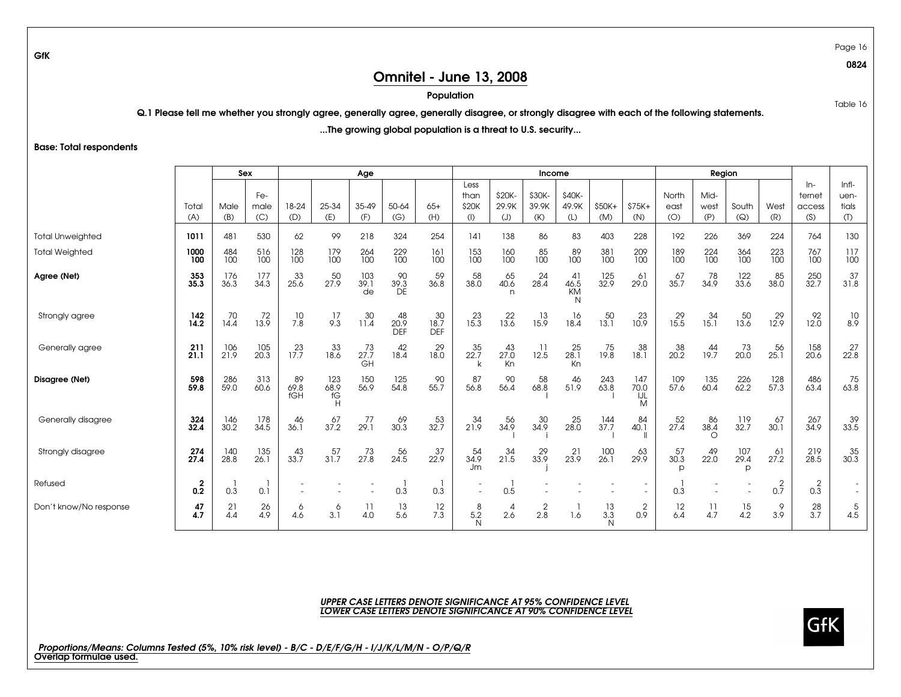GfK

0824

# Omnitel - June 13, 2008

**Population**

Table 16

**Q.1 Please tell me whether you strongly agree, generally agree, generally disagree, or strongly disagree with each of the following statements.**

**...The growing global population is a threat to U.S. security...**

**Base: Total respondents**

| | | Sex | | Age | | | | | Income | | | | | | Region | | | | | |
|---|---|---|---|---|---|---|---|---|---|---|---|---|---|---|---|---|---|---|---|---|
| | Total (A) | Male (B) | Fe-male (C) | 18-24 (D) | 25-34 (E) | 35-49 (F) | 50-64 (G) | 65+ (H) | Less than $20K (I) | $20K-29.9K (J) | $30K-39.9K (K) | $40K-49.9K (L) | $50K+ (M) | $75K+ (N) | North east (O) | Mid-west (P) | South (Q) | West (R) | In-ternet access (S) | Infl-uen-tials (T) |
| Total Unweighted | **1011** | 481 | 530 | 62 | 99 | 218 | 324 | 254 | 141 | 138 | 86 | 83 | 403 | 228 | 192 | 226 | 369 | 224 | 764 | 130 |
| Total Weighted | **1000** **100** | 484 100 | 516 100 | 128 100 | 179 100 | 264 100 | 229 100 | 161 100 | 153 100 | 160 100 | 85 100 | 89 100 | 381 100 | 209 100 | 189 100 | 224 100 | 364 100 | 223 100 | 767 100 | 117 100 |
| **Agree (Net)** | **353** **35.3** | 176 36.3 | 177 34.3 | 33 25.6 | 50 27.9 | 103 39.1 de | 90 39.3 DE | 59 36.8 | 58 38.0 | 65 40.6 n | 24 28.4 | 41 46.5 KM N | 125 32.9 | 61 29.0 | 67 35.7 | 78 34.9 | 122 33.6 | 85 38.0 | 250 32.7 | 37 31.8 |
| Strongly agree | **142** **14.2** | 70 14.4 | 72 13.9 | 10 7.8 | 17 9.3 | 30 11.4 | 48 20.9 DEF | 30 18.7 DEF | 23 15.3 | 22 13.6 | 13 15.9 | 16 18.4 | 50 13.1 | 23 10.9 | 29 15.5 | 34 15.1 | 50 13.6 | 29 12.9 | 92 12.0 | 10 8.9 |
| Generally agree | **211** **21.1** | 106 21.9 | 105 20.3 | 23 17.7 | 33 18.6 | 73 27.7 GH | 42 18.4 | 29 18.0 | 35 22.7 k | 43 27.0 Kn | 11 12.5 | 25 28.1 Kn | 75 19.8 | 38 18.1 | 38 20.2 | 44 19.7 | 73 20.0 | 56 25.1 | 158 20.6 | 27 22.8 |
| **Disagree (Net)** | **598** **59.8** | 286 59.0 | 313 60.6 | 89 69.8 fGH | 123 68.9 fG H | 150 56.9 | 125 54.8 | 90 55.7 | 87 56.8 | 90 56.4 | 58 68.8 l | 46 51.9 | 243 63.8 l | 147 70.0 IJL M | 109 57.6 | 135 60.4 | 226 62.2 | 128 57.3 | 486 63.4 | 75 63.8 |
| Generally disagree | **324** **32.4** | 146 30.2 | 178 34.5 | 46 36.1 | 67 37.2 | 77 29.1 | 69 30.3 | 53 32.7 | 34 21.9 | 56 34.9 I | 30 34.9 i | 25 28.0 | 144 37.7 I | 84 40.1 II | 52 27.4 | 86 38.4 O | 119 32.7 | 67 30.1 | 267 34.9 | 39 33.5 |
| Strongly disagree | **274** **27.4** | 140 28.8 | 135 26.1 | 43 33.7 | 57 31.7 | 73 27.8 | 56 24.5 | 37 22.9 | 54 34.9 Jm | 34 21.5 | 29 33.9 j | 21 23.9 | 100 26.1 | 63 29.9 | 57 30.3 p | 49 22.0 | 107 29.4 p | 61 27.2 | 219 28.5 | 35 30.3 |
| Refused | **2** **0.2** | 1 0.3 | 1 0.1 | - - | - - | - - | 1 0.3 | 1 0.3 | - - | 1 0.5 | - - | - - | - - | - - | 1 0.3 | - - | - - | 2 0.7 | 2 0.3 | - - |
| Don't know/No response | **47** **4.7** | 21 4.4 | 26 4.9 | 6 4.6 | 6 3.1 | 11 4.0 | 13 5.6 | 12 7.3 | 8 5.2 N | 4 2.6 | 2 2.8 | 1 1.6 | 13 3.3 N | 2 0.9 | 12 6.4 | 11 4.7 | 15 4.2 | 9 3.9 | 28 3.7 | 5 4.5 |

*UPPER CASE LETTERS DENOTE SIGNIFICANCE AT 95% CONFIDENCE LEVEL*
*LOWER CASE LETTERS DENOTE SIGNIFICANCE AT 90% CONFIDENCE LEVEL*

*Proportions/Means: Columns Tested (5%, 10% risk level) - B/C - D/E/F/G/H - I/J/K/L/M/N - O/P/Q/R*
Overlap formulae used.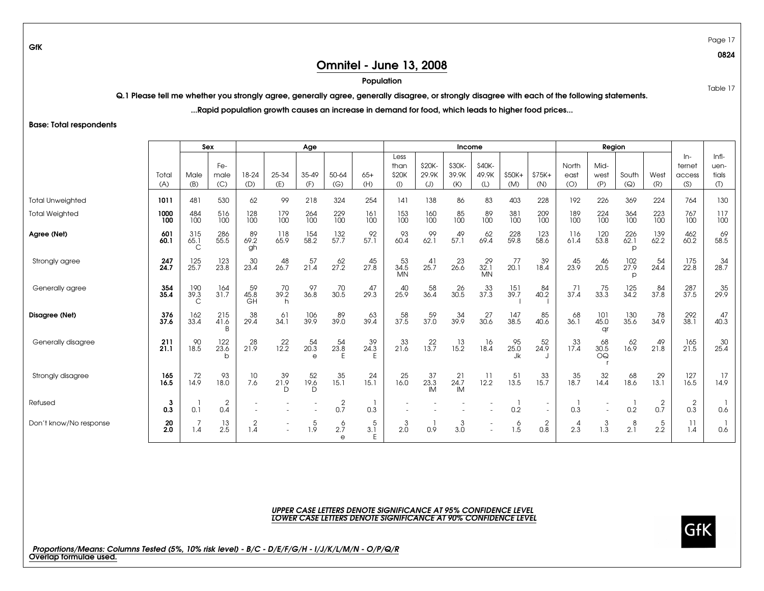GfK

# Omnitel - June 13, 2008

**Population**

**Q.1 Please tell me whether you strongly agree, generally agree, generally disagree, or strongly disagree with each of the following statements.**

**...Rapid population growth causes an increase in demand for food, which leads to higher food prices...**

**Base: Total respondents**

| | | Sex | | Age | | | | | Income | | | | | | Region | | | | | |
|---|---|---|---|---|---|---|---|---|---|---|---|---|---|---|---|---|---|---|---|---|
| | Total (A) | Male (B) | Fe-male (C) | 18-24 (D) | 25-34 (E) | 35-49 (F) | 50-64 (G) | 65+ (H) | Less than $20K (I) | $20K-29.9K (J) | $30K-39.9K (K) | $40K-49.9K (L) | $50K+ (M) | $75K+ (N) | North east (O) | Mid-west (P) | South (Q) | West (R) | In-ternet access (S) | Infl-uen-tials (T) |
| Total Unweighted | **1011** | 481 | 530 | 62 | 99 | 218 | 324 | 254 | 141 | 138 | 86 | 83 | 403 | 228 | 192 | 226 | 369 | 224 | 764 | 130 |
| Total Weighted | **1000** **100** | 484 100 | 516 100 | 128 100 | 179 100 | 264 100 | 229 100 | 161 100 | 153 100 | 160 100 | 85 100 | 89 100 | 381 100 | 209 100 | 189 100 | 224 100 | 364 100 | 223 100 | 767 100 | 117 100 |
| **Agree (Net)** | **601** **60.1** | 315 65.1 C | 286 55.5 | 89 69.2 gh | 118 65.9 | 154 58.2 | 132 57.7 | 92 57.1 | 93 60.4 | 99 62.1 | 49 57.1 | 62 69.4 | 228 59.8 | 123 58.6 | 116 61.4 | 120 53.8 | 226 62.1 p | 139 62.2 | 462 60.2 | 69 58.5 |
| Strongly agree | **247** **24.7** | 125 25.7 | 123 23.8 | 30 23.4 | 48 26.7 | 57 21.4 | 62 27.2 | 45 27.8 | 53 34.5 MN | 41 25.7 | 23 26.6 | 29 32.1 MN | 77 20.1 | 39 18.4 | 45 23.9 | 46 20.5 | 102 27.9 p | 54 24.4 | 175 22.8 | 34 28.7 |
| Generally agree | **354** **35.4** | 190 39.3 C | 164 31.7 | 59 45.8 GH | 70 39.2 h | 97 36.8 | 70 30.5 | 47 29.3 | 40 25.9 | 58 36.4 | 26 30.5 | 33 37.3 | 151 39.7 I | 84 40.2 I | 71 37.4 | 75 33.3 | 125 34.2 | 84 37.8 | 287 37.5 | 35 29.9 |
| **Disagree (Net)** | **376** **37.6** | 162 33.4 | 215 41.6 B | 38 29.4 | 61 34.1 | 106 39.9 | 89 39.0 | 63 39.4 | 58 37.5 | 59 37.0 | 34 39.9 | 27 30.6 | 147 38.5 | 85 40.6 | 68 36.1 | 101 45.0 qr | 130 35.6 | 78 34.9 | 292 38.1 | 47 40.3 |
| Generally disagree | **211** **21.1** | 90 18.5 | 122 23.6 b | 28 21.9 | 22 12.2 | 54 20.3 e | 54 23.8 E | 39 24.3 E | 33 21.6 | 22 13.7 | 13 15.2 | 16 18.4 | 95 25.0 Jk | 52 24.9 J | 33 17.4 | 68 30.5 OQ r | 62 16.9 | 49 21.8 | 165 21.5 | 30 25.4 |
| Strongly disagree | **165** **16.5** | 72 14.9 | 93 18.0 | 10 7.6 | 39 21.9 D | 52 19.6 D | 35 15.1 | 24 15.1 | 25 16.0 | 37 23.3 lM | 21 24.7 lM | 11 12.2 | 51 13.5 | 33 15.7 | 35 18.7 | 32 14.4 | 68 18.6 | 29 13.1 | 127 16.5 | 17 14.9 |
| Refused | **3** **0.3** | 1 0.1 | 2 0.4 | - - | - - | - - | 2 0.7 | 1 0.3 | - - | - - | - - | - - | 1 0.2 | - - | 1 0.3 | - - | 1 0.2 | 2 0.7 | 2 0.3 | 1 0.6 |
| Don't know/No response | **20** **2.0** | 7 1.4 | 13 2.5 | 2 1.4 | - - | 5 1.9 | 6 2.7 e | 5 3.1 E | 3 2.0 | 1 0.9 | 3 3.0 | - - | 6 1.5 | 2 0.8 | 4 2.3 | 3 1.3 | 8 2.1 | 5 2.2 | 11 1.4 | 1 0.6 |

*UPPER CASE LETTERS DENOTE SIGNIFICANCE AT 95% CONFIDENCE LEVEL*
*LOWER CASE LETTERS DENOTE SIGNIFICANCE AT 90% CONFIDENCE LEVEL*

*Proportions/Means: Columns Tested (5%, 10% risk level) - B/C - D/E/F/G/H - I/J/K/L/M/N - O/P/Q/R*
Overlap formulae used.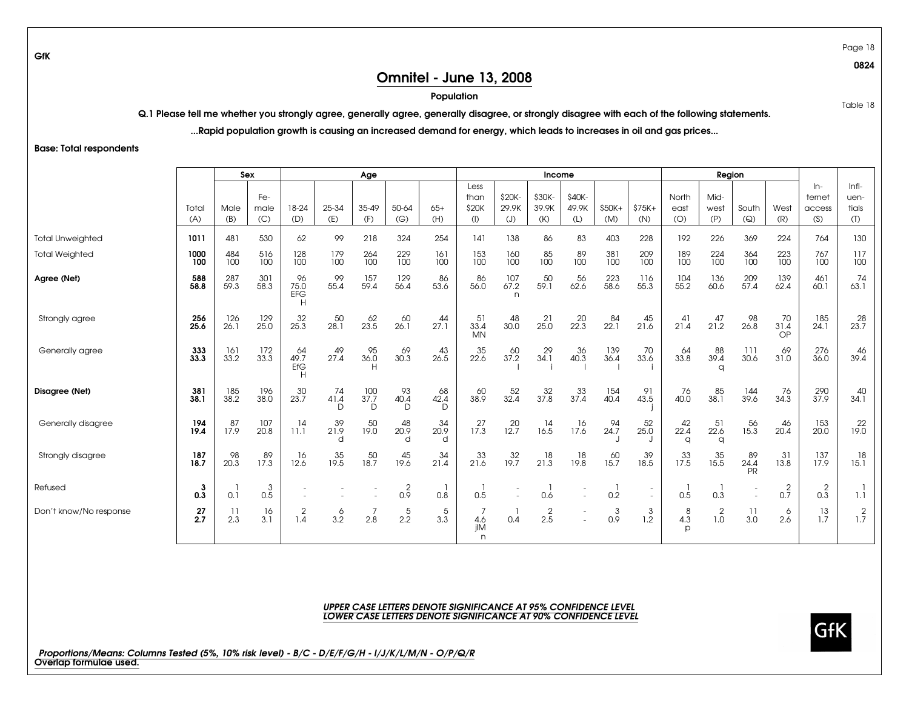GfK

# Omnitel - June 13, 2008

**Population**

**Q.1 Please tell me whether you strongly agree, generally agree, generally disagree, or strongly disagree with each of the following statements.**

**...Rapid population growth is causing an increased demand for energy, which leads to increases in oil and gas prices...**

**Base: Total respondents**

| | | Sex | | Age | | | | | Income | | | | | | Region | | | | | |
|---|---|---|---|---|---|---|---|---|---|---|---|---|---|---|---|---|---|---|---|---|
| | Total (A) | Male (B) | Fe-male (C) | 18-24 (D) | 25-34 (E) | 35-49 (F) | 50-64 (G) | 65+ (H) | Less than $20K (I) | $20K-29.9K (J) | $30K-39.9K (K) | $40K-49.9K (L) | $50K+ (M) | $75K+ (N) | North east (O) | Mid-west (P) | South (Q) | West (R) | In-ternet access (S) | Infl-uen-tials (T) |
| Total Unweighted | **1011** | 481 | 530 | 62 | 99 | 218 | 324 | 254 | 141 | 138 | 86 | 83 | 403 | 228 | 192 | 226 | 369 | 224 | 764 | 130 |
| Total Weighted | **1000** **100** | 484 100 | 516 100 | 128 100 | 179 100 | 264 100 | 229 100 | 161 100 | 153 100 | 160 100 | 85 100 | 89 100 | 381 100 | 209 100 | 189 100 | 224 100 | 364 100 | 223 100 | 767 100 | 117 100 |
| **Agree (Net)** | **588** **58.8** | 287 59.3 | 301 58.3 | 96 75.0 EFG H | 99 55.4 | 157 59.4 | 129 56.4 | 86 53.6 | 86 56.0 | 107 67.2 n | 50 59.1 | 56 62.6 | 223 58.6 | 116 55.3 | 104 55.2 | 136 60.6 | 209 57.4 | 139 62.4 | 461 60.1 | 74 63.1 |
| Strongly agree | **256** **25.6** | 126 26.1 | 129 25.0 | 32 25.3 | 50 28.1 | 62 23.5 | 60 26.1 | 44 27.1 | 51 33.4 MN | 48 30.0 | 21 25.0 | 20 22.3 | 84 22.1 | 45 21.6 | 41 21.4 | 47 21.2 | 98 26.8 | 70 31.4 OP | 185 24.1 | 28 23.7 |
| Generally agree | **333** **33.3** | 161 33.2 | 172 33.3 | 64 49.7 EfG H | 49 27.4 | 95 36.0 H | 69 30.3 | 43 26.5 | 35 22.6 | 60 37.2 I | 29 34.1 i | 36 40.3 I | 139 36.4 I | 70 33.6 i | 64 33.8 | 88 39.4 q | 111 30.6 | 69 31.0 | 276 36.0 | 46 39.4 |
| **Disagree (Net)** | **381** **38.1** | 185 38.2 | 196 38.0 | 30 23.7 | 74 41.4 D | 100 37.7 D | 93 40.4 D | 68 42.4 D | 60 38.9 | 52 32.4 | 32 37.8 | 33 37.4 | 154 40.4 | 91 43.5 j | 76 40.0 | 85 38.1 | 144 39.6 | 76 34.3 | 290 37.9 | 40 34.1 |
| Generally disagree | **194** **19.4** | 87 17.9 | 107 20.8 | 14 11.1 | 39 21.9 d | 50 19.0 | 48 20.9 d | 34 20.9 d | 27 17.3 | 20 12.7 | 14 16.5 | 16 17.6 | 94 24.7 J | 52 25.0 J | 42 22.4 q | 51 22.6 q | 56 15.3 | 46 20.4 | 153 20.0 | 22 19.0 |
| Strongly disagree | **187** **18.7** | 98 20.3 | 89 17.3 | 16 12.6 | 35 19.5 | 50 18.7 | 45 19.6 | 34 21.4 | 33 21.6 | 32 19.7 | 18 21.3 | 18 19.8 | 60 15.7 | 39 18.5 | 33 17.5 | 35 15.5 | 89 24.4 PR | 31 13.8 | 137 17.9 | 18 15.1 |
| Refused | **3** **0.3** | 1 0.1 | 3 0.5 | - | - | - | 2 0.9 | 1 0.8 | 1 0.5 | - | 1 0.6 | - | 1 0.2 | - | 1 0.5 | 1 0.3 | - | 2 0.7 | 2 0.3 | 1 1.1 |
| Don't know/No response | **27** **2.7** | 11 2.3 | 16 3.1 | 2 1.4 | 6 3.2 | 7 2.8 | 5 2.2 | 5 3.3 | 7 4.6 jlM n | 1 0.4 | 2 2.5 | - | 3 0.9 | 3 1.2 | 8 4.3 p | 2 1.0 | 11 3.0 | 6 2.6 | 13 1.7 | 2 1.7 |

*UPPER CASE LETTERS DENOTE SIGNIFICANCE AT 95% CONFIDENCE LEVEL*
*LOWER CASE LETTERS DENOTE SIGNIFICANCE AT 90% CONFIDENCE LEVEL*

*Proportions/Means: Columns Tested (5%, 10% risk level) - B/C - D/E/F/G/H - I/J/K/L/M/N - O/P/Q/R*
Overlap formulae used.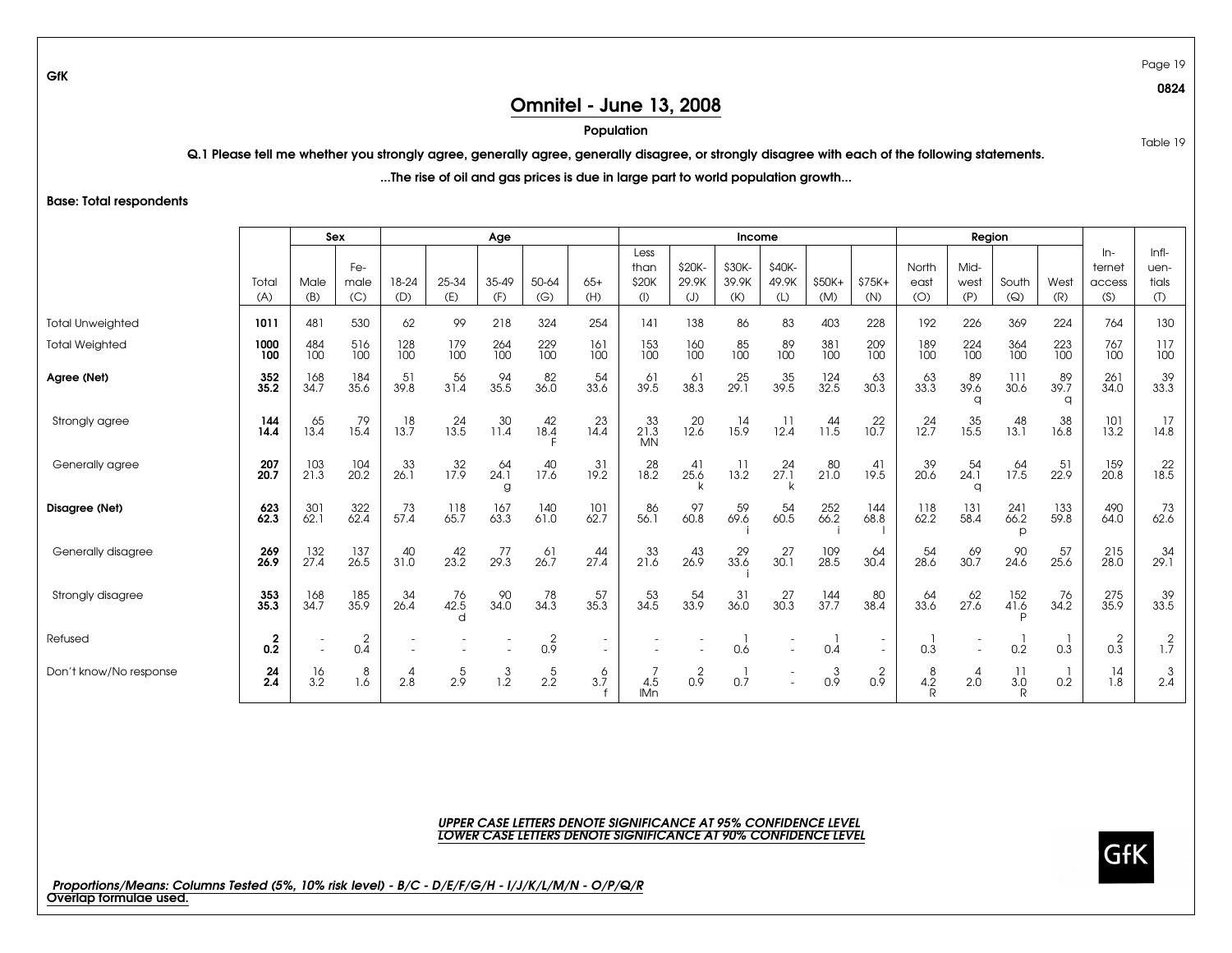GfK

# Omnitel - June 13, 2008

**Population**

**Q.1 Please tell me whether you strongly agree, generally agree, generally disagree, or strongly disagree with each of the following statements.**

**...The rise of oil and gas prices is due in large part to world population growth...**

**Base: Total respondents**

| | Total (A) | Sex: Male (B) | Sex: Female (C) | Age: 18-24 (D) | Age: 25-34 (E) | Age: 35-49 (F) | Age: 50-64 (G) | Age: 65+ (H) | Income: Less than $20K (I) | Income: $20K-29.9K (J) | Income: $30K-39.9K (K) | Income: $40K-49.9K (L) | Income: $50K+ (M) | Income: $75K+ (N) | Region: North east (O) | Region: Mid-west (P) | Region: South (Q) | Region: West (R) | Internet access (S) | Influentials (T) |
|---|---|---|---|---|---|---|---|---|---|---|---|---|---|---|---|---|---|---|---|---|
| Total Unweighted | **1011** | 481 | 530 | 62 | 99 | 218 | 324 | 254 | 141 | 138 | 86 | 83 | 403 | 228 | 192 | 226 | 369 | 224 | 764 | 130 |
| Total Weighted | **1000** | 484 | 516 | 128 | 179 | 264 | 229 | 161 | 153 | 160 | 85 | 89 | 381 | 209 | 189 | 224 | 364 | 223 | 767 | 117 |
| | **100** | 100 | 100 | 100 | 100 | 100 | 100 | 100 | 100 | 100 | 100 | 100 | 100 | 100 | 100 | 100 | 100 | 100 | 100 | 100 |
| **Agree (Net)** | **352** | 168 | 184 | 51 | 56 | 94 | 82 | 54 | 61 | 61 | 25 | 35 | 124 | 63 | 63 | 89 | 111 | 89 | 261 | 39 |
| | **35.2** | 34.7 | 35.6 | 39.8 | 31.4 | 35.5 | 36.0 | 33.6 | 39.5 | 38.3 | 29.1 | 39.5 | 32.5 | 30.3 | 33.3 | 39.6 q | 30.6 | 39.7 q | 34.0 | 33.3 |
| Strongly agree | **144** | 65 | 79 | 18 | 24 | 30 | 42 | 23 | 33 | 20 | 14 | 11 | 44 | 22 | 24 | 35 | 48 | 38 | 101 | 17 |
| | **14.4** | 13.4 | 15.4 | 13.7 | 13.5 | 11.4 | 18.4 F | 14.4 | 21.3 MN | 12.6 | 15.9 | 12.4 | 11.5 | 10.7 | 12.7 | 15.5 | 13.1 | 16.8 | 13.2 | 14.8 |
| Generally agree | **207** | 103 | 104 | 33 | 32 | 64 | 40 | 31 | 28 | 41 | 11 | 24 | 80 | 41 | 39 | 54 | 64 | 51 | 159 | 22 |
| | **20.7** | 21.3 | 20.2 | 26.1 | 17.9 | 24.1 g | 17.6 | 19.2 | 18.2 | 25.6 k | 13.2 | 27.1 k | 21.0 | 19.5 | 20.6 | 24.1 q | 17.5 | 22.9 | 20.8 | 18.5 |
| **Disagree (Net)** | **623** | 301 | 322 | 73 | 118 | 167 | 140 | 101 | 86 | 97 | 59 | 54 | 252 | 144 | 118 | 131 | 241 | 133 | 490 | 73 |
| | **62.3** | 62.1 | 62.4 | 57.4 | 65.7 | 63.3 | 61.0 | 62.7 | 56.1 | 60.8 | 69.6 i | 60.5 | 66.2 i | 68.8 I | 62.2 | 58.4 | 66.2 p | 59.8 | 64.0 | 62.6 |
| Generally disagree | **269** | 132 | 137 | 40 | 42 | 77 | 61 | 44 | 33 | 43 | 29 | 27 | 109 | 64 | 54 | 69 | 90 | 57 | 215 | 34 |
| | **26.9** | 27.4 | 26.5 | 31.0 | 23.2 | 29.3 | 26.7 | 27.4 | 21.6 | 26.9 | 33.6 i | 30.1 | 28.5 | 30.4 | 28.6 | 30.7 | 24.6 | 25.6 | 28.0 | 29.1 |
| Strongly disagree | **353** | 168 | 185 | 34 | 76 | 90 | 78 | 57 | 53 | 54 | 31 | 27 | 144 | 80 | 64 | 62 | 152 | 76 | 275 | 39 |
| | **35.3** | 34.7 | 35.9 | 26.4 | 42.5 d | 34.0 | 34.3 | 35.3 | 34.5 | 33.9 | 36.0 | 30.3 | 37.7 | 38.4 | 33.6 | 27.6 | 41.6 P | 34.2 | 35.9 | 33.5 |
| Refused | **2** | - | 2 | - | - | - | 2 | - | - | - | 1 | - | 1 | - | 1 | - | 1 | 1 | 2 | 2 |
| | **0.2** | - | 0.4 | - | - | - | 0.9 | - | - | - | 0.6 | - | 0.4 | - | 0.3 | - | 0.2 | 0.3 | 0.3 | 1.7 |
| Don't know/No response | **24** | 16 | 8 | 4 | 5 | 3 | 5 | 6 | 7 | 2 | 1 | - | 3 | 2 | 8 | 4 | 11 | 1 | 14 | 3 |
| | **2.4** | 3.2 | 1.6 | 2.8 | 2.9 | 1.2 | 2.2 | 3.7 f | 4.5 lMn | 0.9 | 0.7 | - | 0.9 | 0.9 | 4.2 R | 2.0 | 3.0 R | 0.2 | 1.8 | 2.4 |

*UPPER CASE LETTERS DENOTE SIGNIFICANCE AT 95% CONFIDENCE LEVEL*
*LOWER CASE LETTERS DENOTE SIGNIFICANCE AT 90% CONFIDENCE LEVEL*

*Proportions/Means: Columns Tested (5%, 10% risk level) - B/C - D/E/F/G/H - I/J/K/L/M/N - O/P/Q/R*
**Overlap formulae used.**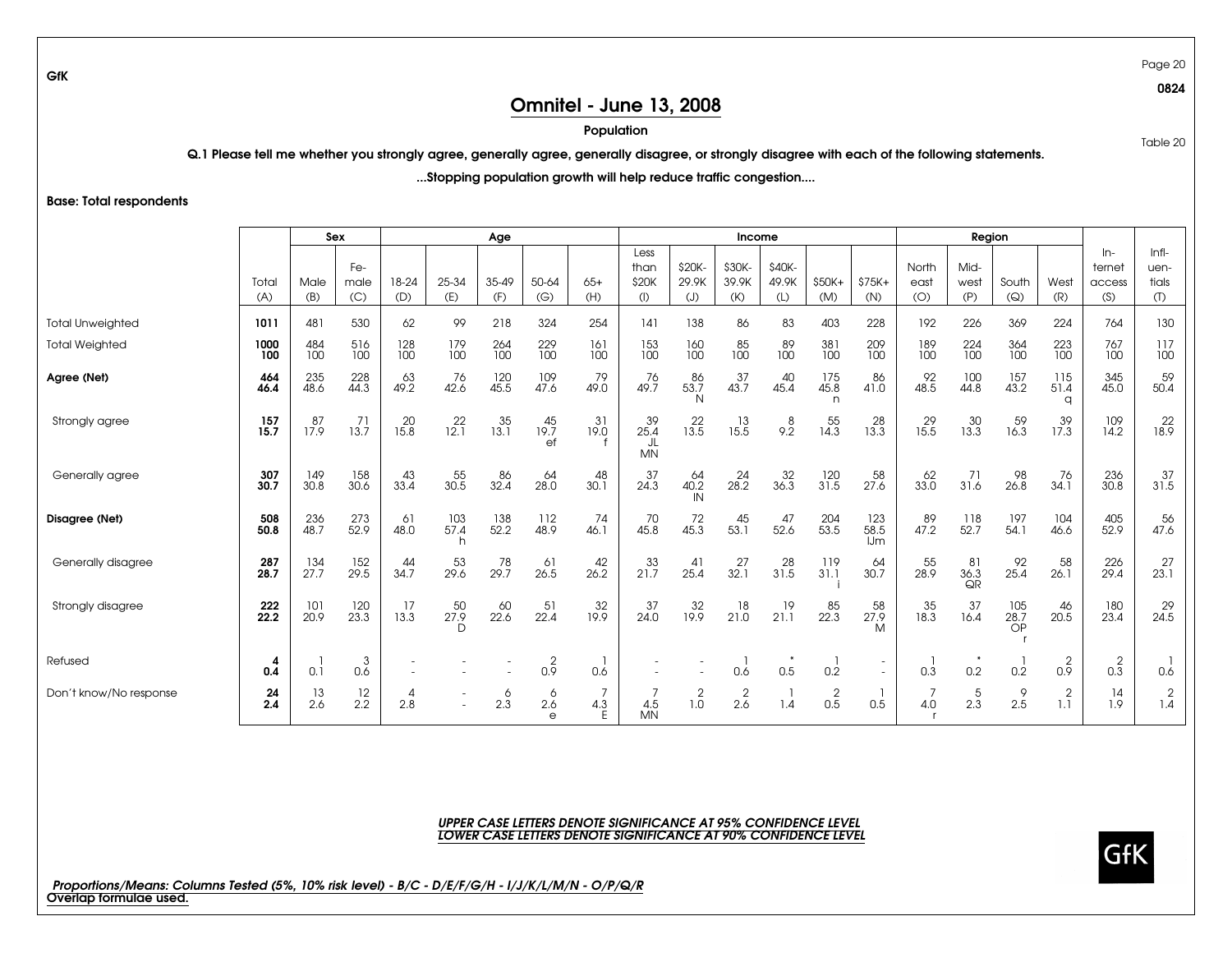GfK

# Omnitel - June 13, 2008

**Population**

Table 20

**Q.1 Please tell me whether you strongly agree, generally agree, generally disagree, or strongly disagree with each of the following statements.**

**...Stopping population growth will help reduce traffic congestion....**

**Base: Total respondents**

| | | Sex | | Age | | | | | Income | | | | | | Region | | | | | |
|---|---|---|---|---|---|---|---|---|---|---|---|---|---|---|---|---|---|---|---|---|
| | Total (A) | Male (B) | Fe-male (C) | 18-24 (D) | 25-34 (E) | 35-49 (F) | 50-64 (G) | 65+ (H) | Less than $20K (I) | $20K-29.9K (J) | $30K-39.9K (K) | $40K-49.9K (L) | $50K+ (M) | $75K+ (N) | North east (O) | Mid-west (P) | South (Q) | West (R) | In-ternet access (S) | Infl-uen-tials (T) |
| Total Unweighted | **1011** | 481 | 530 | 62 | 99 | 218 | 324 | 254 | 141 | 138 | 86 | 83 | 403 | 228 | 192 | 226 | 369 | 224 | 764 | 130 |
| Total Weighted | **1000** **100** | 484 100 | 516 100 | 128 100 | 179 100 | 264 100 | 229 100 | 161 100 | 153 100 | 160 100 | 85 100 | 89 100 | 381 100 | 209 100 | 189 100 | 224 100 | 364 100 | 223 100 | 767 100 | 117 100 |
| **Agree (Net)** | **464** **46.4** | 235 48.6 | 228 44.3 | 63 49.2 | 76 42.6 | 120 45.5 | 109 47.6 | 79 49.0 | 76 49.7 | 86 53.7 N | 37 43.7 | 40 45.4 | 175 45.8 n | 86 41.0 | 92 48.5 | 100 44.8 | 157 43.2 | 115 51.4 q | 345 45.0 | 59 50.4 |
| Strongly agree | **157** **15.7** | 87 17.9 | 71 13.7 | 20 15.8 | 22 12.1 | 35 13.1 | 45 19.7 ef | 31 19.0 f | 39 25.4 JL MN | 22 13.5 | 13 15.5 | 8 9.2 | 55 14.3 | 28 13.3 | 29 15.5 | 30 13.3 | 59 16.3 | 39 17.3 | 109 14.2 | 22 18.9 |
| Generally agree | **307** **30.7** | 149 30.8 | 158 30.6 | 43 33.4 | 55 30.5 | 86 32.4 | 64 28.0 | 48 30.1 | 37 24.3 | 64 40.2 IN | 24 28.2 | 32 36.3 | 120 31.5 | 58 27.6 | 62 33.0 | 71 31.6 | 98 26.8 | 76 34.1 | 236 30.8 | 37 31.5 |
| **Disagree (Net)** | **508** **50.8** | 236 48.7 | 273 52.9 | 61 48.0 | 103 57.4 h | 138 52.2 | 112 48.9 | 74 46.1 | 70 45.8 | 72 45.3 | 45 53.1 | 47 52.6 | 204 53.5 | 123 58.5 IJm | 89 47.2 | 118 52.7 | 197 54.1 | 104 46.6 | 405 52.9 | 56 47.6 |
| Generally disagree | **287** **28.7** | 134 27.7 | 152 29.5 | 44 34.7 | 53 29.6 | 78 29.7 | 61 26.5 | 42 26.2 | 33 21.7 | 41 25.4 | 27 32.1 | 28 31.5 | 119 31.1 i | 64 30.7 | 55 28.9 | 81 36.3 QR | 92 25.4 | 58 26.1 | 226 29.4 | 27 23.1 |
| Strongly disagree | **222** **22.2** | 101 20.9 | 120 23.3 | 17 13.3 | 50 27.9 D | 60 22.6 | 51 22.4 | 32 19.9 | 37 24.0 | 32 19.9 | 18 21.0 | 19 21.1 | 85 22.3 | 58 27.9 M | 35 18.3 | 37 16.4 | 105 28.7 OP r | 46 20.5 | 180 23.4 | 29 24.5 |
| Refused | **4** **0.4** | 1 0.1 | 3 0.6 | - - | - - | - - | 2 0.9 | 1 0.6 | - - | - - | 1 0.6 | * 0.5 | 1 0.2 | - - | 1 0.3 | * 0.2 | 1 0.2 | 2 0.9 | 2 0.3 | 1 0.6 |
| Don't know/No response | **24** **2.4** | 13 2.6 | 12 2.2 | 4 2.8 | - - | 6 2.3 | 6 2.6 e | 7 4.3 E | 7 4.5 MN | 2 1.0 | 2 2.6 | 1 1.4 | 2 0.5 | 1 0.5 | 7 4.0 r | 5 2.3 | 9 2.5 | 2 1.1 | 14 1.9 | 2 1.4 |

*UPPER CASE LETTERS DENOTE SIGNIFICANCE AT 95% CONFIDENCE LEVEL*
*LOWER CASE LETTERS DENOTE SIGNIFICANCE AT 90% CONFIDENCE LEVEL*

*Proportions/Means: Columns Tested (5%, 10% risk level) - B/C - D/E/F/G/H - I/J/K/L/M/N - O/P/Q/R*
Overlap formulae used.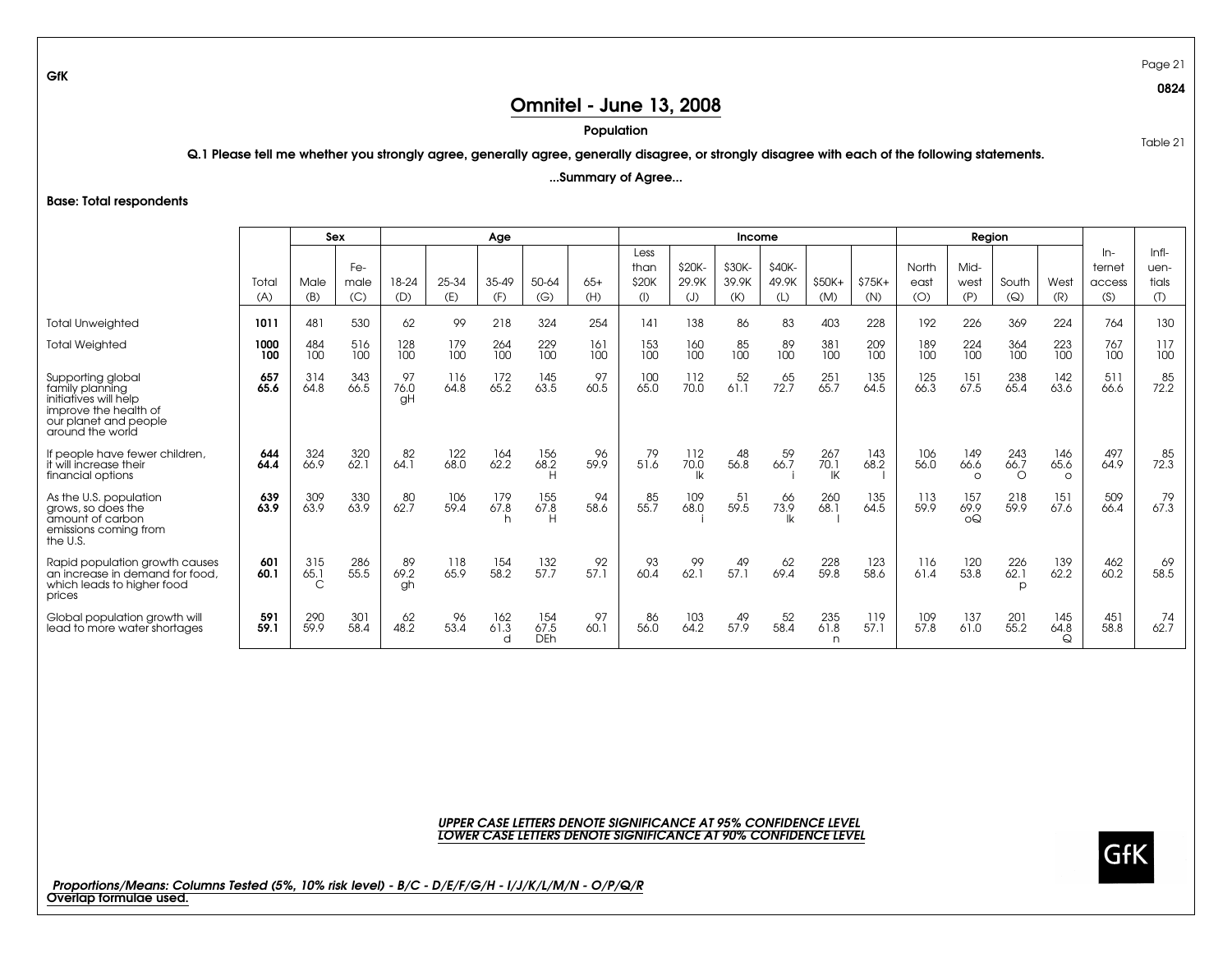GfK

0824

# Omnitel - June 13, 2008

**Population**

Table 21

**Q.1 Please tell me whether you strongly agree, generally agree, generally disagree, or strongly disagree with each of the following statements.**

**...Summary of Agree...**

**Base: Total respondents**

| | | Sex | | Age | | | | | Income | | | | | | Region | | | | | |
|---|---|---|---|---|---|---|---|---|---|---|---|---|---|---|---|---|---|---|---|---|
| | Total (A) | Male (B) | Female (C) | 18-24 (D) | 25-34 (E) | 35-49 (F) | 50-64 (G) | 65+ (H) | Less than $20K (I) | $20K-29.9K (J) | $30K-39.9K (K) | $40K-49.9K (L) | $50K+ (M) | $75K+ (N) | North east (O) | Mid-west (P) | South (Q) | West (R) | Internet access (S) | Influentials (T) |
| Total Unweighted | **1011** | 481 | 530 | 62 | 99 | 218 | 324 | 254 | 141 | 138 | 86 | 83 | 403 | 228 | 192 | 226 | 369 | 224 | 764 | 130 |
| Total Weighted | **1000** **100** | 484 100 | 516 100 | 128 100 | 179 100 | 264 100 | 229 100 | 161 100 | 153 100 | 160 100 | 85 100 | 89 100 | 381 100 | 209 100 | 189 100 | 224 100 | 364 100 | 223 100 | 767 100 | 117 100 |
| Supporting global family planning initiatives will help improve the health of our planet and people around the world | **657** **65.6** | 314 64.8 | 343 66.5 | 97 76.0 gH | 116 64.8 | 172 65.2 | 145 63.5 | 97 60.5 | 100 65.0 | 112 70.0 | 52 61.1 | 65 72.7 | 251 65.7 | 135 64.5 | 125 66.3 | 151 67.5 | 238 65.4 | 142 63.6 | 511 66.6 | 85 72.2 |
| If people have fewer children, it will increase their financial options | **644** **64.4** | 324 66.9 | 320 62.1 | 82 64.1 | 122 68.0 | 164 62.2 | 156 68.2 H | 96 59.9 | 79 51.6 | 112 70.0 Ik | 48 56.8 | 59 66.7 i | 267 70.1 IK | 143 68.2 I | 106 56.0 | 149 66.6 o | 243 66.7 O | 146 65.6 o | 497 64.9 | 85 72.3 |
| As the U.S. population grows, so does the amount of carbon emissions coming from the U.S. | **639** **63.9** | 309 63.9 | 330 63.9 | 80 62.7 | 106 59.4 | 179 67.8 h | 155 67.8 H | 94 58.6 | 85 55.7 | 109 68.0 i | 51 59.5 | 66 73.9 Ik | 260 68.1 I | 135 64.5 | 113 59.9 | 157 69.9 oQ | 218 59.9 | 151 67.6 | 509 66.4 | 79 67.3 |
| Rapid population growth causes an increase in demand for food, which leads to higher food prices | **601** **60.1** | 315 65.1 C | 286 55.5 | 89 69.2 gh | 118 65.9 | 154 58.2 | 132 57.7 | 92 57.1 | 93 60.4 | 99 62.1 | 49 57.1 | 62 69.4 | 228 59.8 | 123 58.6 | 116 61.4 | 120 53.8 | 226 62.1 p | 139 62.2 | 462 60.2 | 69 58.5 |
| Global population growth will lead to more water shortages | **591** **59.1** | 290 59.9 | 301 58.4 | 62 48.2 | 96 53.4 | 162 61.3 d | 154 67.5 DEh | 97 60.1 | 86 56.0 | 103 64.2 | 49 57.9 | 52 58.4 | 235 61.8 n | 119 57.1 | 109 57.8 | 137 61.0 | 201 55.2 | 145 64.8 Q | 451 58.8 | 74 62.7 |

*UPPER CASE LETTERS DENOTE SIGNIFICANCE AT 95% CONFIDENCE LEVEL*
*LOWER CASE LETTERS DENOTE SIGNIFICANCE AT 90% CONFIDENCE LEVEL*

*Proportions/Means: Columns Tested (5%, 10% risk level) - B/C - D/E/F/G/H - I/J/K/L/M/N - O/P/Q/R*
Overlap formulae used.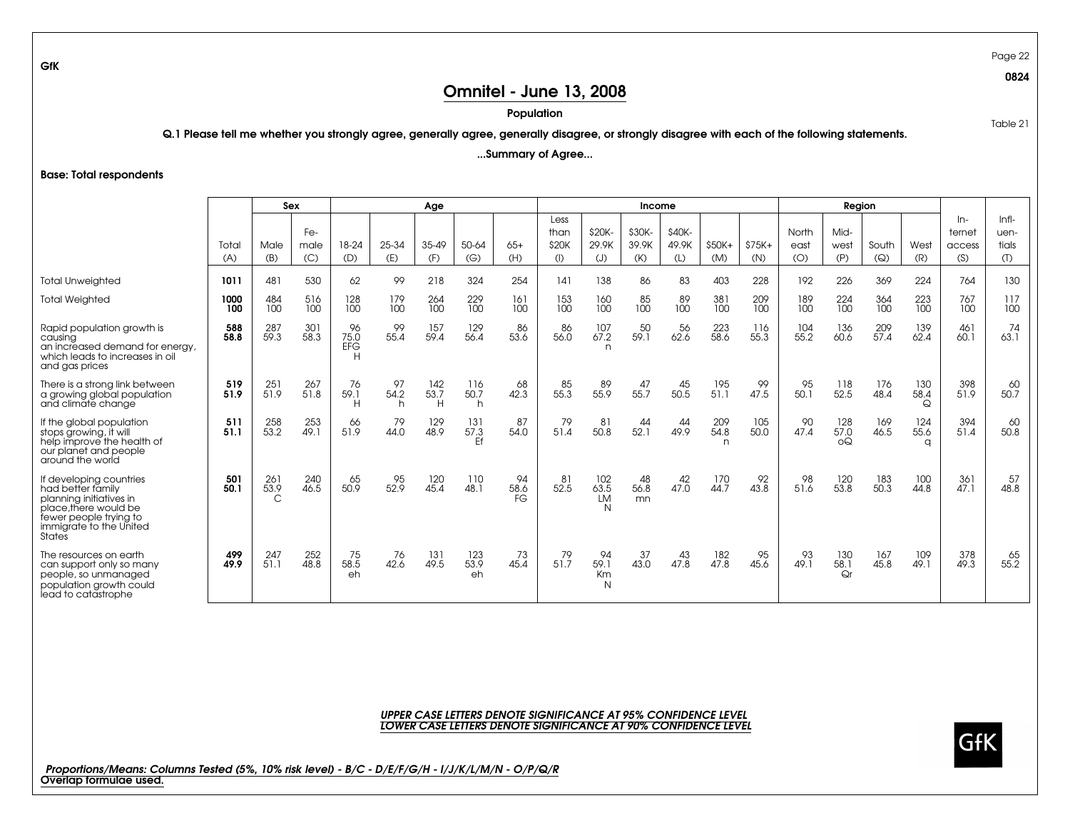# Omnitel - June 13, 2008

**Population**

Table 21

**Q.1 Please tell me whether you strongly agree, generally agree, generally disagree, or strongly disagree with each of the following statements.**

**...Summary of Agree...**

**Base: Total respondents**

| | | Sex | | Age | | | | | Income | | | | | | Region | | | | | |
|---|---|---|---|---|---|---|---|---|---|---|---|---|---|---|---|---|---|---|---|---|
| | Total (A) | Male (B) | Fe-male (C) | 18-24 (D) | 25-34 (E) | 35-49 (F) | 50-64 (G) | 65+ (H) | Less than $20K (I) | $20K-29.9K (J) | $30K-39.9K (K) | $40K-49.9K (L) | $50K+ (M) | $75K+ (N) | North east (O) | Mid-west (P) | South (Q) | West (R) | In-ternet access (S) | Infl-uen-tials (T) |
| Total Unweighted | **1011** | 481 | 530 | 62 | 99 | 218 | 324 | 254 | 141 | 138 | 86 | 83 | 403 | 228 | 192 | 226 | 369 | 224 | 764 | 130 |
| Total Weighted | **1000** **100** | 484 100 | 516 100 | 128 100 | 179 100 | 264 100 | 229 100 | 161 100 | 153 100 | 160 100 | 85 100 | 89 100 | 381 100 | 209 100 | 189 100 | 224 100 | 364 100 | 223 100 | 767 100 | 117 100 |
| Rapid population growth is causing an increased demand for energy, which leads to increases in oil and gas prices | **588** **58.8** | 287 59.3 | 301 58.3 | 96 75.0 EFG H | 99 55.4 | 157 59.4 | 129 56.4 | 86 53.6 | 86 56.0 | 107 67.2 n | 50 59.1 | 56 62.6 | 223 58.6 | 116 55.3 | 104 55.2 | 136 60.6 | 209 57.4 | 139 62.4 | 461 60.1 | 74 63.1 |
| There is a strong link between a growing global population and climate change | **519** **51.9** | 251 51.9 | 267 51.8 | 76 59.1 H | 97 54.2 h | 142 53.7 H | 116 50.7 h | 68 42.3 | 85 55.3 | 89 55.9 | 47 55.7 | 45 50.5 | 195 51.1 | 99 47.5 | 95 50.1 | 118 52.5 | 176 48.4 | 130 58.4 Q | 398 51.9 | 60 50.7 |
| If the global population stops growing, it will help improve the health of our planet and people around the world | **511** **51.1** | 258 53.2 | 253 49.1 | 66 51.9 | 79 44.0 | 129 48.9 | 131 57.3 Ef | 87 54.0 | 79 51.4 | 81 50.8 | 44 52.1 | 44 49.9 | 209 54.8 n | 105 50.0 | 90 47.4 | 128 57.0 oQ | 169 46.5 | 124 55.6 q | 394 51.4 | 60 50.8 |
| If developing countries had better family planning initiatives in place,there would be fewer people trying to immigrate to the United States | **501** **50.1** | 261 53.9 C | 240 46.5 | 65 50.9 | 95 52.9 | 120 45.4 | 110 48.1 | 94 58.6 FG | 81 52.5 | 102 63.5 LM N | 48 56.8 mn | 42 47.0 | 170 44.7 | 92 43.8 | 98 51.6 | 120 53.8 | 183 50.3 | 100 44.8 | 361 47.1 | 57 48.8 |
| The resources on earth can support only so many people, so unmanaged population growth could lead to catastrophe | **499** **49.9** | 247 51.1 | 252 48.8 | 75 58.5 eh | 76 42.6 | 131 49.5 | 123 53.9 eh | 73 45.4 | 79 51.7 | 94 59.1 Km N | 37 43.0 | 43 47.8 | 182 47.8 | 95 45.6 | 93 49.1 | 130 58.1 Qr | 167 45.8 | 109 49.1 | 378 49.3 | 65 55.2 |

***UPPER CASE LETTERS DENOTE SIGNIFICANCE AT 95% CONFIDENCE LEVEL***
***LOWER CASE LETTERS DENOTE SIGNIFICANCE AT 90% CONFIDENCE LEVEL***

***Proportions/Means: Columns Tested (5%, 10% risk level) - B/C - D/E/F/G/H - I/J/K/L/M/N - O/P/Q/R***
**Overlap formulae used.**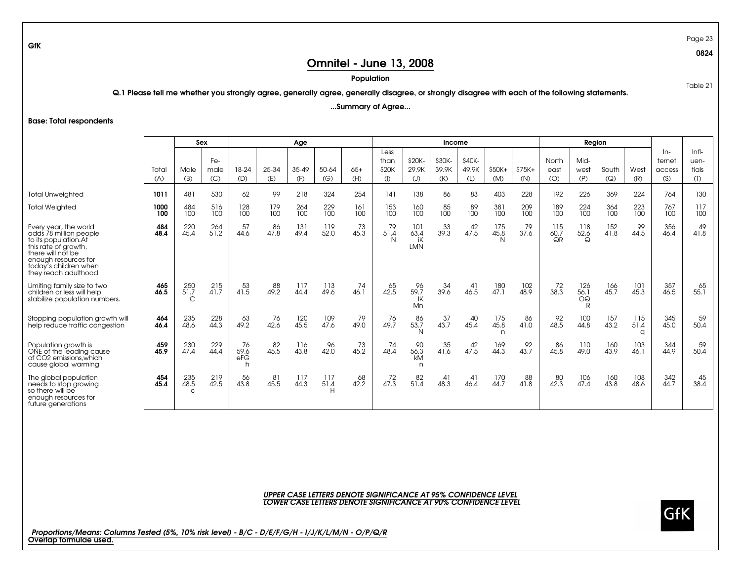GfK

0824

# Omnitel - June 13, 2008

**Population**

Table 21

**Q.1 Please tell me whether you strongly agree, generally agree, generally disagree, or strongly disagree with each of the following statements.**

**...Summary of Agree...**

**Base: Total respondents**

| | | Sex | | Age | | | | | Income | | | | | | Region | | | | | |
|---|---|---|---|---|---|---|---|---|---|---|---|---|---|---|---|---|---|---|---|---|
| | Total (A) | Male (B) | Female (C) | 18-24 (D) | 25-34 (E) | 35-49 (F) | 50-64 (G) | 65+ (H) | Less than $20K (I) | $20K-29.9K (J) | $30K-39.9K (K) | $40K-49.9K (L) | $50K+ (M) | $75K+ (N) | North east (O) | Mid-west (P) | South (Q) | West (R) | Internet access (S) | Influentials (T) |
| Total Unweighted | **1011** | 481 | 530 | 62 | 99 | 218 | 324 | 254 | 141 | 138 | 86 | 83 | 403 | 228 | 192 | 226 | 369 | 224 | 764 | 130 |
| Total Weighted | **1000** **100** | 484 100 | 516 100 | 128 100 | 179 100 | 264 100 | 229 100 | 161 100 | 153 100 | 160 100 | 85 100 | 89 100 | 381 100 | 209 100 | 189 100 | 224 100 | 364 100 | 223 100 | 767 100 | 117 100 |
| Every year, the world adds 78 million people to its population.At this rate of growth, there will not be enough resources for today's children when they reach adulthood | **484** **48.4** | 220 45.4 | 264 51.2 | 57 44.6 | 86 47.8 | 131 49.4 | 119 52.0 | 73 45.3 | 79 51.4 N | 101 63.4 iK LMN | 33 39.3 | 42 47.5 | 175 45.8 N | 79 37.6 | 115 60.7 QR | 118 52.6 Q | 152 41.8 | 99 44.5 | 356 46.4 | 49 41.8 |
| Limiting family size to two children or less will help stabilize population numbers. | **465** **46.5** | 250 51.7 C | 215 41.7 | 53 41.5 | 88 49.2 | 117 44.4 | 113 49.6 | 74 46.1 | 65 42.5 | 96 59.7 IK Mn | 34 39.6 | 41 46.5 | 180 47.1 | 102 48.9 | 72 38.3 | 126 56.1 OQ R | 166 45.7 | 101 45.3 | 357 46.5 | 65 55.1 |
| Stopping population growth will help reduce traffic congestion | **464** **46.4** | 235 48.6 | 228 44.3 | 63 49.2 | 76 42.6 | 120 45.5 | 109 47.6 | 79 49.0 | 76 49.7 | 86 53.7 N | 37 43.7 | 40 45.4 | 175 45.8 n | 86 41.0 | 92 48.5 | 100 44.8 | 157 43.2 | 115 51.4 q | 345 45.0 | 59 50.4 |
| Population growth is ONE of the leading cause of CO2 emissions,which cause global warming | **459** **45.9** | 230 47.4 | 229 44.4 | 76 59.6 eFG h | 82 45.5 | 116 43.8 | 96 42.0 | 73 45.2 | 74 48.4 | 90 56.3 kM n | 35 41.6 | 42 47.5 | 169 44.3 | 92 43.7 | 86 45.8 | 110 49.0 | 160 43.9 | 103 46.1 | 344 44.9 | 59 50.4 |
| The global population needs to stop growing so there will be enough resources for future generations | **454** **45.4** | 235 48.5 c | 219 42.5 | 56 43.8 | 81 45.5 | 117 44.3 | 117 51.4 H | 68 42.2 | 72 47.3 | 82 51.4 | 41 48.3 | 41 46.4 | 170 44.7 | 88 41.8 | 80 42.3 | 106 47.4 | 160 43.8 | 108 48.6 | 342 44.7 | 45 38.4 |

*UPPER CASE LETTERS DENOTE SIGNIFICANCE AT 95% CONFIDENCE LEVEL*
*LOWER CASE LETTERS DENOTE SIGNIFICANCE AT 90% CONFIDENCE LEVEL*

*Proportions/Means: Columns Tested (5%, 10% risk level) - B/C - D/E/F/G/H - I/J/K/L/M/N - O/P/Q/R*
**Overlap formulae used.**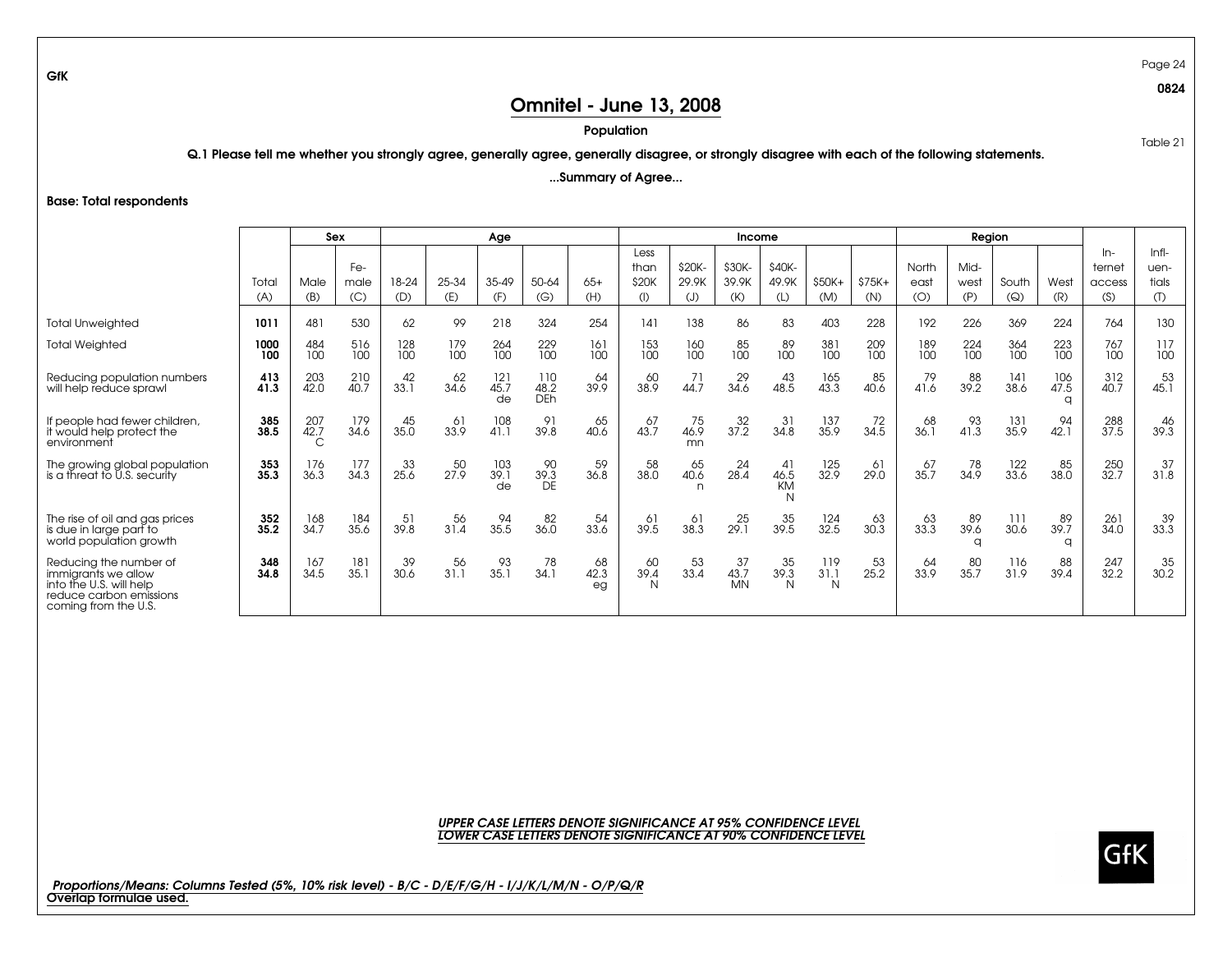# Omnitel - June 13, 2008

**Population**

**Q.1 Please tell me whether you strongly agree, generally agree, generally disagree, or strongly disagree with each of the following statements.**

**...Summary of Agree...**

**Base: Total respondents**

| | | Sex | | Age | | | | | Income | | | | | | Region | | | | | |
|---|---|---|---|---|---|---|---|---|---|---|---|---|---|---|---|---|---|---|---|---|
| | Total (A) | Male (B) | Female (C) | 18-24 (D) | 25-34 (E) | 35-49 (F) | 50-64 (G) | 65+ (H) | Less than $20K (I) | $20K-29.9K (J) | $30K-39.9K (K) | $40K-49.9K (L) | $50K+ (M) | $75K+ (N) | North east (O) | Mid-west (P) | South (Q) | West (R) | Internet access (S) | Influentials (T) |
| Total Unweighted | **1011** | 481 | 530 | 62 | 99 | 218 | 324 | 254 | 141 | 138 | 86 | 83 | 403 | 228 | 192 | 226 | 369 | 224 | 764 | 130 |
| Total Weighted | **1000** **100** | 484 100 | 516 100 | 128 100 | 179 100 | 264 100 | 229 100 | 161 100 | 153 100 | 160 100 | 85 100 | 89 100 | 381 100 | 209 100 | 189 100 | 224 100 | 364 100 | 223 100 | 767 100 | 117 100 |
| Reducing population numbers will help reduce sprawl | **413** **41.3** | 203 42.0 | 210 40.7 | 42 33.1 | 62 34.6 | 121 45.7 de | 110 48.2 DEh | 64 39.9 | 60 38.9 | 71 44.7 | 29 34.6 | 43 48.5 | 165 43.3 | 85 40.6 | 79 41.6 | 88 39.2 | 141 38.6 | 106 47.5 q | 312 40.7 | 53 45.1 |
| If people had fewer children, it would help protect the environment | **385** **38.5** | 207 42.7 C | 179 34.6 | 45 35.0 | 61 33.9 | 108 41.1 | 91 39.8 | 65 40.6 | 67 43.7 | 75 46.9 mn | 32 37.2 | 31 34.8 | 137 35.9 | 72 34.5 | 68 36.1 | 93 41.3 | 131 35.9 | 94 42.1 | 288 37.5 | 46 39.3 |
| The growing global population is a threat to U.S. security | **353** **35.3** | 176 36.3 | 177 34.3 | 33 25.6 | 50 27.9 | 103 39.1 de | 90 39.3 DE | 59 36.8 | 58 38.0 | 65 40.6 n | 24 28.4 | 41 46.5 KM N | 125 32.9 | 61 29.0 | 67 35.7 | 78 34.9 | 122 33.6 | 85 38.0 | 250 32.7 | 37 31.8 |
| The rise of oil and gas prices is due in large part to world population growth | **352** **35.2** | 168 34.7 | 184 35.6 | 51 39.8 | 56 31.4 | 94 35.5 | 82 36.0 | 54 33.6 | 61 39.5 | 61 38.3 | 25 29.1 | 35 39.5 | 124 32.5 | 63 30.3 | 63 33.3 | 89 39.6 q | 111 30.6 | 89 39.7 q | 261 34.0 | 39 33.3 |
| Reducing the number of immigrants we allow into the U.S. will help reduce carbon emissions coming from the U.S. | **348** **34.8** | 167 34.5 | 181 35.1 | 39 30.6 | 56 31.1 | 93 35.1 | 78 34.1 | 68 42.3 eg | 60 39.4 N | 53 33.4 | 37 43.7 MN | 35 39.3 N | 119 31.1 N | 53 25.2 | 64 33.9 | 80 35.7 | 116 31.9 | 88 39.4 | 247 32.2 | 35 30.2 |

*UPPER CASE LETTERS DENOTE SIGNIFICANCE AT 95% CONFIDENCE LEVEL*
*LOWER CASE LETTERS DENOTE SIGNIFICANCE AT 90% CONFIDENCE LEVEL*

*Proportions/Means: Columns Tested (5%, 10% risk level) - B/C - D/E/F/G/H - I/J/K/L/M/N - O/P/Q/R*
**Overlap formulae used.**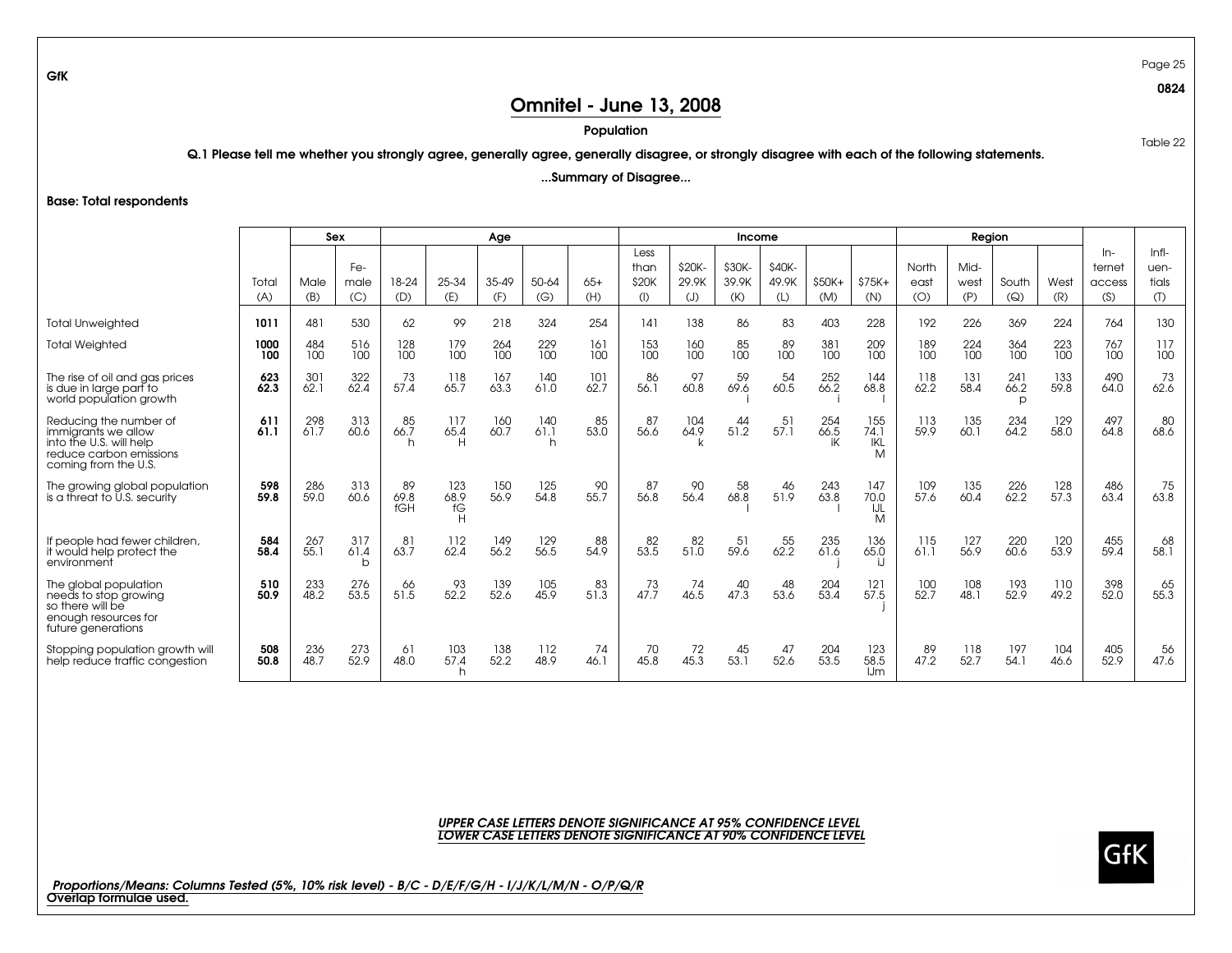# Omnitel - June 13, 2008

**Population**

**Q.1 Please tell me whether you strongly agree, generally agree, generally disagree, or strongly disagree with each of the following statements.**

**...Summary of Disagree...**

**Base: Total respondents**

| | | Sex | | Age | | | | | Income | | | | | | Region | | | | | |
|---|---|---|---|---|---|---|---|---|---|---|---|---|---|---|---|---|---|---|---|---|
| | Total (A) | Male (B) | Fe-male (C) | 18-24 (D) | 25-34 (E) | 35-49 (F) | 50-64 (G) | 65+ (H) | Less than $20K (I) | $20K-29.9K (J) | $30K-39.9K (K) | $40K-49.9K (L) | $50K+ (M) | $75K+ (N) | North east (O) | Mid-west (P) | South (Q) | West (R) | In-ternet access (S) | Infl-uen-tials (T) |
| Total Unweighted | **1011** | 481 | 530 | 62 | 99 | 218 | 324 | 254 | 141 | 138 | 86 | 83 | 403 | 228 | 192 | 226 | 369 | 224 | 764 | 130 |
| Total Weighted | **1000** **100** | 484 100 | 516 100 | 128 100 | 179 100 | 264 100 | 229 100 | 161 100 | 153 100 | 160 100 | 85 100 | 89 100 | 381 100 | 209 100 | 189 100 | 224 100 | 364 100 | 223 100 | 767 100 | 117 100 |
| The rise of oil and gas prices is due in large part to world population growth | **623** **62.3** | 301 62.1 | 322 62.4 | 73 57.4 | 118 65.7 | 167 63.3 | 140 61.0 | 101 62.7 | 86 56.1 | 97 60.8 | 59 69.6 i | 54 60.5 | 252 66.2 i | 144 68.8 I | 118 62.2 | 131 58.4 | 241 66.2 p | 133 59.8 | 490 64.0 | 73 62.6 |
| Reducing the number of immigrants we allow into the U.S. will help reduce carbon emissions coming from the U.S. | **611** **61.1** | 298 61.7 | 313 60.6 | 85 66.7 h | 117 65.4 H | 160 60.7 | 140 61.1 h | 85 53.0 | 87 56.6 | 104 64.9 k | 44 51.2 | 51 57.1 | 254 66.5 iK | 155 74.1 IKL M | 113 59.9 | 135 60.1 | 234 64.2 | 129 58.0 | 497 64.8 | 80 68.6 |
| The growing global population is a threat to U.S. security | **598** **59.8** | 286 59.0 | 313 60.6 | 89 69.8 fGH | 123 68.9 fG H | 150 56.9 | 125 54.8 | 90 55.7 | 87 56.8 | 90 56.4 | 58 68.8 l | 46 51.9 | 243 63.8 l | 147 70.0 IJL M | 109 57.6 | 135 60.4 | 226 62.2 | 128 57.3 | 486 63.4 | 75 63.8 |
| If people had fewer children, it would help protect the environment | **584** **58.4** | 267 55.1 | 317 61.4 b | 81 63.7 | 112 62.4 | 149 56.2 | 129 56.5 | 88 54.9 | 82 53.5 | 82 51.0 | 51 59.6 | 55 62.2 | 235 61.6 j | 136 65.0 iJ | 115 61.1 | 127 56.9 | 220 60.6 | 120 53.9 | 455 59.4 | 68 58.1 |
| The global population needs to stop growing so there will be enough resources for future generations | **510** **50.9** | 233 48.2 | 276 53.5 | 66 51.5 | 93 52.2 | 139 52.6 | 105 45.9 | 83 51.3 | 73 47.7 | 74 46.5 | 40 47.3 | 48 53.6 | 204 53.4 | 121 57.5 j | 100 52.7 | 108 48.1 | 193 52.9 | 110 49.2 | 398 52.0 | 65 55.3 |
| Stopping population growth will help reduce traffic congestion | **508** **50.8** | 236 48.7 | 273 52.9 | 61 48.0 | 103 57.4 h | 138 52.2 | 112 48.9 | 74 46.1 | 70 45.8 | 72 45.3 | 45 53.1 | 47 52.6 | 204 53.5 | 123 58.5 IJm | 89 47.2 | 118 52.7 | 197 54.1 | 104 46.6 | 405 52.9 | 56 47.6 |

*UPPER CASE LETTERS DENOTE SIGNIFICANCE AT 95% CONFIDENCE LEVEL*
*LOWER CASE LETTERS DENOTE SIGNIFICANCE AT 90% CONFIDENCE LEVEL*

*Proportions/Means: Columns Tested (5%, 10% risk level) - B/C - D/E/F/G/H - I/J/K/L/M/N - O/P/Q/R*
Overlap formulae used.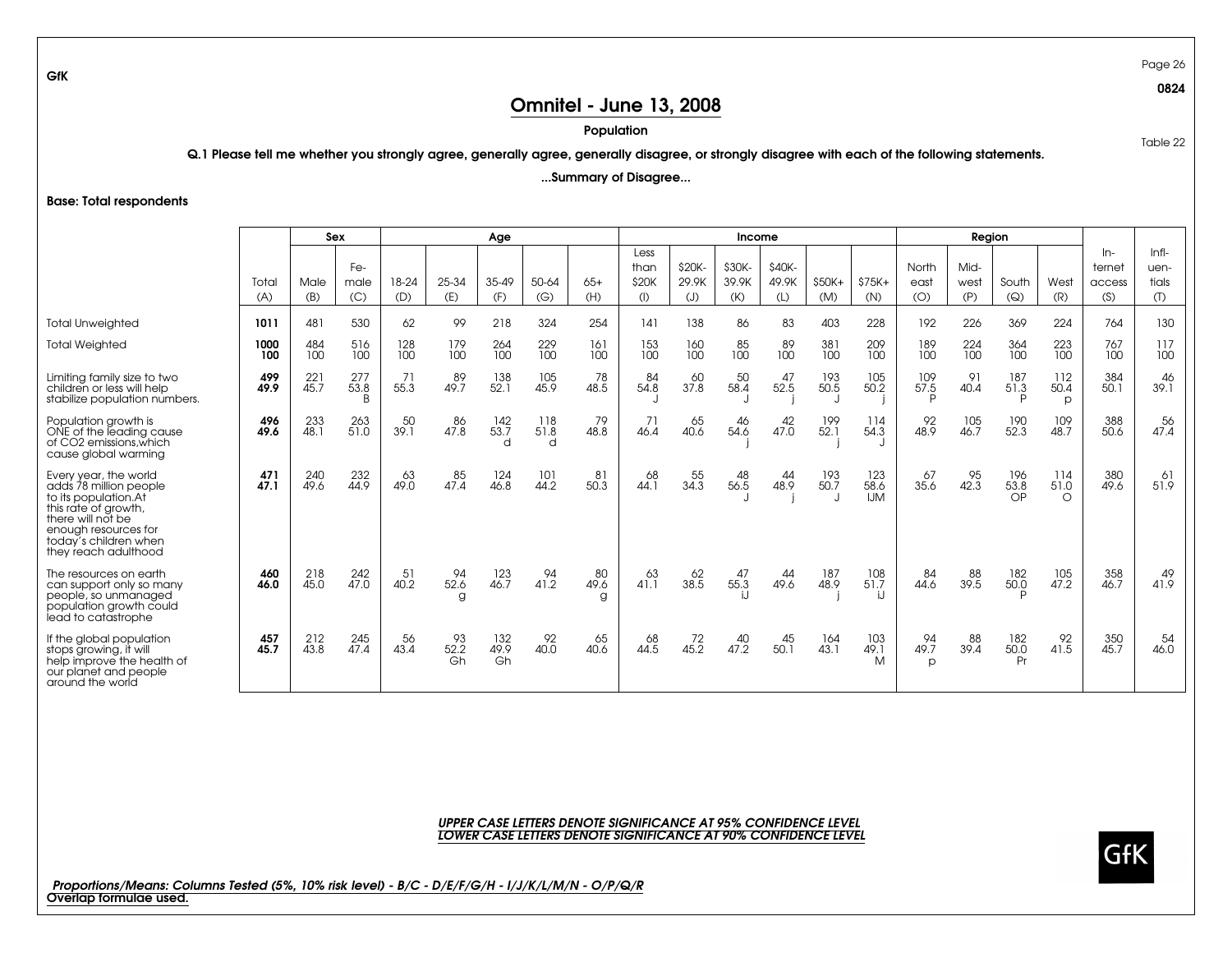GfK

# Omnitel - June 13, 2008

**Population**

Table 22

**Q.1 Please tell me whether you strongly agree, generally agree, generally disagree, or strongly disagree with each of the following statements.**

**...Summary of Disagree...**

**Base: Total respondents**

| | | Sex | | Age | | | | | Income | | | | | | Region | | | | | |
|---|---|---|---|---|---|---|---|---|---|---|---|---|---|---|---|---|---|---|---|---|
| | Total (A) | Male (B) | Fe-male (C) | 18-24 (D) | 25-34 (E) | 35-49 (F) | 50-64 (G) | 65+ (H) | Less than $20K (I) | $20K-29.9K (J) | $30K-39.9K (K) | $40K-49.9K (L) | $50K+ (M) | $75K+ (N) | North east (O) | Mid-west (P) | South (Q) | West (R) | In-ternet access (S) | Infl-uen-tials (T) |
| Total Unweighted | **1011** | 481 | 530 | 62 | 99 | 218 | 324 | 254 | 141 | 138 | 86 | 83 | 403 | 228 | 192 | 226 | 369 | 224 | 764 | 130 |
| Total Weighted | **1000** **100** | 484 100 | 516 100 | 128 100 | 179 100 | 264 100 | 229 100 | 161 100 | 153 100 | 160 100 | 85 100 | 89 100 | 381 100 | 209 100 | 189 100 | 224 100 | 364 100 | 223 100 | 767 100 | 117 100 |
| Limiting family size to two children or less will help stabilize population numbers. | **499** **49.9** | 221 45.7 | 277 53.8 B | 71 55.3 | 89 49.7 | 138 52.1 | 105 45.9 | 78 48.5 | 84 54.8 J | 60 37.8 | 50 58.4 J | 47 52.5 j | 193 50.5 J | 105 50.2 j | 109 57.5 P | 91 40.4 | 187 51.3 P | 112 50.4 p | 384 50.1 | 46 39.1 |
| Population growth is ONE of the leading cause of CO2 emissions,which cause global warming | **496** **49.6** | 233 48.1 | 263 51.0 | 50 39.1 | 86 47.8 | 142 53.7 d | 118 51.8 d | 79 48.8 | 71 46.4 | 65 40.6 | 46 54.6 j | 42 47.0 | 199 52.1 j | 114 54.3 J | 92 48.9 | 105 46.7 | 190 52.3 | 109 48.7 | 388 50.6 | 56 47.4 |
| Every year, the world adds 78 million people to its population.At this rate of growth, there will not be enough resources for today's children when they reach adulthood | **471** **47.1** | 240 49.6 | 232 44.9 | 63 49.0 | 85 47.4 | 124 46.8 | 101 44.2 | 81 50.3 | 68 44.1 | 55 34.3 | 48 56.5 J | 44 48.9 j | 193 50.7 J | 123 58.6 IJM | 67 35.6 | 95 42.3 | 196 53.8 OP | 114 51.0 O | 380 49.6 | 61 51.9 |
| The resources on earth can support only so many people, so unmanaged population growth could lead to catastrophe | **460** **46.0** | 218 45.0 | 242 47.0 | 51 40.2 | 94 52.6 g | 123 46.7 | 94 41.2 | 80 49.6 g | 63 41.1 | 62 38.5 | 47 55.3 iJ | 44 49.6 | 187 48.9 j | 108 51.7 iJ | 84 44.6 | 88 39.5 | 182 50.0 P | 105 47.2 | 358 46.7 | 49 41.9 |
| If the global population stops growing, it will help improve the health of our planet and people around the world | **457** **45.7** | 212 43.8 | 245 47.4 | 56 43.4 | 93 52.2 Gh | 132 49.9 Gh | 92 40.0 | 65 40.6 | 68 44.5 | 72 45.2 | 40 47.2 | 45 50.1 | 164 43.1 | 103 49.1 M | 94 49.7 p | 88 39.4 | 182 50.0 Pr | 92 41.5 | 350 45.7 | 54 46.0 |

*UPPER CASE LETTERS DENOTE SIGNIFICANCE AT 95% CONFIDENCE LEVEL*
*LOWER CASE LETTERS DENOTE SIGNIFICANCE AT 90% CONFIDENCE LEVEL*

*Proportions/Means: Columns Tested (5%, 10% risk level) - B/C - D/E/F/G/H - I/J/K/L/M/N - O/P/Q/R*
**Overlap formulae used.**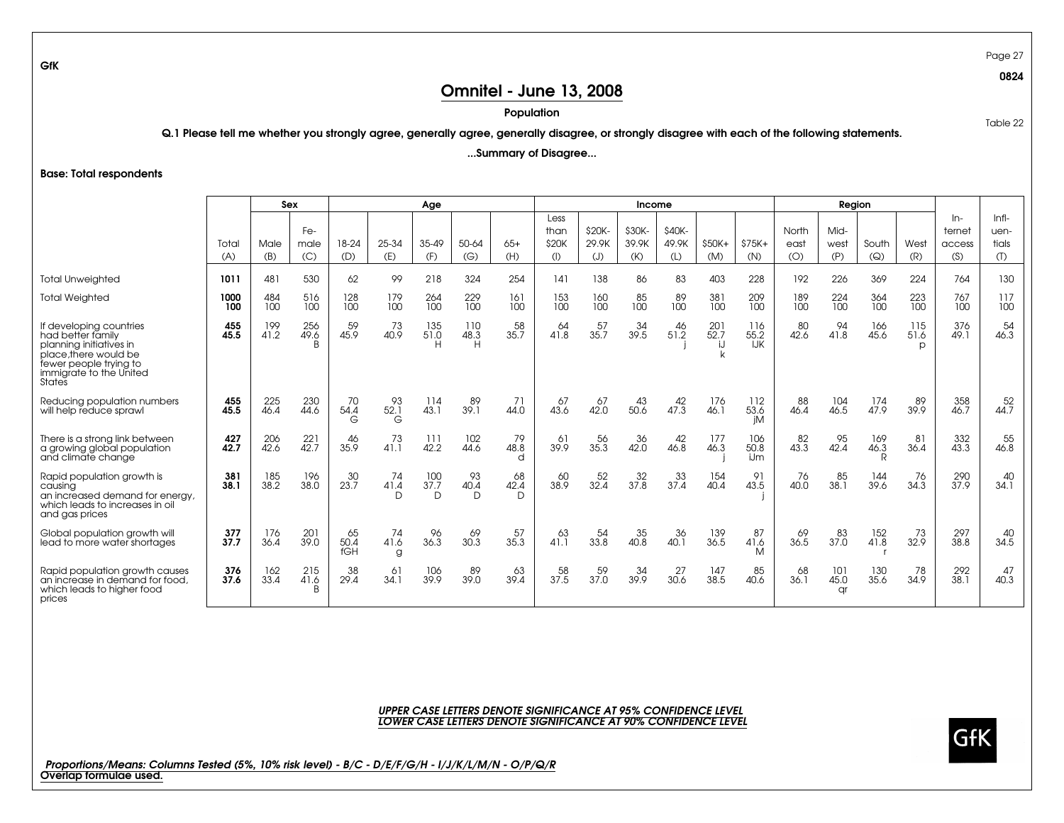GfK

0824

# Omnitel - June 13, 2008

**Population**

Table 22

**Q.1 Please tell me whether you strongly agree, generally agree, generally disagree, or strongly disagree with each of the following statements.**

**...Summary of Disagree...**

**Base: Total respondents**

| | | Sex | | Age | | | | | Income | | | | | | Region | | | | | |
|---|---|---|---|---|---|---|---|---|---|---|---|---|---|---|---|---|---|---|---|---|
| | Total (A) | Male (B) | Female (C) | 18-24 (D) | 25-34 (E) | 35-49 (F) | 50-64 (G) | 65+ (H) | Less than $20K (I) | $20K-29.9K (J) | $30K-39.9K (K) | $40K-49.9K (L) | $50K+ (M) | $75K+ (N) | North east (O) | Mid-west (P) | South (Q) | West (R) | Internet access (S) | Influentials (T) |
| Total Unweighted | **1011** | 481 | 530 | 62 | 99 | 218 | 324 | 254 | 141 | 138 | 86 | 83 | 403 | 228 | 192 | 226 | 369 | 224 | 764 | 130 |
| Total Weighted | **1000** **100** | 484 100 | 516 100 | 128 100 | 179 100 | 264 100 | 229 100 | 161 100 | 153 100 | 160 100 | 85 100 | 89 100 | 381 100 | 209 100 | 189 100 | 224 100 | 364 100 | 223 100 | 767 100 | 117 100 |
| If developing countries had better family planning initiatives in place,there would be fewer people trying to immigrate to the United States | **455** **45.5** | 199 41.2 | 256 49.6 B | 59 45.9 | 73 40.9 | 135 51.0 H | 110 48.3 H | 58 35.7 | 64 41.8 | 57 35.7 | 34 39.5 | 46 51.2 j | 201 52.7 iJ k | 116 55.2 IJK | 80 42.6 | 94 41.8 | 166 45.6 | 115 51.6 p | 376 49.1 | 54 46.3 |
| Reducing population numbers will help reduce sprawl | **455** **45.5** | 225 46.4 | 230 44.6 | 70 54.4 G | 93 52.1 G | 114 43.1 | 89 39.1 | 71 44.0 | 67 43.6 | 67 42.0 | 43 50.6 | 42 47.3 | 176 46.1 | 112 53.6 jM | 88 46.4 | 104 46.5 | 174 47.9 | 89 39.9 | 358 46.7 | 52 44.7 |
| There is a strong link between a growing global population and climate change | **427** **42.7** | 206 42.6 | 221 42.7 | 46 35.9 | 73 41.1 | 111 42.2 | 102 44.6 | 79 48.8 d | 61 39.9 | 56 35.3 | 36 42.0 | 42 46.8 | 177 46.3 j | 106 50.8 iJm | 82 43.3 | 95 42.4 | 169 46.3 R | 81 36.4 | 332 43.3 | 55 46.8 |
| Rapid population growth is causing an increased demand for energy, which leads to increases in oil and gas prices | **381** **38.1** | 185 38.2 | 196 38.0 | 30 23.7 | 74 41.4 D | 100 37.7 D | 93 40.4 D | 68 42.4 D | 60 38.9 | 52 32.4 | 32 37.8 | 33 37.4 | 154 40.4 | 91 43.5 j | 76 40.0 | 85 38.1 | 144 39.6 | 76 34.3 | 290 37.9 | 40 34.1 |
| Global population growth will lead to more water shortages | **377** **37.7** | 176 36.4 | 201 39.0 | 65 50.4 fGH | 74 41.6 g | 96 36.3 | 69 30.3 | 57 35.3 | 63 41.1 | 54 33.8 | 35 40.8 | 36 40.1 | 139 36.5 | 87 41.6 M | 69 36.5 | 83 37.0 | 152 41.8 r | 73 32.9 | 297 38.8 | 40 34.5 |
| Rapid population growth causes an increase in demand for food, which leads to higher food prices | **376** **37.6** | 162 33.4 | 215 41.6 B | 38 29.4 | 61 34.1 | 106 39.9 | 89 39.0 | 63 39.4 | 58 37.5 | 59 37.0 | 34 39.9 | 27 30.6 | 147 38.5 | 85 40.6 | 68 36.1 | 101 45.0 qr | 130 35.6 | 78 34.9 | 292 38.1 | 47 40.3 |

*UPPER CASE LETTERS DENOTE SIGNIFICANCE AT 95% CONFIDENCE LEVEL*
*LOWER CASE LETTERS DENOTE SIGNIFICANCE AT 90% CONFIDENCE LEVEL*

*Proportions/Means: Columns Tested (5%, 10% risk level) - B/C - D/E/F/G/H - I/J/K/L/M/N - O/P/Q/R*
**Overlap formulae used.**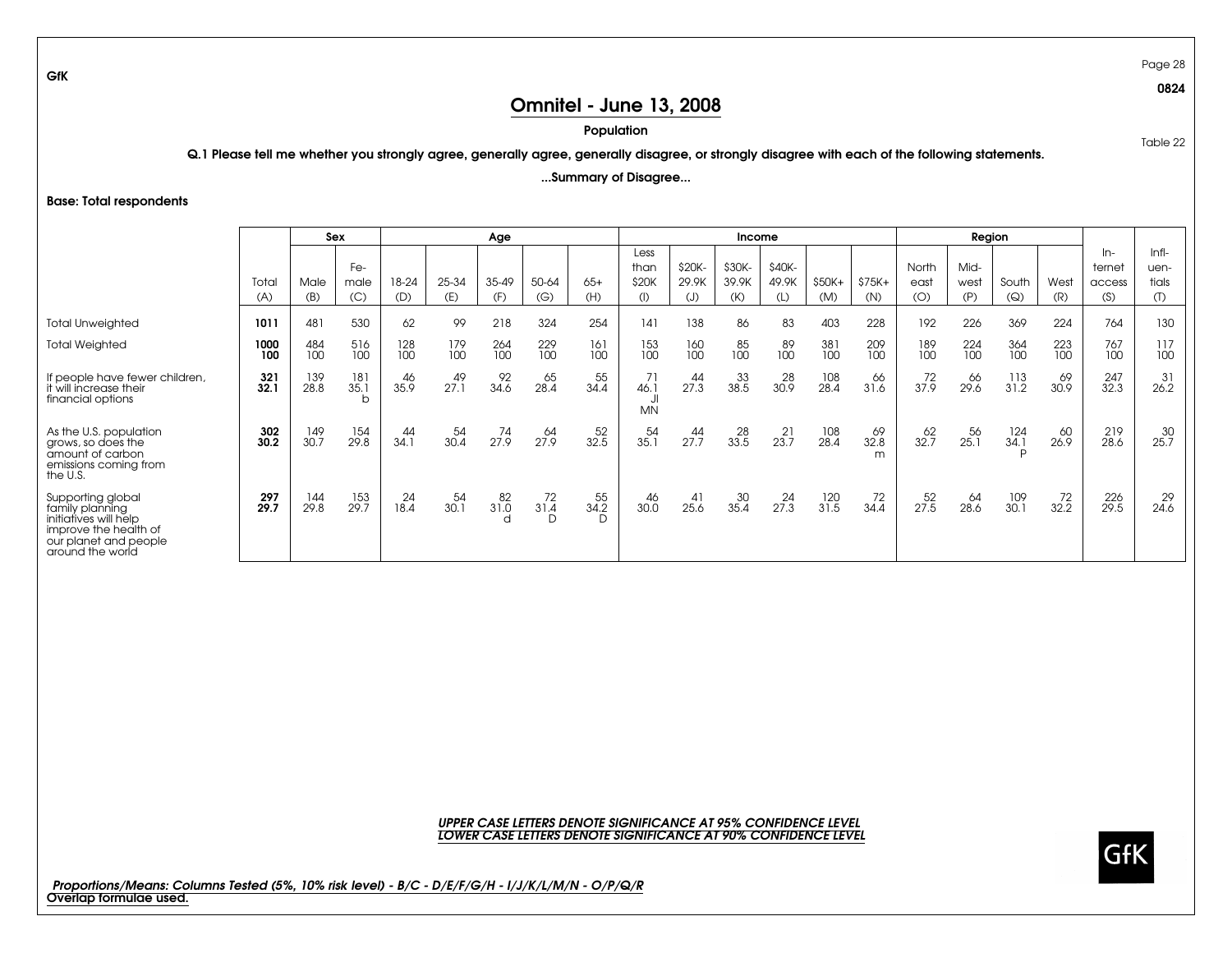GfK

# Omnitel - June 13, 2008

**Population**

Table 22

**Q.1 Please tell me whether you strongly agree, generally agree, generally disagree, or strongly disagree with each of the following statements.**

**...Summary of Disagree...**

**Base: Total respondents**

| | | Sex | | Age | | | | | Income | | | | | | Region | | | | | |
|---|---|---|---|---|---|---|---|---|---|---|---|---|---|---|---|---|---|---|---|---|
| | Total (A) | Male (B) | Fe-male (C) | 18-24 (D) | 25-34 (E) | 35-49 (F) | 50-64 (G) | 65+ (H) | Less than $20K (I) | $20K-29.9K (J) | $30K-39.9K (K) | $40K-49.9K (L) | $50K+ (M) | $75K+ (N) | North east (O) | Mid-west (P) | South (Q) | West (R) | In-ternet access (S) | Infl-uen-tials (T) |
| Total Unweighted | **1011** | 481 | 530 | 62 | 99 | 218 | 324 | 254 | 141 | 138 | 86 | 83 | 403 | 228 | 192 | 226 | 369 | 224 | 764 | 130 |
| Total Weighted | **1000** **100** | 484 100 | 516 100 | 128 100 | 179 100 | 264 100 | 229 100 | 161 100 | 153 100 | 160 100 | 85 100 | 89 100 | 381 100 | 209 100 | 189 100 | 224 100 | 364 100 | 223 100 | 767 100 | 117 100 |
| If people have fewer children, it will increase their financial options | **321** **32.1** | 139 28.8 | 181 35.1 b | 46 35.9 | 49 27.1 | 92 34.6 | 65 28.4 | 55 34.4 | 71 46.1 JI MN | 44 27.3 | 33 38.5 | 28 30.9 | 108 28.4 | 66 31.6 | 72 37.9 | 66 29.6 | 113 31.2 | 69 30.9 | 247 32.3 | 31 26.2 |
| As the U.S. population grows, so does the amount of carbon emissions coming from the U.S. | **302** **30.2** | 149 30.7 | 154 29.8 | 44 34.1 | 54 30.4 | 74 27.9 | 64 27.9 | 52 32.5 | 54 35.1 | 44 27.7 | 28 33.5 | 21 23.7 | 108 28.4 | 69 32.8 m | 62 32.7 | 56 25.1 | 124 34.1 P | 60 26.9 | 219 28.6 | 30 25.7 |
| Supporting global family planning initiatives will help improve the health of our planet and people around the world | **297** **29.7** | 144 29.8 | 153 29.7 | 24 18.4 | 54 30.1 | 82 31.0 d | 72 31.4 D | 55 34.2 D | 46 30.0 | 41 25.6 | 30 35.4 | 24 27.3 | 120 31.5 | 72 34.4 | 52 27.5 | 64 28.6 | 109 30.1 | 72 32.2 | 226 29.5 | 29 24.6 |

*UPPER CASE LETTERS DENOTE SIGNIFICANCE AT 95% CONFIDENCE LEVEL*
*LOWER CASE LETTERS DENOTE SIGNIFICANCE AT 90% CONFIDENCE LEVEL*

*Proportions/Means: Columns Tested (5%, 10% risk level) - B/C - D/E/F/G/H - I/J/K/L/M/N - O/P/Q/R*
Overlap formulae used.